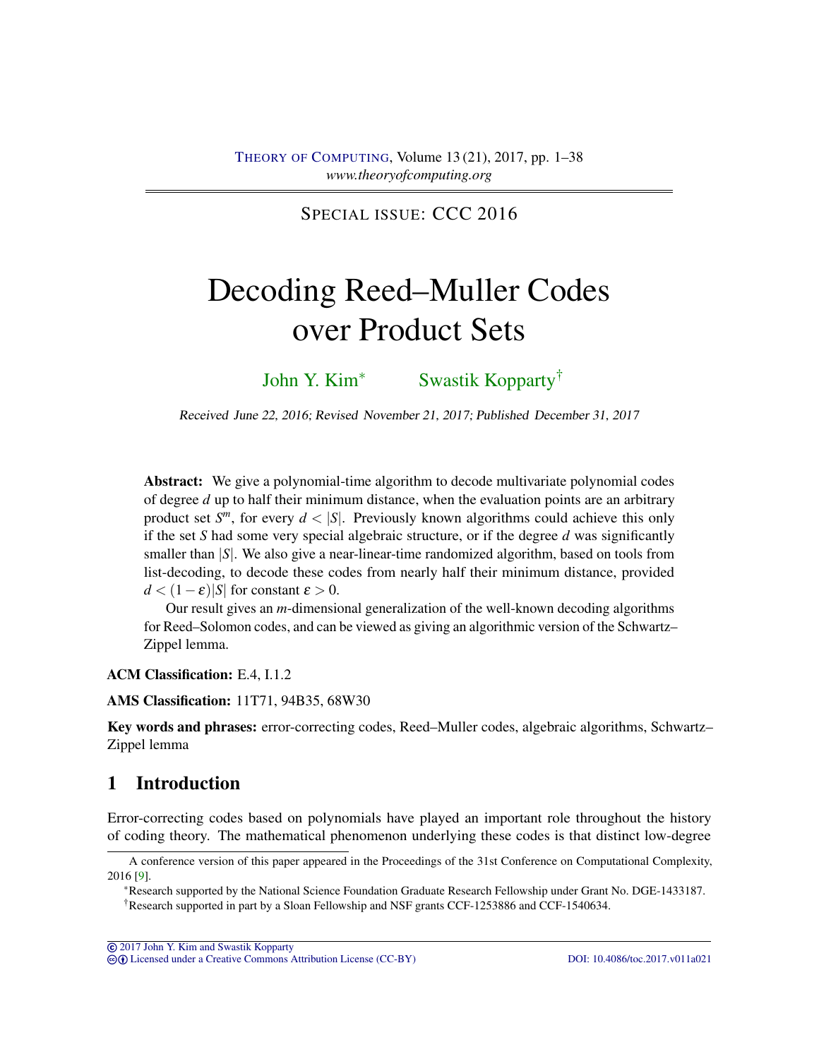SPECIAL ISSUE: CCC 2016

# Decoding Reed–Muller Codes over Product Sets

John Y. Kim[*] Swastik Kopparty[†]

Received June 22, 2016; Revised November 21, 2017; Published December 31, 2017

**Abstract:** We give a polynomial-time algorithm to decode multivariate polynomial codes of degree $d$ up to half their minimum distance, when the evaluation points are an arbitrary product set $S^m$, for every $d < |S|$. Previously known algorithms could achieve this only if the set $S$ had some very special algebraic structure, or if the degree $d$ was significantly smaller than $|S|$. We also give a near-linear-time randomized algorithm, based on tools from list-decoding, to decode these codes from nearly half their minimum distance, provided $d < (1-\varepsilon)|S|$ for constant $\varepsilon > 0$.

Our result gives an $m$-dimensional generalization of the well-known decoding algorithms for Reed–Solomon codes, and can be viewed as giving an algorithmic version of the Schwartz–Zippel lemma.

**ACM Classification:** E.4, I.1.2

**AMS Classification:** 11T71, 94B35, 68W30

**Key words and phrases:** error-correcting codes, Reed–Muller codes, algebraic algorithms, Schwartz–Zippel lemma

## 1 Introduction

Error-correcting codes based on polynomials have played an important role throughout the history of coding theory. The mathematical phenomenon underlying these codes is that distinct low-degree

---

A conference version of this paper appeared in the Proceedings of the 31st Conference on Computational Complexity, 2016 [9].

[*]Research supported by the National Science Foundation Graduate Research Fellowship under Grant No. DGE-1433187.

[†]Research supported in part by a Sloan Fellowship and NSF grants CCF-1253886 and CCF-1540634.

© 2017 John Y. Kim and Swastik Kopparty
Licensed under a Creative Commons Attribution License (CC-BY)
DOI: 10.4086/toc.2017.v011a021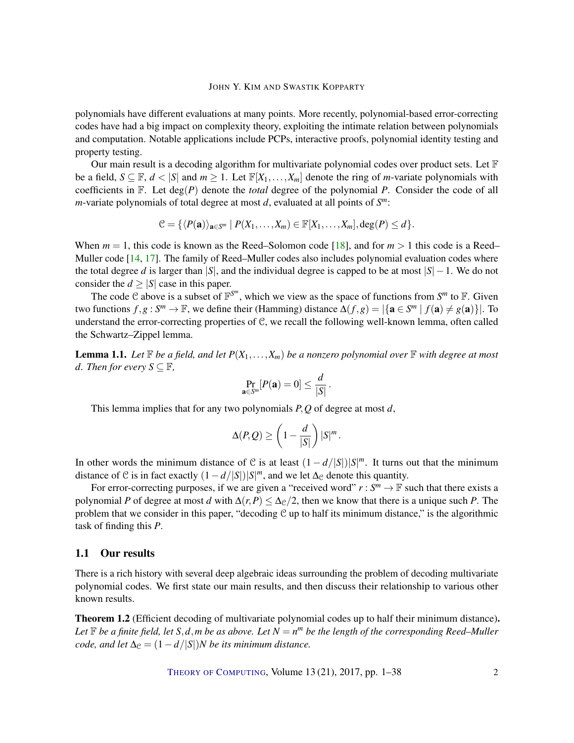polynomials have different evaluations at many points. More recently, polynomial-based error-correcting codes have had a big impact on complexity theory, exploiting the intimate relation between polynomials and computation. Notable applications include PCPs, interactive proofs, polynomial identity testing and property testing.

Our main result is a decoding algorithm for multivariate polynomial codes over product sets. Let $\mathbb{F}$ be a field, $S \subseteq \mathbb{F}$, $d < |S|$ and $m \geq 1$. Let $\mathbb{F}[X_1, \ldots, X_m]$ denote the ring of $m$-variate polynomials with coefficients in $\mathbb{F}$. Let $\deg(P)$ denote the *total* degree of the polynomial $P$. Consider the code of all $m$-variate polynomials of total degree at most $d$, evaluated at all points of $S^m$:

$$\mathcal{C} = \{ \langle P(\mathbf{a}) \rangle_{\mathbf{a} \in S^m} \mid P(X_1, \ldots, X_m) \in \mathbb{F}[X_1, \ldots, X_m], \deg(P) \leq d \}.$$

When $m = 1$, this code is known as the Reed–Solomon code [18], and for $m > 1$ this code is a Reed–Muller code [14, 17]. The family of Reed–Muller codes also includes polynomial evaluation codes where the total degree $d$ is larger than $|S|$, and the individual degree is capped to be at most $|S| - 1$. We do not consider the $d \geq |S|$ case in this paper.

The code $\mathcal{C}$ above is a subset of $\mathbb{F}^{S^m}$, which we view as the space of functions from $S^m$ to $\mathbb{F}$. Given two functions $f, g : S^m \to \mathbb{F}$, we define their (Hamming) distance $\Delta(f, g) = |\{ \mathbf{a} \in S^m \mid f(\mathbf{a}) \neq g(\mathbf{a}) \}|$. To understand the error-correcting properties of $\mathcal{C}$, we recall the following well-known lemma, often called the Schwartz–Zippel lemma.

**Lemma 1.1.** *Let $\mathbb{F}$ be a field, and let $P(X_1, \ldots, X_m)$ be a nonzero polynomial over $\mathbb{F}$ with degree at most $d$. Then for every $S \subseteq \mathbb{F}$,*

$$\Pr_{\mathbf{a} \in S^m}[P(\mathbf{a}) = 0] \leq \frac{d}{|S|}.$$

This lemma implies that for any two polynomials $P, Q$ of degree at most $d$,

$$\Delta(P, Q) \geq \left( 1 - \frac{d}{|S|} \right) |S|^m.$$

In other words the minimum distance of $\mathcal{C}$ is at least $(1 - d/|S|)|S|^m$. It turns out that the minimum distance of $\mathcal{C}$ is in fact exactly $(1 - d/|S|)|S|^m$, and we let $\Delta_{\mathcal{C}}$ denote this quantity.

For error-correcting purposes, if we are given a "received word" $r : S^m \to \mathbb{F}$ such that there exists a polynomial $P$ of degree at most $d$ with $\Delta(r, P) \leq \Delta_{\mathcal{C}}/2$, then we know that there is a unique such $P$. The problem that we consider in this paper, "decoding $\mathcal{C}$ up to half its minimum distance," is the algorithmic task of finding this $P$.

## 1.1 Our results

There is a rich history with several deep algebraic ideas surrounding the problem of decoding multivariate polynomial codes. We first state our main results, and then discuss their relationship to various other known results.

**Theorem 1.2** (Efficient decoding of multivariate polynomial codes up to half their minimum distance)**.** *Let $\mathbb{F}$ be a finite field, let $S, d, m$ be as above. Let $N = n^m$ be the length of the corresponding Reed–Muller code, and let $\Delta_{\mathcal{C}} = (1 - d/|S|)N$ be its minimum distance.*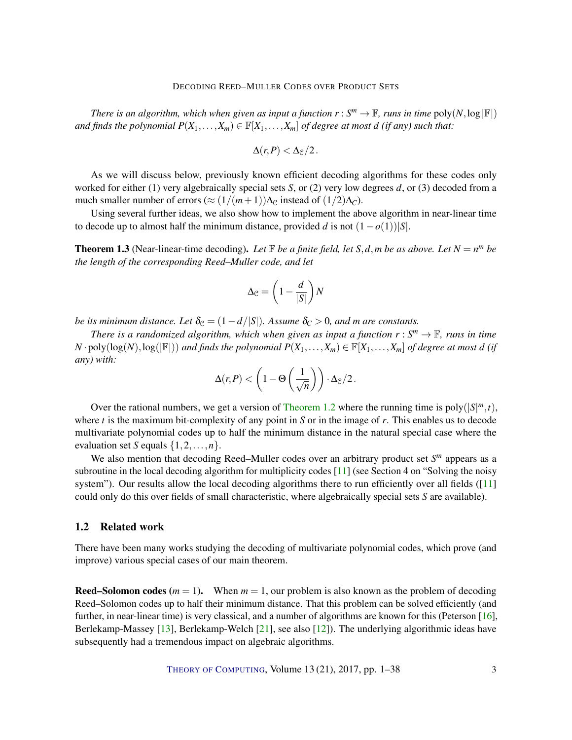*There is an algorithm, which when given as input a function $r : S^m \to \mathbb{F}$, runs in time $\mathrm{poly}(N, \log |\mathbb{F}|)$ and finds the polynomial $P(X_1, \ldots, X_m) \in \mathbb{F}[X_1, \ldots, X_m]$ of degree at most $d$ (if any) such that:*

$$\Delta(r, P) < \Delta_{\mathcal{C}}/2\,.$$

As we will discuss below, previously known efficient decoding algorithms for these codes only worked for either (1) very algebraically special sets $S$, or (2) very low degrees $d$, or (3) decoded from a much smaller number of errors ($\approx (1/(m+1))\Delta_{\mathcal{C}}$ instead of $(1/2)\Delta_C$).

Using several further ideas, we also show how to implement the above algorithm in near-linear time to decode up to almost half the minimum distance, provided $d$ is not $(1 - o(1))|S|$.

**Theorem 1.3** (Near-linear-time decoding)**.** *Let $\mathbb{F}$ be a finite field, let $S, d, m$ be as above. Let $N = n^m$ be the length of the corresponding Reed–Muller code, and let*

$$\Delta_{\mathcal{C}} = \left(1 - \frac{d}{|S|}\right) N$$

*be its minimum distance. Let $\delta_{\mathcal{C}} = (1 - d/|S|)$. Assume $\delta_C > 0$, and $m$ are constants.*

*There is a randomized algorithm, which when given as input a function $r : S^m \to \mathbb{F}$, runs in time $N \cdot \mathrm{poly}(\log(N), \log(|\mathbb{F}|))$ and finds the polynomial $P(X_1, \ldots, X_m) \in \mathbb{F}[X_1, \ldots, X_m]$ of degree at most $d$ (if any) with:*

$$\Delta(r, P) < \left(1 - \Theta\left(\frac{1}{\sqrt{n}}\right)\right) \cdot \Delta_{\mathcal{C}}/2\,.$$

Over the rational numbers, we get a version of Theorem 1.2 where the running time is $\mathrm{poly}(|S|^m, t)$, where $t$ is the maximum bit-complexity of any point in $S$ or in the image of $r$. This enables us to decode multivariate polynomial codes up to half the minimum distance in the natural special case where the evaluation set $S$ equals $\{1, 2, \ldots, n\}$.

We also mention that decoding Reed–Muller codes over an arbitrary product set $S^m$ appears as a subroutine in the local decoding algorithm for multiplicity codes [11] (see Section 4 on "Solving the noisy system"). Our results allow the local decoding algorithms there to run efficiently over all fields ([11] could only do this over fields of small characteristic, where algebraically special sets $S$ are available).

## 1.2 Related work

There have been many works studying the decoding of multivariate polynomial codes, which prove (and improve) various special cases of our main theorem.

**Reed–Solomon codes ($m = 1$).** When $m = 1$, our problem is also known as the problem of decoding Reed–Solomon codes up to half their minimum distance. That this problem can be solved efficiently (and further, in near-linear time) is very classical, and a number of algorithms are known for this (Peterson [16], Berlekamp-Massey [13], Berlekamp-Welch [21], see also [12]). The underlying algorithmic ideas have subsequently had a tremendous impact on algebraic algorithms.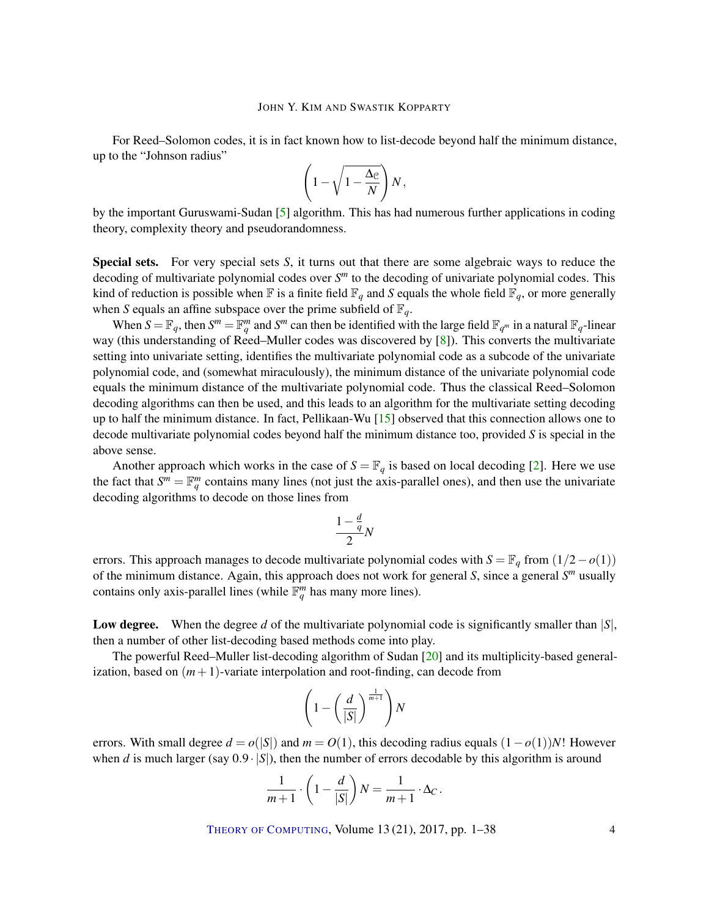For Reed–Solomon codes, it is in fact known how to list-decode beyond half the minimum distance, up to the "Johnson radius"

$$\left(1 - \sqrt{1 - \frac{\Delta_{\mathcal{C}}}{N}}\right) N\,,$$

by the important Guruswami-Sudan [5] algorithm. This has had numerous further applications in coding theory, complexity theory and pseudorandomness.

**Special sets.** For very special sets $S$, it turns out that there are some algebraic ways to reduce the decoding of multivariate polynomial codes over $S^m$ to the decoding of univariate polynomial codes. This kind of reduction is possible when $\mathbb{F}$ is a finite field $\mathbb{F}_q$ and $S$ equals the whole field $\mathbb{F}_q$, or more generally when $S$ equals an affine subspace over the prime subfield of $\mathbb{F}_q$.

When $S = \mathbb{F}_q$, then $S^m = \mathbb{F}_q^m$ and $S^m$ can then be identified with the large field $\mathbb{F}_{q^m}$ in a natural $\mathbb{F}_q$-linear way (this understanding of Reed–Muller codes was discovered by [8]). This converts the multivariate setting into univariate setting, identifies the multivariate polynomial code as a subcode of the univariate polynomial code, and (somewhat miraculously), the minimum distance of the univariate polynomial code equals the minimum distance of the multivariate polynomial code. Thus the classical Reed–Solomon decoding algorithms can then be used, and this leads to an algorithm for the multivariate setting decoding up to half the minimum distance. In fact, Pellikaan-Wu [15] observed that this connection allows one to decode multivariate polynomial codes beyond half the minimum distance too, provided $S$ is special in the above sense.

Another approach which works in the case of $S = \mathbb{F}_q$ is based on local decoding [2]. Here we use the fact that $S^m = \mathbb{F}_q^m$ contains many lines (not just the axis-parallel ones), and then use the univariate decoding algorithms to decode on those lines from

$$\frac{1 - \frac{d}{q}}{2} N$$

errors. This approach manages to decode multivariate polynomial codes with $S = \mathbb{F}_q$ from $(1/2 - o(1))$ of the minimum distance. Again, this approach does not work for general $S$, since a general $S^m$ usually contains only axis-parallel lines (while $\mathbb{F}_q^m$ has many more lines).

**Low degree.** When the degree $d$ of the multivariate polynomial code is significantly smaller than $|S|$, then a number of other list-decoding based methods come into play.

The powerful Reed–Muller list-decoding algorithm of Sudan [20] and its multiplicity-based generalization, based on $(m+1)$-variate interpolation and root-finding, can decode from

$$\left(1 - \left(\frac{d}{|S|}\right)^{\frac{1}{m+1}}\right) N$$

errors. With small degree $d = o(|S|)$ and $m = O(1)$, this decoding radius equals $(1 - o(1))N$! However when $d$ is much larger (say $0.9 \cdot |S|$), then the number of errors decodable by this algorithm is around

$$\frac{1}{m+1} \cdot \left(1 - \frac{d}{|S|}\right) N = \frac{1}{m+1} \cdot \Delta_C\,.$$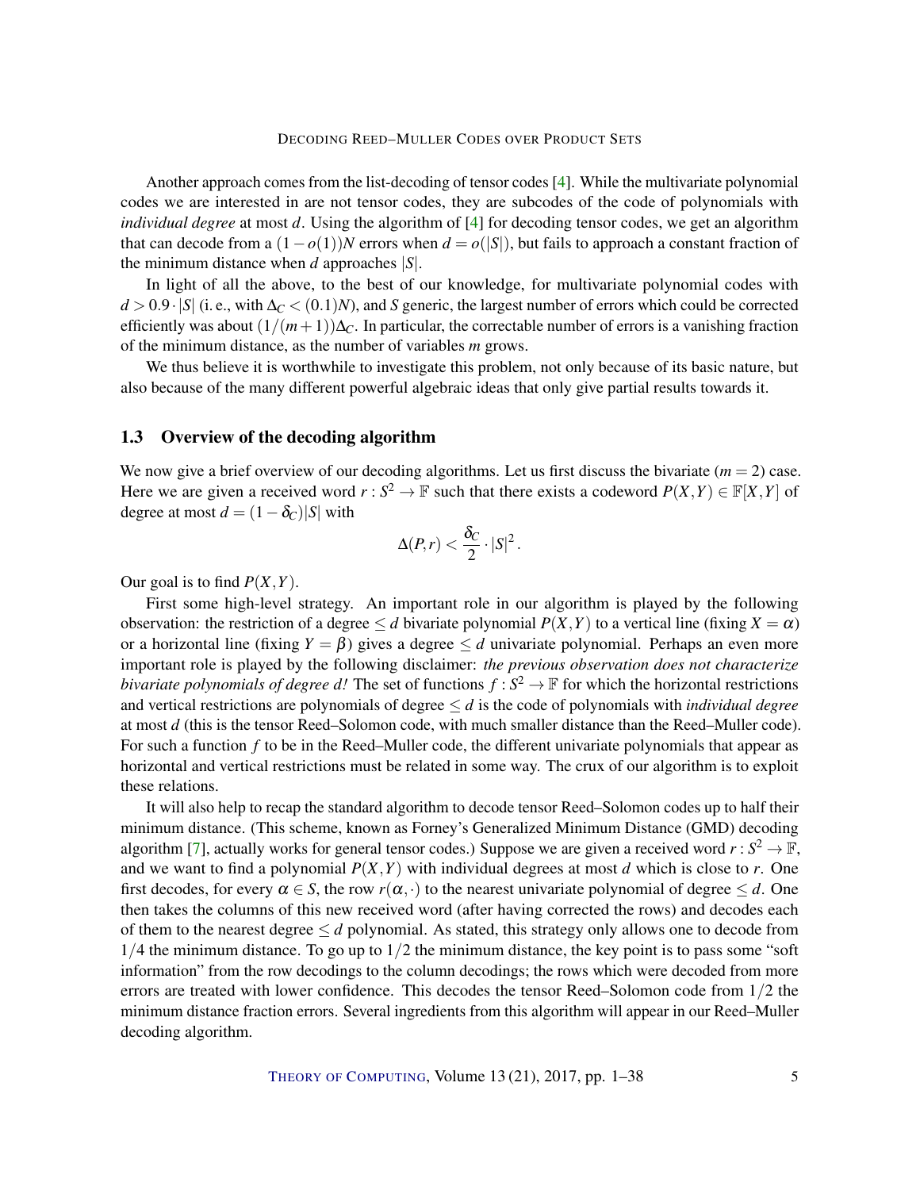Another approach comes from the list-decoding of tensor codes [4]. While the multivariate polynomial codes we are interested in are not tensor codes, they are subcodes of the code of polynomials with *individual degree* at most $d$. Using the algorithm of [4] for decoding tensor codes, we get an algorithm that can decode from a $(1-o(1))N$ errors when $d = o(|S|)$, but fails to approach a constant fraction of the minimum distance when $d$ approaches $|S|$.

In light of all the above, to the best of our knowledge, for multivariate polynomial codes with $d > 0.9 \cdot |S|$ (i. e., with $\Delta_C < (0.1)N$), and $S$ generic, the largest number of errors which could be corrected efficiently was about $(1/(m+1))\Delta_C$. In particular, the correctable number of errors is a vanishing fraction of the minimum distance, as the number of variables $m$ grows.

We thus believe it is worthwhile to investigate this problem, not only because of its basic nature, but also because of the many different powerful algebraic ideas that only give partial results towards it.

### 1.3 Overview of the decoding algorithm

We now give a brief overview of our decoding algorithms. Let us first discuss the bivariate ($m = 2$) case. Here we are given a received word $r : S^2 \to \mathbb{F}$ such that there exists a codeword $P(X,Y) \in \mathbb{F}[X,Y]$ of degree at most $d = (1-\delta_C)|S|$ with

$$\Delta(P,r) < \frac{\delta_C}{2} \cdot |S|^2 .$$

Our goal is to find $P(X,Y)$.

First some high-level strategy. An important role in our algorithm is played by the following observation: the restriction of a degree $\leq d$ bivariate polynomial $P(X,Y)$ to a vertical line (fixing $X = \alpha$) or a horizontal line (fixing $Y = \beta$) gives a degree $\leq d$ univariate polynomial. Perhaps an even more important role is played by the following disclaimer: *the previous observation does not characterize bivariate polynomials of degree d!* The set of functions $f : S^2 \to \mathbb{F}$ for which the horizontal restrictions and vertical restrictions are polynomials of degree $\leq d$ is the code of polynomials with *individual degree* at most $d$ (this is the tensor Reed–Solomon code, with much smaller distance than the Reed–Muller code). For such a function $f$ to be in the Reed–Muller code, the different univariate polynomials that appear as horizontal and vertical restrictions must be related in some way. The crux of our algorithm is to exploit these relations.

It will also help to recap the standard algorithm to decode tensor Reed–Solomon codes up to half their minimum distance. (This scheme, known as Forney's Generalized Minimum Distance (GMD) decoding algorithm [7], actually works for general tensor codes.) Suppose we are given a received word $r : S^2 \to \mathbb{F}$, and we want to find a polynomial $P(X,Y)$ with individual degrees at most $d$ which is close to $r$. One first decodes, for every $\alpha \in S$, the row $r(\alpha, \cdot)$ to the nearest univariate polynomial of degree $\leq d$. One then takes the columns of this new received word (after having corrected the rows) and decodes each of them to the nearest degree $\leq d$ polynomial. As stated, this strategy only allows one to decode from $1/4$ the minimum distance. To go up to $1/2$ the minimum distance, the key point is to pass some "soft information" from the row decodings to the column decodings; the rows which were decoded from more errors are treated with lower confidence. This decodes the tensor Reed–Solomon code from $1/2$ the minimum distance fraction errors. Several ingredients from this algorithm will appear in our Reed–Muller decoding algorithm.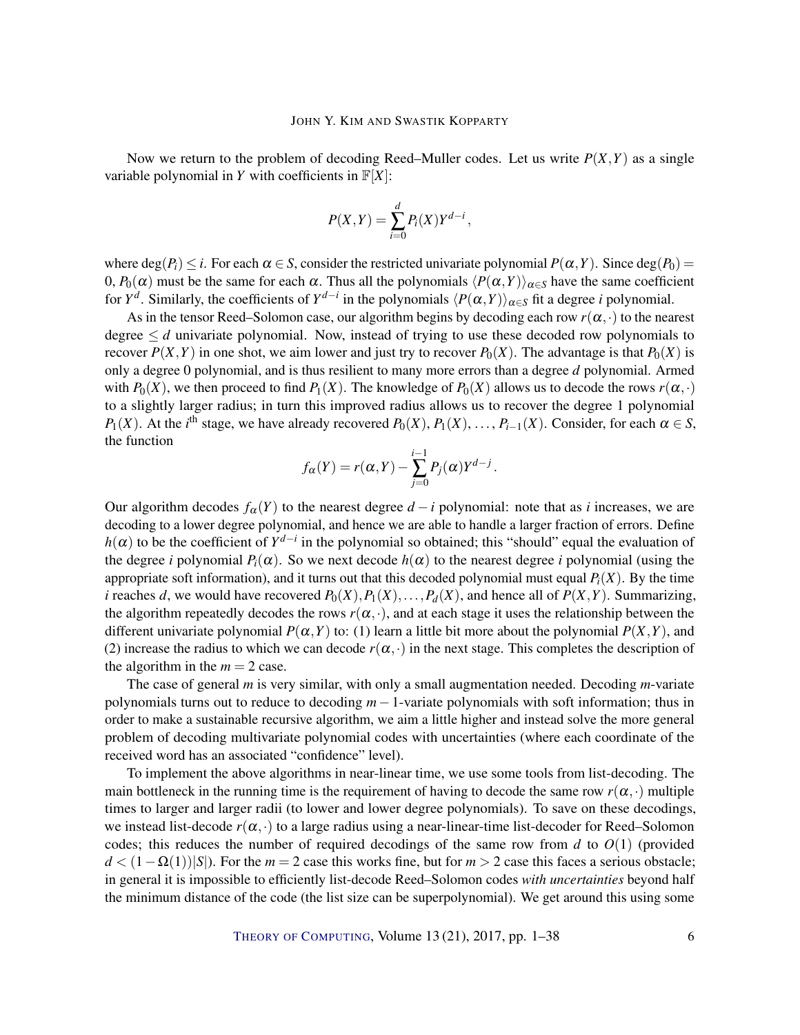Now we return to the problem of decoding Reed–Muller codes. Let us write $P(X,Y)$ as a single variable polynomial in $Y$ with coefficients in $\mathbb{F}[X]$:

$$P(X,Y) = \sum_{i=0}^{d} P_i(X)Y^{d-i},$$

where $\deg(P_i) \leq i$. For each $\alpha \in S$, consider the restricted univariate polynomial $P(\alpha, Y)$. Since $\deg(P_0) = 0$, $P_0(\alpha)$ must be the same for each $\alpha$. Thus all the polynomials $\langle P(\alpha,Y)\rangle_{\alpha \in S}$ have the same coefficient for $Y^d$. Similarly, the coefficients of $Y^{d-i}$ in the polynomials $\langle P(\alpha,Y)\rangle_{\alpha \in S}$ fit a degree $i$ polynomial.

As in the tensor Reed–Solomon case, our algorithm begins by decoding each row $r(\alpha,\cdot)$ to the nearest degree $\leq d$ univariate polynomial. Now, instead of trying to use these decoded row polynomials to recover $P(X,Y)$ in one shot, we aim lower and just try to recover $P_0(X)$. The advantage is that $P_0(X)$ is only a degree 0 polynomial, and is thus resilient to many more errors than a degree $d$ polynomial. Armed with $P_0(X)$, we then proceed to find $P_1(X)$. The knowledge of $P_0(X)$ allows us to decode the rows $r(\alpha,\cdot)$ to a slightly larger radius; in turn this improved radius allows us to recover the degree 1 polynomial $P_1(X)$. At the $i^{\text{th}}$ stage, we have already recovered $P_0(X)$, $P_1(X)$, $\ldots$, $P_{i-1}(X)$. Consider, for each $\alpha \in S$, the function

$$f_\alpha(Y) = r(\alpha,Y) - \sum_{j=0}^{i-1} P_j(\alpha)Y^{d-j}.$$

Our algorithm decodes $f_\alpha(Y)$ to the nearest degree $d-i$ polynomial: note that as $i$ increases, we are decoding to a lower degree polynomial, and hence we are able to handle a larger fraction of errors. Define $h(\alpha)$ to be the coefficient of $Y^{d-i}$ in the polynomial so obtained; this "should" equal the evaluation of the degree $i$ polynomial $P_i(\alpha)$. So we next decode $h(\alpha)$ to the nearest degree $i$ polynomial (using the appropriate soft information), and it turns out that this decoded polynomial must equal $P_i(X)$. By the time $i$ reaches $d$, we would have recovered $P_0(X), P_1(X), \ldots, P_d(X)$, and hence all of $P(X,Y)$. Summarizing, the algorithm repeatedly decodes the rows $r(\alpha,\cdot)$, and at each stage it uses the relationship between the different univariate polynomial $P(\alpha,Y)$ to: (1) learn a little bit more about the polynomial $P(X,Y)$, and (2) increase the radius to which we can decode $r(\alpha,\cdot)$ in the next stage. This completes the description of the algorithm in the $m = 2$ case.

The case of general $m$ is very similar, with only a small augmentation needed. Decoding $m$-variate polynomials turns out to reduce to decoding $m-1$-variate polynomials with soft information; thus in order to make a sustainable recursive algorithm, we aim a little higher and instead solve the more general problem of decoding multivariate polynomial codes with uncertainties (where each coordinate of the received word has an associated "confidence" level).

To implement the above algorithms in near-linear time, we use some tools from list-decoding. The main bottleneck in the running time is the requirement of having to decode the same row $r(\alpha,\cdot)$ multiple times to larger and larger radii (to lower and lower degree polynomials). To save on these decodings, we instead list-decode $r(\alpha,\cdot)$ to a large radius using a near-linear-time list-decoder for Reed–Solomon codes; this reduces the number of required decodings of the same row from $d$ to $O(1)$ (provided $d < (1-\Omega(1))|S|$). For the $m = 2$ case this works fine, but for $m > 2$ case this faces a serious obstacle; in general it is impossible to efficiently list-decode Reed–Solomon codes *with uncertainties* beyond half the minimum distance of the code (the list size can be superpolynomial). We get around this using some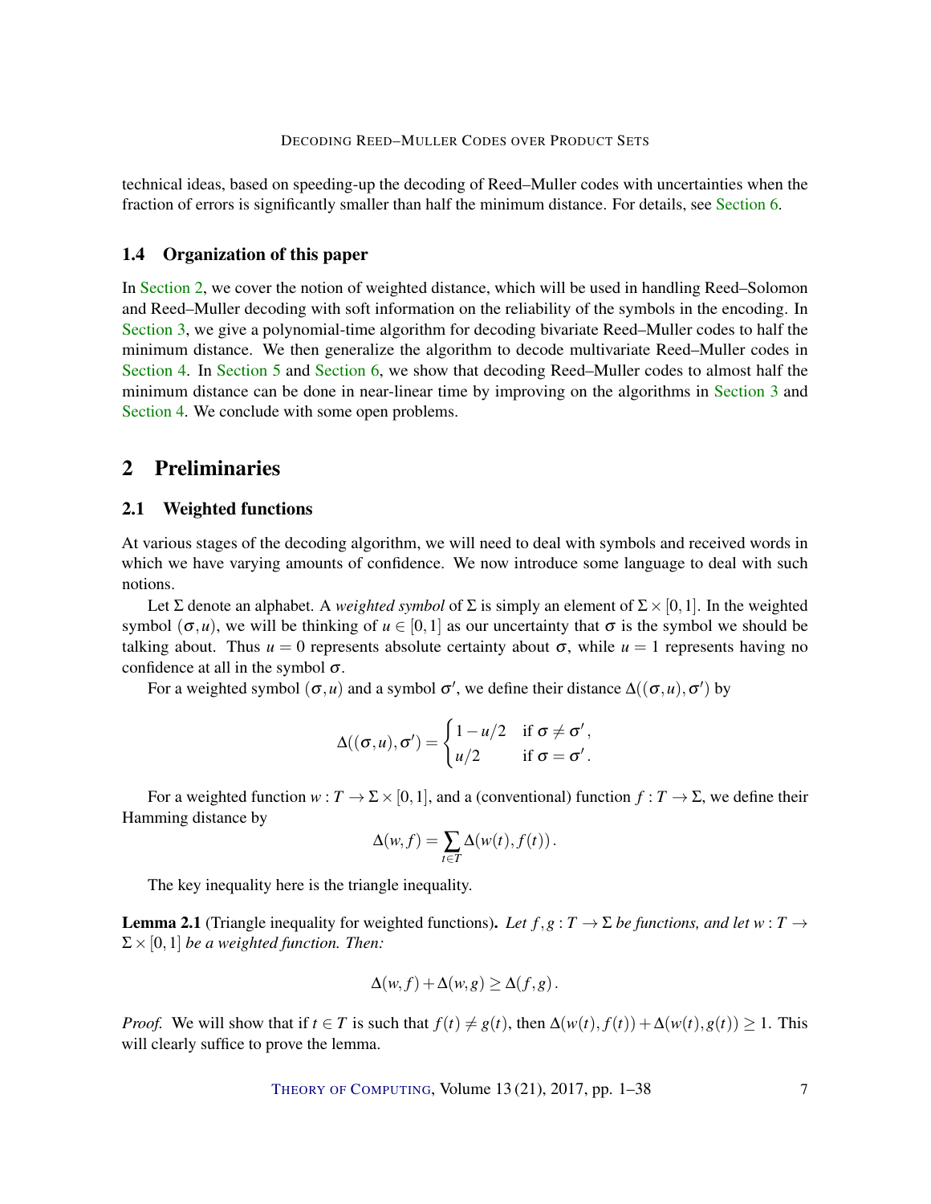technical ideas, based on speeding-up the decoding of Reed–Muller codes with uncertainties when the fraction of errors is significantly smaller than half the minimum distance. For details, see Section 6.

### 1.4 Organization of this paper

In Section 2, we cover the notion of weighted distance, which will be used in handling Reed–Solomon and Reed–Muller decoding with soft information on the reliability of the symbols in the encoding. In Section 3, we give a polynomial-time algorithm for decoding bivariate Reed–Muller codes to half the minimum distance. We then generalize the algorithm to decode multivariate Reed–Muller codes in Section 4. In Section 5 and Section 6, we show that decoding Reed–Muller codes to almost half the minimum distance can be done in near-linear time by improving on the algorithms in Section 3 and Section 4. We conclude with some open problems.

## 2 Preliminaries

### 2.1 Weighted functions

At various stages of the decoding algorithm, we will need to deal with symbols and received words in which we have varying amounts of confidence. We now introduce some language to deal with such notions.

Let $\Sigma$ denote an alphabet. A *weighted symbol* of $\Sigma$ is simply an element of $\Sigma \times [0,1]$. In the weighted symbol $(\sigma, u)$, we will be thinking of $u \in [0,1]$ as our uncertainty that $\sigma$ is the symbol we should be talking about. Thus $u = 0$ represents absolute certainty about $\sigma$, while $u = 1$ represents having no confidence at all in the symbol $\sigma$.

For a weighted symbol $(\sigma, u)$ and a symbol $\sigma'$, we define their distance $\Delta((\sigma, u), \sigma')$ by

$$\Delta((\sigma,u),\sigma') = \begin{cases} 1 - u/2 & \text{if } \sigma \neq \sigma', \\ u/2 & \text{if } \sigma = \sigma'. \end{cases}$$

For a weighted function $w : T \to \Sigma \times [0,1]$, and a (conventional) function $f : T \to \Sigma$, we define their Hamming distance by

$$\Delta(w, f) = \sum_{t \in T} \Delta(w(t), f(t)).$$

The key inequality here is the triangle inequality.

**Lemma 2.1** (Triangle inequality for weighted functions). *Let $f, g : T \to \Sigma$ be functions, and let $w : T \to \Sigma \times [0,1]$ be a weighted function. Then:*

$$\Delta(w, f) + \Delta(w, g) \geq \Delta(f, g).$$

*Proof.* We will show that if $t \in T$ is such that $f(t) \neq g(t)$, then $\Delta(w(t), f(t)) + \Delta(w(t), g(t)) \geq 1$. This will clearly suffice to prove the lemma.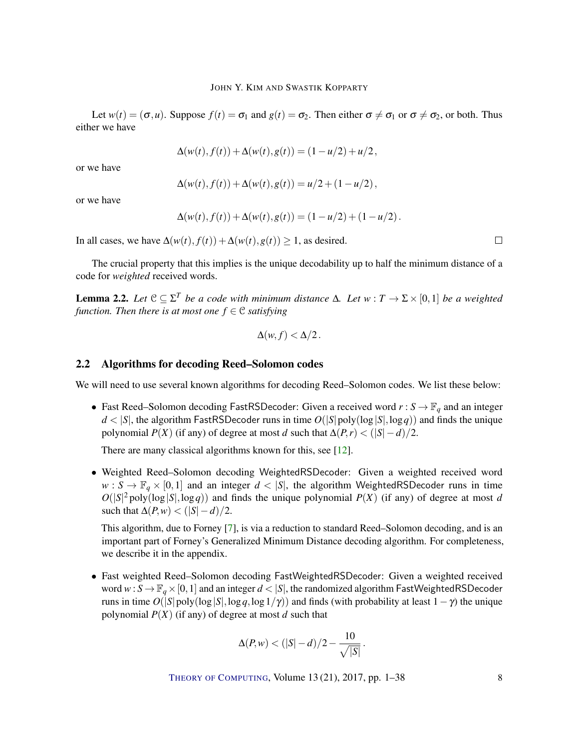Let $w(t) = (\sigma, u)$. Suppose $f(t) = \sigma_1$ and $g(t) = \sigma_2$. Then either $\sigma \neq \sigma_1$ or $\sigma \neq \sigma_2$, or both. Thus either we have

$$\Delta(w(t), f(t)) + \Delta(w(t), g(t)) = (1 - u/2) + u/2\,,$$

or we have

$$\Delta(w(t), f(t)) + \Delta(w(t), g(t)) = u/2 + (1 - u/2)\,,$$

or we have

$$\Delta(w(t), f(t)) + \Delta(w(t), g(t)) = (1 - u/2) + (1 - u/2)\,.$$

In all cases, we have $\Delta(w(t), f(t)) + \Delta(w(t), g(t)) \geq 1$, as desired. □

The crucial property that this implies is the unique decodability up to half the minimum distance of a code for *weighted* received words.

**Lemma 2.2.** *Let $\mathcal{C} \subseteq \Sigma^T$ be a code with minimum distance $\Delta$. Let $w : T \to \Sigma \times [0,1]$ be a weighted function. Then there is at most one $f \in \mathcal{C}$ satisfying*

$$\Delta(w, f) < \Delta/2\,.$$

## 2.2 Algorithms for decoding Reed–Solomon codes

We will need to use several known algorithms for decoding Reed–Solomon codes. We list these below:

- Fast Reed–Solomon decoding FastRSDecoder: Given a received word $r : S \to \mathbb{F}_q$ and an integer $d < |S|$, the algorithm FastRSDecoder runs in time $O(|S| \operatorname{poly}(\log |S|, \log q))$ and finds the unique polynomial $P(X)$ (if any) of degree at most $d$ such that $\Delta(P, r) < (|S| - d)/2$.

  There are many classical algorithms known for this, see [12].

- Weighted Reed–Solomon decoding WeightedRSDecoder: Given a weighted received word $w : S \to \mathbb{F}_q \times [0,1]$ and an integer $d < |S|$, the algorithm WeightedRSDecoder runs in time $O(|S|^2 \operatorname{poly}(\log |S|, \log q))$ and finds the unique polynomial $P(X)$ (if any) of degree at most $d$ such that $\Delta(P, w) < (|S| - d)/2$.

  This algorithm, due to Forney [7], is via a reduction to standard Reed–Solomon decoding, and is an important part of Forney's Generalized Minimum Distance decoding algorithm. For completeness, we describe it in the appendix.

- Fast weighted Reed–Solomon decoding FastWeightedRSDecoder: Given a weighted received word $w : S \to \mathbb{F}_q \times [0,1]$ and an integer $d < |S|$, the randomized algorithm FastWeightedRSDecoder runs in time $O(|S| \operatorname{poly}(\log |S|, \log q, \log 1/\gamma))$ and finds (with probability at least $1 - \gamma$) the unique polynomial $P(X)$ (if any) of degree at most $d$ such that

$$\Delta(P, w) < (|S| - d)/2 - \frac{10}{\sqrt{|S|}}\,.$$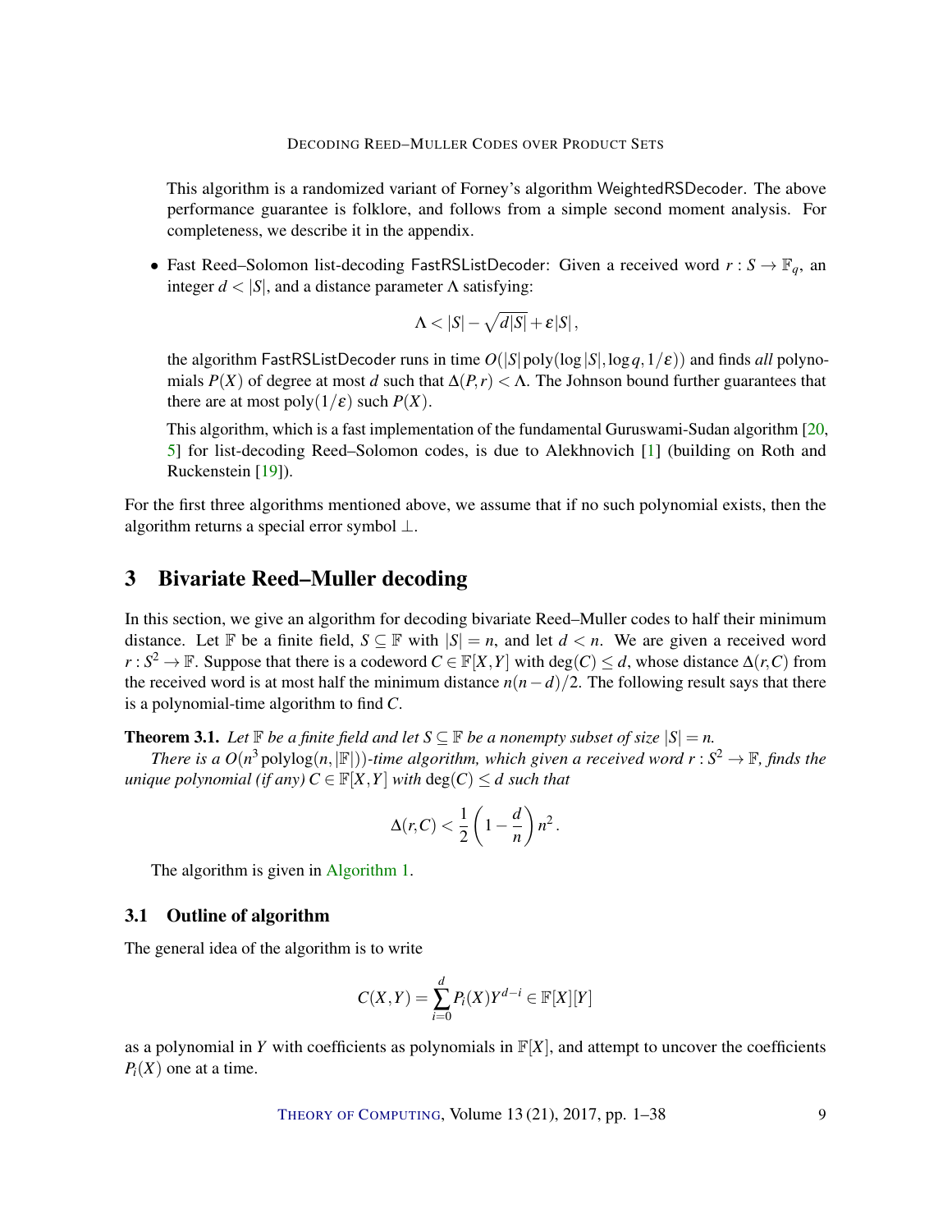This algorithm is a randomized variant of Forney's algorithm WeightedRSDecoder. The above performance guarantee is folklore, and follows from a simple second moment analysis. For completeness, we describe it in the appendix.

- Fast Reed–Solomon list-decoding FastRSListDecoder: Given a received word $r : S \to \mathbb{F}_q$, an integer $d < |S|$, and a distance parameter $\Lambda$ satisfying:

$$\Lambda < |S| - \sqrt{d|S|} + \varepsilon|S|,$$

  the algorithm FastRSListDecoder runs in time $O(|S|\operatorname{poly}(\log|S|, \log q, 1/\varepsilon))$ and finds *all* polynomials $P(X)$ of degree at most $d$ such that $\Delta(P, r) < \Lambda$. The Johnson bound further guarantees that there are at most $\operatorname{poly}(1/\varepsilon)$ such $P(X)$.

  This algorithm, which is a fast implementation of the fundamental Guruswami-Sudan algorithm [20, 5] for list-decoding Reed–Solomon codes, is due to Alekhnovich [1] (building on Roth and Ruckenstein [19]).

For the first three algorithms mentioned above, we assume that if no such polynomial exists, then the algorithm returns a special error symbol $\perp$.

## 3 Bivariate Reed–Muller decoding

In this section, we give an algorithm for decoding bivariate Reed–Muller codes to half their minimum distance. Let $\mathbb{F}$ be a finite field, $S \subseteq \mathbb{F}$ with $|S| = n$, and let $d < n$. We are given a received word $r : S^2 \to \mathbb{F}$. Suppose that there is a codeword $C \in \mathbb{F}[X,Y]$ with $\deg(C) \leq d$, whose distance $\Delta(r, C)$ from the received word is at most half the minimum distance $n(n-d)/2$. The following result says that there is a polynomial-time algorithm to find $C$.

**Theorem 3.1.** *Let $\mathbb{F}$ be a finite field and let $S \subseteq \mathbb{F}$ be a nonempty subset of size $|S| = n$.*

*There is a $O(n^3 \operatorname{polylog}(n, |\mathbb{F}|))$-time algorithm, which given a received word $r : S^2 \to \mathbb{F}$, finds the unique polynomial (if any) $C \in \mathbb{F}[X,Y]$ with $\deg(C) \leq d$ such that*

$$\Delta(r, C) < \frac{1}{2}\left(1 - \frac{d}{n}\right)n^2.$$

The algorithm is given in Algorithm 1.

### 3.1 Outline of algorithm

The general idea of the algorithm is to write

$$C(X,Y) = \sum_{i=0}^{d} P_i(X) Y^{d-i} \in \mathbb{F}[X][Y]$$

as a polynomial in $Y$ with coefficients as polynomials in $\mathbb{F}[X]$, and attempt to uncover the coefficients $P_i(X)$ one at a time.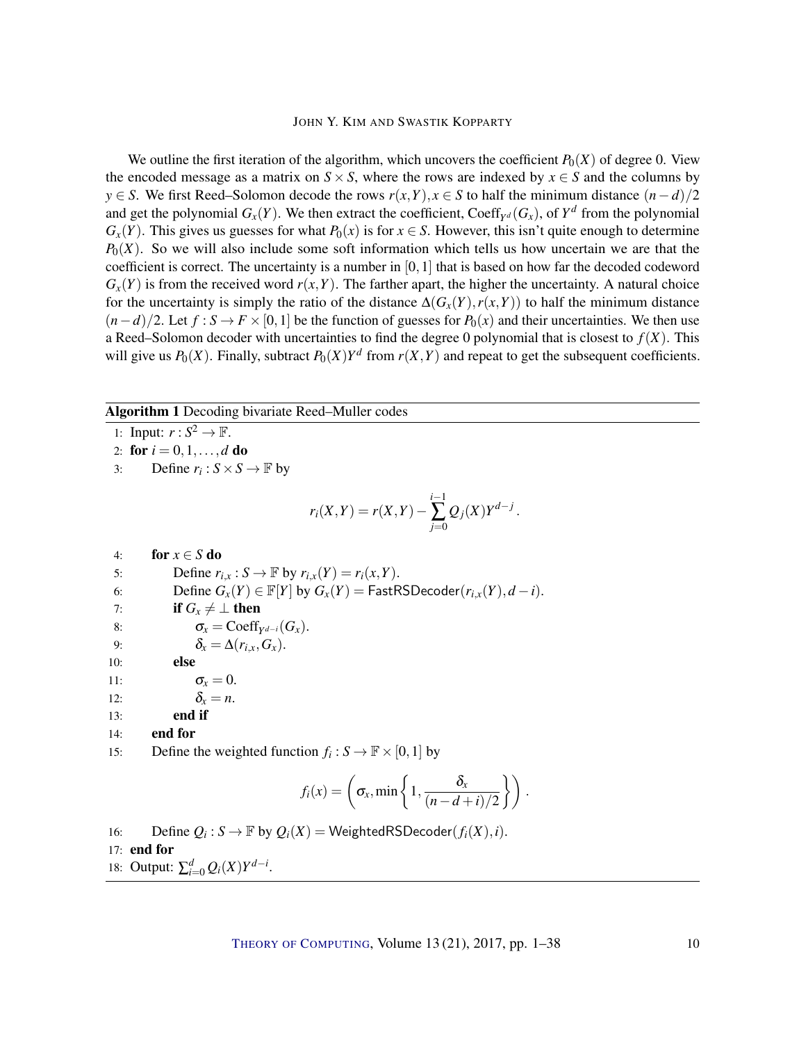We outline the first iteration of the algorithm, which uncovers the coefficient $P_0(X)$ of degree 0. View the encoded message as a matrix on $S \times S$, where the rows are indexed by $x \in S$ and the columns by $y \in S$. We first Reed–Solomon decode the rows $r(x,Y), x \in S$ to half the minimum distance $(n-d)/2$ and get the polynomial $G_x(Y)$. We then extract the coefficient, $\mathrm{Coeff}_{Y^d}(G_x)$, of $Y^d$ from the polynomial $G_x(Y)$. This gives us guesses for what $P_0(x)$ is for $x \in S$. However, this isn't quite enough to determine $P_0(X)$. So we will also include some soft information which tells us how uncertain we are that the coefficient is correct. The uncertainty is a number in $[0,1]$ that is based on how far the decoded codeword $G_x(Y)$ is from the received word $r(x,Y)$. The farther apart, the higher the uncertainty. A natural choice for the uncertainty is simply the ratio of the distance $\Delta(G_x(Y), r(x,Y))$ to half the minimum distance $(n-d)/2$. Let $f : S \to F \times [0,1]$ be the function of guesses for $P_0(x)$ and their uncertainties. We then use a Reed–Solomon decoder with uncertainties to find the degree 0 polynomial that is closest to $f(X)$. This will give us $P_0(X)$. Finally, subtract $P_0(X)Y^d$ from $r(X,Y)$ and repeat to get the subsequent coefficients.

---

**Algorithm 1** Decoding bivariate Reed–Muller codes

1: Input: $r : S^2 \to \mathbb{F}$.

2: **for** $i = 0, 1, \ldots, d$ **do**

3: Define $r_i : S \times S \to \mathbb{F}$ by

$$r_i(X,Y) = r(X,Y) - \sum_{j=0}^{i-1} Q_j(X) Y^{d-j}.$$

4: **for** $x \in S$ **do**

5: Define $r_{i,x} : S \to \mathbb{F}$ by $r_{i,x}(Y) = r_i(x,Y)$.

6: Define $G_x(Y) \in \mathbb{F}[Y]$ by $G_x(Y) = \mathsf{FastRSDecoder}(r_{i,x}(Y), d-i)$.

7: **if** $G_x \neq \perp$ **then**

8: $\sigma_x = \mathrm{Coeff}_{Y^{d-i}}(G_x)$.

9: $\delta_x = \Delta(r_{i,x}, G_x)$.

10: **else**

11: $\sigma_x = 0$.

12: $\delta_x = n$.

13: **end if**

14: **end for**

15: Define the weighted function $f_i : S \to \mathbb{F} \times [0,1]$ by

$$f_i(x) = \left( \sigma_x, \min\left\{ 1, \frac{\delta_x}{(n-d+i)/2} \right\} \right).$$

16: Define $Q_i : S \to \mathbb{F}$ by $Q_i(X) = \mathsf{WeightedRSDecoder}(f_i(X), i)$.

17: **end for**

18: Output: $\sum_{i=0}^{d} Q_i(X) Y^{d-i}$.

---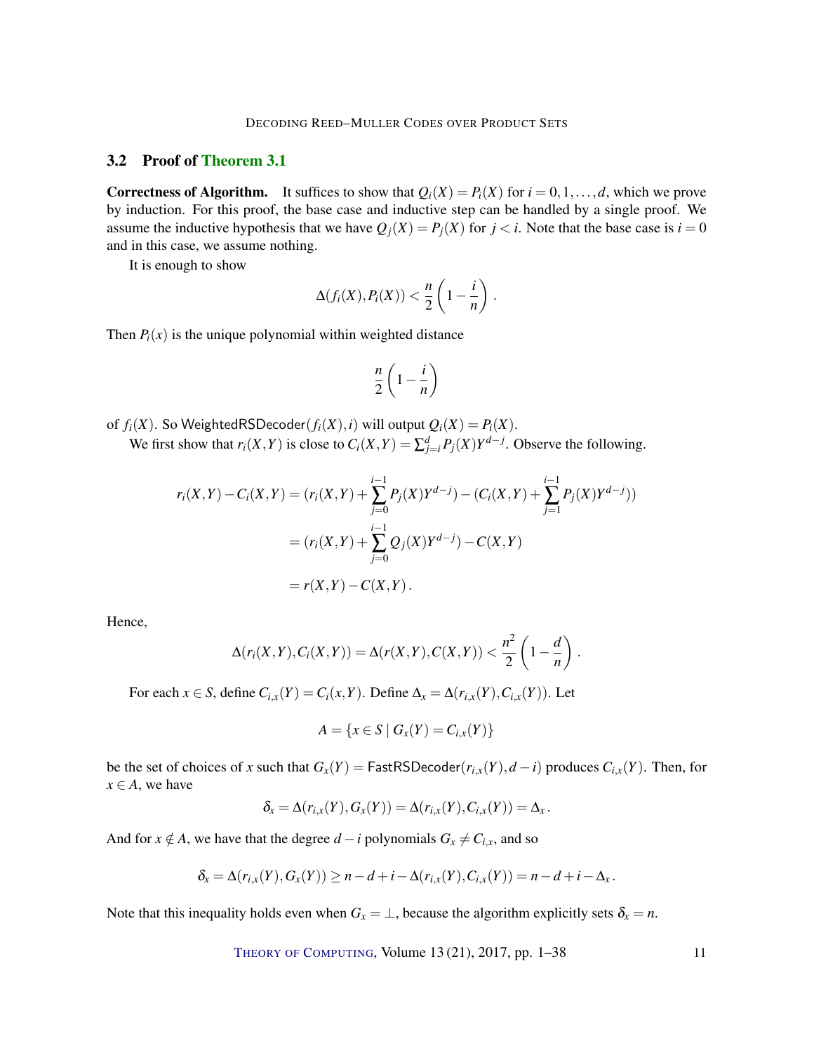### 3.2 Proof of Theorem 3.1

**Correctness of Algorithm.** It suffices to show that $Q_i(X) = P_i(X)$ for $i = 0, 1, \ldots, d$, which we prove by induction. For this proof, the base case and inductive step can be handled by a single proof. We assume the inductive hypothesis that we have $Q_j(X) = P_j(X)$ for $j < i$. Note that the base case is $i = 0$ and in this case, we assume nothing.

It is enough to show

$$\Delta(f_i(X), P_i(X)) < \frac{n}{2}\left(1 - \frac{i}{n}\right).$$

Then $P_i(x)$ is the unique polynomial within weighted distance

$$\frac{n}{2}\left(1 - \frac{i}{n}\right)$$

of $f_i(X)$. So $\mathsf{WeightedRSDecoder}(f_i(X), i)$ will output $Q_i(X) = P_i(X)$.

We first show that $r_i(X,Y)$ is close to $C_i(X,Y) = \sum_{j=i}^{d} P_j(X) Y^{d-j}$. Observe the following.

$$\begin{aligned}
r_i(X,Y) - C_i(X,Y) &= (r_i(X,Y) + \sum_{j=0}^{i-1} P_j(X) Y^{d-j}) - (C_i(X,Y) + \sum_{j=1}^{i-1} P_j(X) Y^{d-j})) \\
&= (r_i(X,Y) + \sum_{j=0}^{i-1} Q_j(X) Y^{d-j}) - C(X,Y) \\
&= r(X,Y) - C(X,Y).
\end{aligned}$$

Hence,

$$\Delta(r_i(X,Y), C_i(X,Y)) = \Delta(r(X,Y), C(X,Y)) < \frac{n^2}{2}\left(1 - \frac{d}{n}\right).$$

For each $x \in S$, define $C_{i,x}(Y) = C_i(x,Y)$. Define $\Delta_x = \Delta(r_{i,x}(Y), C_{i,x}(Y))$. Let

$$A = \{x \in S \mid G_x(Y) = C_{i,x}(Y)\}$$

be the set of choices of $x$ such that $G_x(Y) = \mathsf{FastRSDecoder}(r_{i,x}(Y), d-i)$ produces $C_{i,x}(Y)$. Then, for $x \in A$, we have

$$\delta_x = \Delta(r_{i,x}(Y), G_x(Y)) = \Delta(r_{i,x}(Y), C_{i,x}(Y)) = \Delta_x.$$

And for $x \notin A$, we have that the degree $d - i$ polynomials $G_x \neq C_{i,x}$, and so

$$\delta_x = \Delta(r_{i,x}(Y), G_x(Y)) \geq n - d + i - \Delta(r_{i,x}(Y), C_{i,x}(Y)) = n - d + i - \Delta_x.$$

Note that this inequality holds even when $G_x = \perp$, because the algorithm explicitly sets $\delta_x = n$.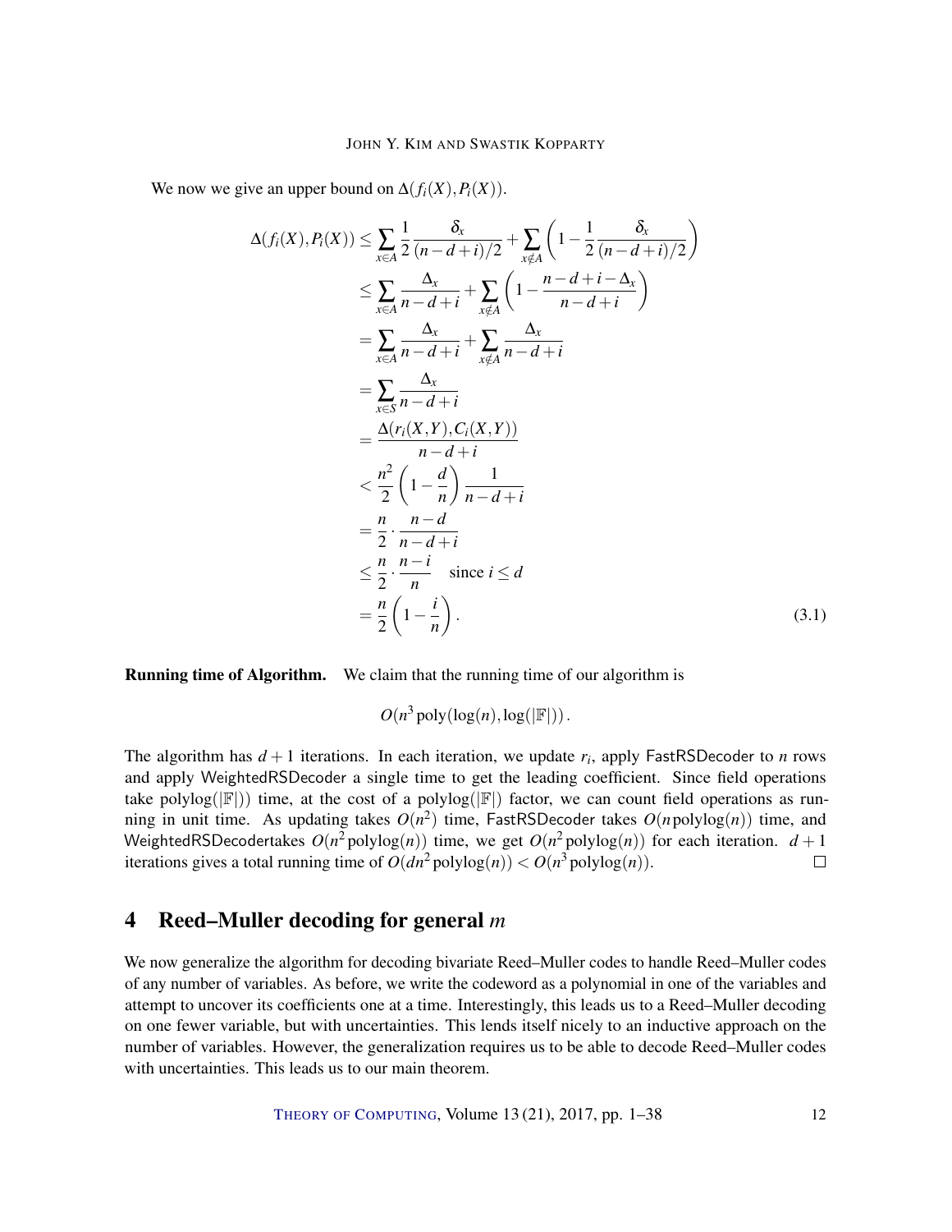We now we give an upper bound on $\Delta(f_i(X), P_i(X))$.

$$
\begin{aligned}
\Delta(f_i(X), P_i(X)) &\leq \sum_{x \in A} \frac{1}{2} \frac{\delta_x}{(n-d+i)/2} + \sum_{x \notin A} \left(1 - \frac{1}{2} \frac{\delta_x}{(n-d+i)/2}\right) \\
&\leq \sum_{x \in A} \frac{\Delta_x}{n-d+i} + \sum_{x \notin A} \left(1 - \frac{n-d+i-\Delta_x}{n-d+i}\right) \\
&= \sum_{x \in A} \frac{\Delta_x}{n-d+i} + \sum_{x \notin A} \frac{\Delta_x}{n-d+i} \\
&= \sum_{x \in S} \frac{\Delta_x}{n-d+i} \\
&= \frac{\Delta(r_i(X,Y), C_i(X,Y))}{n-d+i} \\
&< \frac{n^2}{2}\left(1 - \frac{d}{n}\right) \frac{1}{n-d+i} \\
&= \frac{n}{2} \cdot \frac{n-d}{n-d+i} \\
&\leq \frac{n}{2} \cdot \frac{n-i}{n} \quad \text{since } i \leq d \\
&= \frac{n}{2}\left(1 - \frac{i}{n}\right).
\end{aligned} \tag{3.1}
$$

**Running time of Algorithm.** We claim that the running time of our algorithm is

$$O(n^3 \operatorname{poly}(\log(n), \log(|\mathbb{F}|)).$$

The algorithm has $d+1$ iterations. In each iteration, we update $r_i$, apply FastRSDecoder to $n$ rows and apply WeightedRSDecoder a single time to get the leading coefficient. Since field operations take $\operatorname{polylog}(|\mathbb{F}|))$ time, at the cost of a $\operatorname{polylog}(|\mathbb{F}|)$ factor, we can count field operations as running in unit time. As updating takes $O(n^2)$ time, FastRSDecoder takes $O(n \operatorname{polylog}(n))$ time, and WeightedRSDecodertakes $O(n^2 \operatorname{polylog}(n))$ time, we get $O(n^2 \operatorname{polylog}(n))$ for each iteration. $d+1$ iterations gives a total running time of $O(dn^2 \operatorname{polylog}(n)) < O(n^3 \operatorname{polylog}(n))$. □

## 4 Reed–Muller decoding for general $m$

We now generalize the algorithm for decoding bivariate Reed–Muller codes to handle Reed–Muller codes of any number of variables. As before, we write the codeword as a polynomial in one of the variables and attempt to uncover its coefficients one at a time. Interestingly, this leads us to a Reed–Muller decoding on one fewer variable, but with uncertainties. This lends itself nicely to an inductive approach on the number of variables. However, the generalization requires us to be able to decode Reed–Muller codes with uncertainties. This leads us to our main theorem.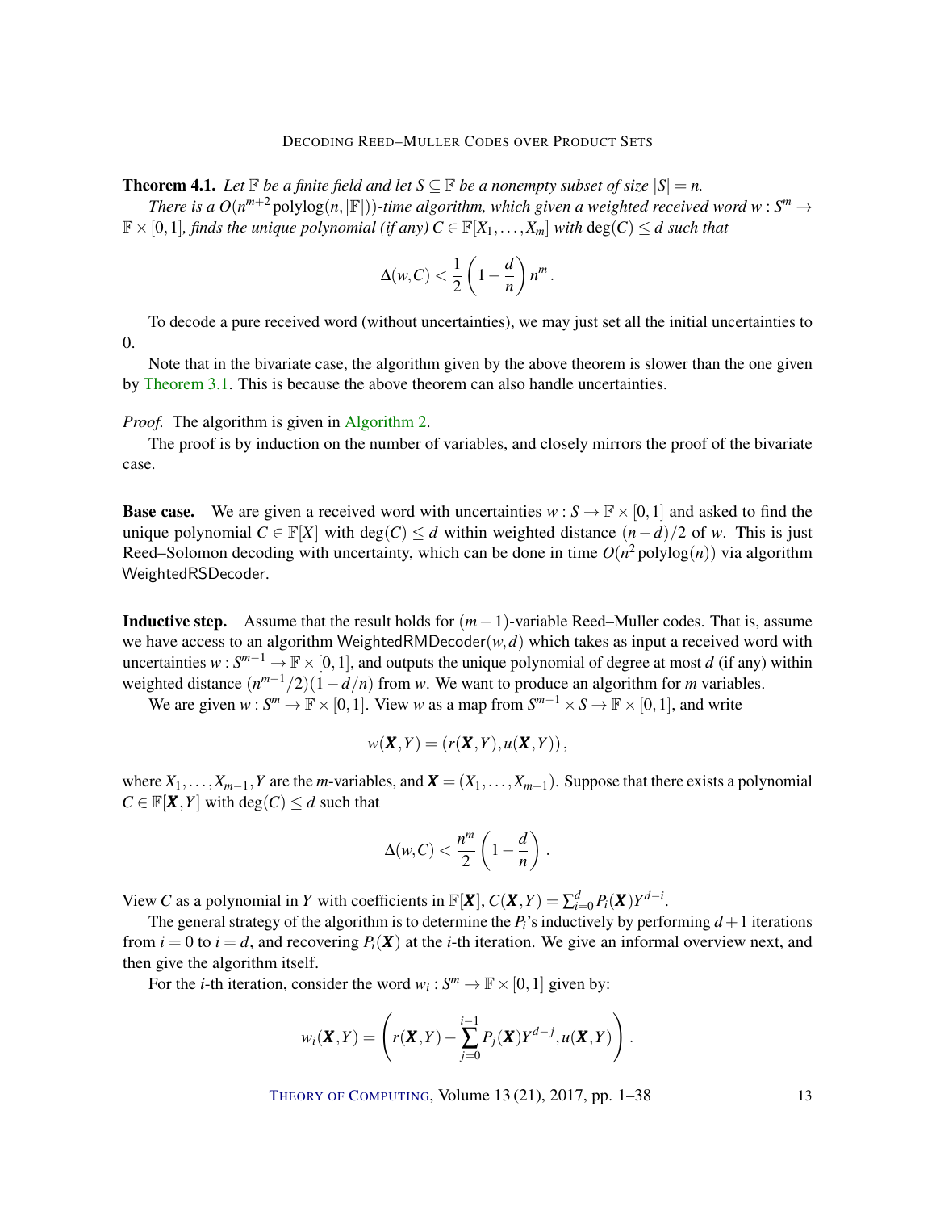**Theorem 4.1.** *Let $\mathbb{F}$ be a finite field and let $S \subseteq \mathbb{F}$ be a nonempty subset of size $|S| = n$.*

*There is a $O(n^{m+2} \operatorname{polylog}(n, |\mathbb{F}|))$-time algorithm, which given a weighted received word $w : S^m \to \mathbb{F} \times [0,1]$, finds the unique polynomial (if any) $C \in \mathbb{F}[X_1, \ldots, X_m]$ with $\deg(C) \le d$ such that*

$$\Delta(w, C) < \frac{1}{2}\left(1 - \frac{d}{n}\right) n^m .$$

To decode a pure received word (without uncertainties), we may just set all the initial uncertainties to 0.

Note that in the bivariate case, the algorithm given by the above theorem is slower than the one given by Theorem 3.1. This is because the above theorem can also handle uncertainties.

*Proof.* The algorithm is given in Algorithm 2.

The proof is by induction on the number of variables, and closely mirrors the proof of the bivariate case.

**Base case.** We are given a received word with uncertainties $w : S \to \mathbb{F} \times [0,1]$ and asked to find the unique polynomial $C \in \mathbb{F}[X]$ with $\deg(C) \le d$ within weighted distance $(n-d)/2$ of $w$. This is just Reed–Solomon decoding with uncertainty, which can be done in time $O(n^2 \operatorname{polylog}(n))$ via algorithm WeightedRSDecoder.

**Inductive step.** Assume that the result holds for $(m-1)$-variable Reed–Muller codes. That is, assume we have access to an algorithm WeightedRMDecoder$(w, d)$ which takes as input a received word with uncertainties $w : S^{m-1} \to \mathbb{F} \times [0,1]$, and outputs the unique polynomial of degree at most $d$ (if any) within weighted distance $(n^{m-1}/2)(1 - d/n)$ from $w$. We want to produce an algorithm for $m$ variables.

We are given $w : S^m \to \mathbb{F} \times [0,1]$. View $w$ as a map from $S^{m-1} \times S \to \mathbb{F} \times [0,1]$, and write

$$w(\boldsymbol{X}, Y) = (r(\boldsymbol{X}, Y), u(\boldsymbol{X}, Y)),$$

where $X_1, \ldots, X_{m-1}, Y$ are the $m$-variables, and $\boldsymbol{X} = (X_1, \ldots, X_{m-1})$. Suppose that there exists a polynomial $C \in \mathbb{F}[\boldsymbol{X}, Y]$ with $\deg(C) \le d$ such that

$$\Delta(w, C) < \frac{n^m}{2}\left(1 - \frac{d}{n}\right).$$

View $C$ as a polynomial in $Y$ with coefficients in $\mathbb{F}[\boldsymbol{X}]$, $C(\boldsymbol{X}, Y) = \sum_{i=0}^{d} P_i(\boldsymbol{X}) Y^{d-i}$.

The general strategy of the algorithm is to determine the $P_i$'s inductively by performing $d+1$ iterations from $i = 0$ to $i = d$, and recovering $P_i(\boldsymbol{X})$ at the $i$-th iteration. We give an informal overview next, and then give the algorithm itself.

For the $i$-th iteration, consider the word $w_i : S^m \to \mathbb{F} \times [0,1]$ given by:

$$w_i(\boldsymbol{X}, Y) = \left( r(\boldsymbol{X}, Y) - \sum_{j=0}^{i-1} P_j(\boldsymbol{X}) Y^{d-j}, u(\boldsymbol{X}, Y) \right).$$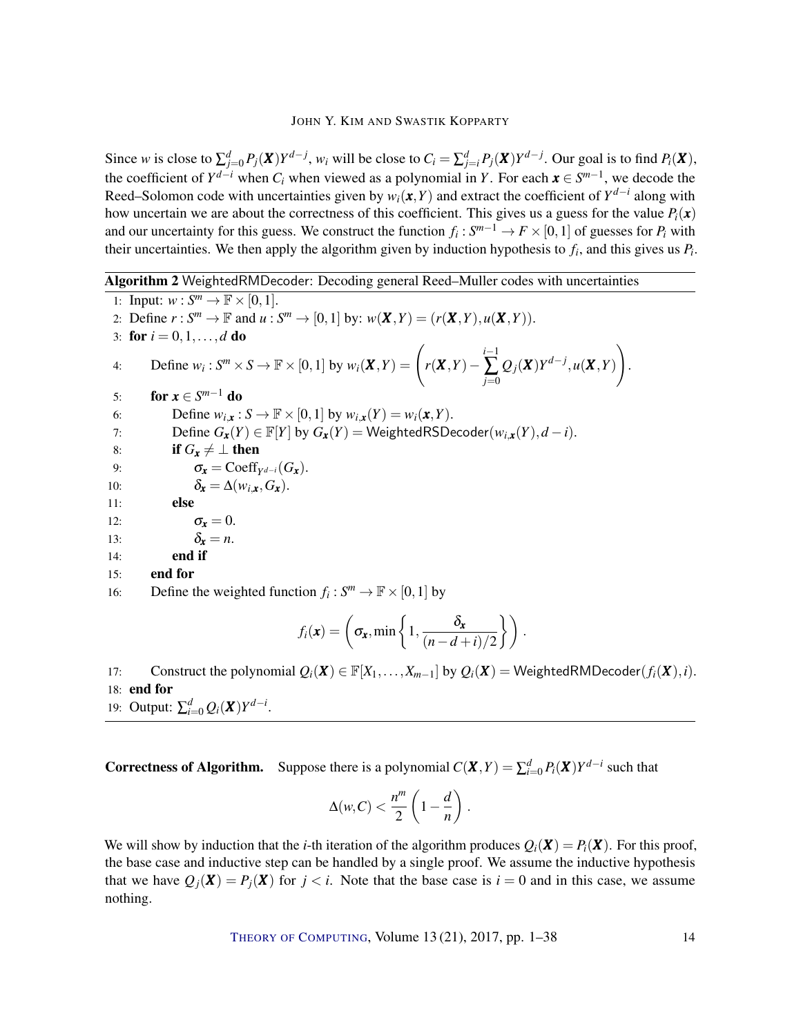Since $w$ is close to $\sum_{j=0}^{d} P_j(\boldsymbol{X})Y^{d-j}$, $w_i$ will be close to $C_i = \sum_{j=i}^{d} P_j(\boldsymbol{X})Y^{d-j}$. Our goal is to find $P_i(\boldsymbol{X})$, the coefficient of $Y^{d-i}$ when $C_i$ when viewed as a polynomial in $Y$. For each $\boldsymbol{x} \in S^{m-1}$, we decode the Reed–Solomon code with uncertainties given by $w_i(\boldsymbol{x}, Y)$ and extract the coefficient of $Y^{d-i}$ along with how uncertain we are about the correctness of this coefficient. This gives us a guess for the value $P_i(\boldsymbol{x})$ and our uncertainty for this guess. We construct the function $f_i : S^{m-1} \to F \times [0,1]$ of guesses for $P_i$ with their uncertainties. We then apply the algorithm given by induction hypothesis to $f_i$, and this gives us $P_i$.

**Algorithm 2** WeightedRMDecoder: Decoding general Reed–Muller codes with uncertainties

```
1:  Input: w : S^m → F × [0,1].
2:  Define r : S^m → F and u : S^m → [0,1] by: w(X,Y) = (r(X,Y), u(X,Y)).
3:  for i = 0,1,...,d do
4:      Define w_i : S^m × S → F × [0,1] by w_i(X,Y) = ( r(X,Y) − Σ_{j=0}^{i−1} Q_j(X) Y^{d−j}, u(X,Y) ).
5:      for x ∈ S^{m−1} do
6:          Define w_{i,x} : S → F × [0,1] by w_{i,x}(Y) = w_i(x,Y).
7:          Define G_x(Y) ∈ F[Y] by G_x(Y) = WeightedRSDecoder(w_{i,x}(Y), d − i).
8:          if G_x ≠ ⊥ then
9:              σ_x = Coeff_{Y^{d−i}}(G_x).
10:             δ_x = Δ(w_{i,x}, G_x).
11:         else
12:             σ_x = 0.
13:             δ_x = n.
14:         end if
15:     end for
16:     Define the weighted function f_i : S^m → F × [0,1] by
            f_i(x) = ( σ_x, min{ 1, δ_x / ((n − d + i)/2) } ).
17:     Construct the polynomial Q_i(X) ∈ F[X_1,...,X_{m−1}] by Q_i(X) = WeightedRMDecoder(f_i(X), i).
18: end for
19: Output: Σ_{i=0}^{d} Q_i(X) Y^{d−i}.
```

**Correctness of Algorithm.** Suppose there is a polynomial $C(\boldsymbol{X}, Y) = \sum_{i=0}^{d} P_i(\boldsymbol{X})Y^{d-i}$ such that

$$\Delta(w, C) < \frac{n^m}{2}\left(1 - \frac{d}{n}\right).$$

We will show by induction that the $i$-th iteration of the algorithm produces $Q_i(\boldsymbol{X}) = P_i(\boldsymbol{X})$. For this proof, the base case and inductive step can be handled by a single proof. We assume the inductive hypothesis that we have $Q_j(\boldsymbol{X}) = P_j(\boldsymbol{X})$ for $j < i$. Note that the base case is $i = 0$ and in this case, we assume nothing.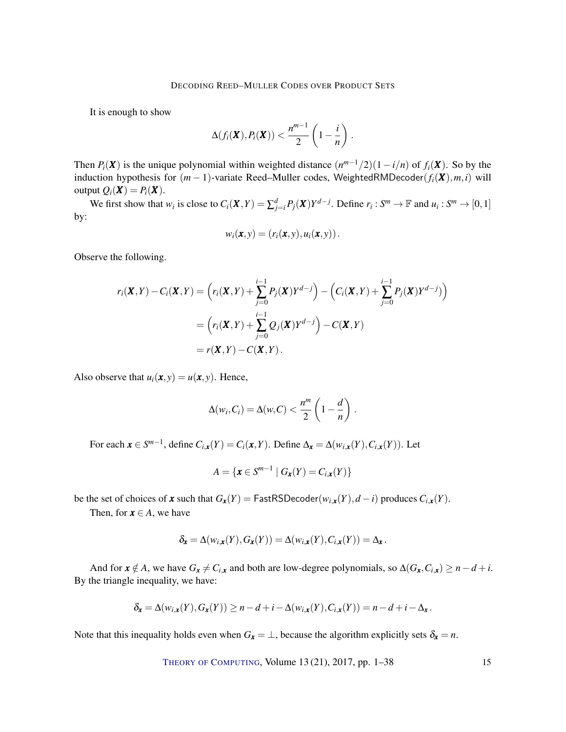It is enough to show

$$\Delta(f_i(\boldsymbol{X}), P_i(\boldsymbol{X})) < \frac{n^{m-1}}{2}\left(1 - \frac{i}{n}\right).$$

Then $P_i(\boldsymbol{X})$ is the unique polynomial within weighted distance $(n^{m-1}/2)(1-i/n)$ of $f_i(\boldsymbol{X})$. So by the induction hypothesis for $(m-1)$-variate Reed–Muller codes, $\mathsf{WeightedRMDecoder}(f_i(\boldsymbol{X}), m, i)$ will output $Q_i(\boldsymbol{X}) = P_i(\boldsymbol{X})$.

We first show that $w_i$ is close to $C_i(\boldsymbol{X}, Y) = \sum_{j=i}^{d} P_j(\boldsymbol{X}) Y^{d-j}$. Define $r_i : S^m \to \mathbb{F}$ and $u_i : S^m \to [0,1]$ by:

$$w_i(\boldsymbol{x}, y) = (r_i(\boldsymbol{x}, y), u_i(\boldsymbol{x}, y)).$$

Observe the following.

$$\begin{aligned}
r_i(\boldsymbol{X}, Y) - C_i(\boldsymbol{X}, Y) &= \Big(r_i(\boldsymbol{X}, Y) + \sum_{j=0}^{i-1} P_j(\boldsymbol{X}) Y^{d-j}\Big) - \Big(C_i(\boldsymbol{X}, Y) + \sum_{j=0}^{i-1} P_j(\boldsymbol{X}) Y^{d-j}\Big) \\
&= \Big(r_i(\boldsymbol{X}, Y) + \sum_{j=0}^{i-1} Q_j(\boldsymbol{X}) Y^{d-j}\Big) - C(\boldsymbol{X}, Y) \\
&= r(\boldsymbol{X}, Y) - C(\boldsymbol{X}, Y).
\end{aligned}$$

Also observe that $u_i(\boldsymbol{x}, y) = u(\boldsymbol{x}, y)$. Hence,

$$\Delta(w_i, C_i) = \Delta(w, C) < \frac{n^m}{2}\left(1 - \frac{d}{n}\right).$$

For each $\boldsymbol{x} \in S^{m-1}$, define $C_{i,\boldsymbol{x}}(Y) = C_i(\boldsymbol{x}, Y)$. Define $\Delta_{\boldsymbol{x}} = \Delta(w_{i,\boldsymbol{x}}(Y), C_{i,\boldsymbol{x}}(Y))$. Let

$$A = \{\boldsymbol{x} \in S^{m-1} \mid G_{\boldsymbol{x}}(Y) = C_{i,\boldsymbol{x}}(Y)\}$$

be the set of choices of $\boldsymbol{x}$ such that $G_{\boldsymbol{x}}(Y) = \mathsf{FastRSDecoder}(w_{i,\boldsymbol{x}}(Y), d-i)$ produces $C_{i,\boldsymbol{x}}(Y)$.

Then, for $\boldsymbol{x} \in A$, we have

$$\delta_{\boldsymbol{x}} = \Delta(w_{i,\boldsymbol{x}}(Y), G_{\boldsymbol{x}}(Y)) = \Delta(w_{i,\boldsymbol{x}}(Y), C_{i,\boldsymbol{x}}(Y)) = \Delta_{\boldsymbol{x}}.$$

And for $\boldsymbol{x} \notin A$, we have $G_{\boldsymbol{x}} \neq C_{i,\boldsymbol{x}}$ and both are low-degree polynomials, so $\Delta(G_{\boldsymbol{x}}, C_{i,\boldsymbol{x}}) \geq n - d + i$. By the triangle inequality, we have:

$$\delta_{\boldsymbol{x}} = \Delta(w_{i,\boldsymbol{x}}(Y), G_{\boldsymbol{x}}(Y)) \geq n - d + i - \Delta(w_{i,\boldsymbol{x}}(Y), C_{i,\boldsymbol{x}}(Y)) = n - d + i - \Delta_{\boldsymbol{x}}.$$

Note that this inequality holds even when $G_{\boldsymbol{x}} = \perp$, because the algorithm explicitly sets $\delta_{\boldsymbol{x}} = n$.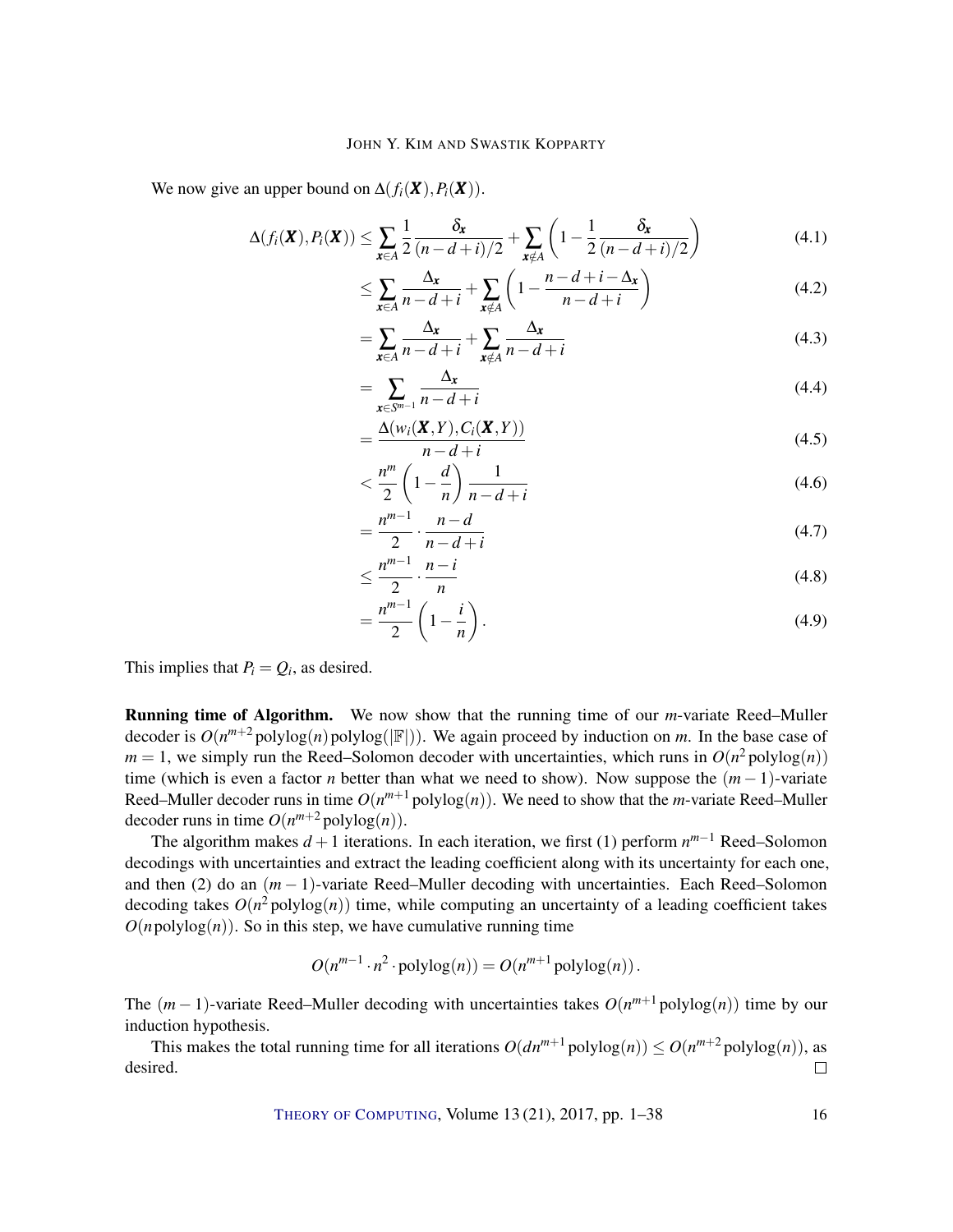We now give an upper bound on $\Delta(f_i(\boldsymbol{X}), P_i(\boldsymbol{X}))$.

$$
\begin{aligned}
\Delta(f_i(\boldsymbol{X}), P_i(\boldsymbol{X})) &\le \sum_{\boldsymbol{x}\in A} \frac{1}{2}\frac{\delta_{\boldsymbol{x}}}{(n-d+i)/2} + \sum_{\boldsymbol{x}\notin A}\left(1-\frac{1}{2}\frac{\delta_{\boldsymbol{x}}}{(n-d+i)/2}\right) && (4.1)\\
&\le \sum_{\boldsymbol{x}\in A} \frac{\Delta_{\boldsymbol{x}}}{n-d+i} + \sum_{\boldsymbol{x}\notin A}\left(1-\frac{n-d+i-\Delta_{\boldsymbol{x}}}{n-d+i}\right) && (4.2)\\
&= \sum_{\boldsymbol{x}\in A} \frac{\Delta_{\boldsymbol{x}}}{n-d+i} + \sum_{\boldsymbol{x}\notin A} \frac{\Delta_{\boldsymbol{x}}}{n-d+i} && (4.3)\\
&= \sum_{\boldsymbol{x}\in S^{m-1}} \frac{\Delta_{\boldsymbol{x}}}{n-d+i} && (4.4)\\
&= \frac{\Delta(w_i(\boldsymbol{X},Y), C_i(\boldsymbol{X},Y))}{n-d+i} && (4.5)\\
&< \frac{n^m}{2}\left(1-\frac{d}{n}\right)\frac{1}{n-d+i} && (4.6)\\
&= \frac{n^{m-1}}{2}\cdot\frac{n-d}{n-d+i} && (4.7)\\
&\le \frac{n^{m-1}}{2}\cdot\frac{n-i}{n} && (4.8)\\
&= \frac{n^{m-1}}{2}\left(1-\frac{i}{n}\right). && (4.9)
\end{aligned}
$$

This implies that $P_i = Q_i$, as desired.

**Running time of Algorithm.** We now show that the running time of our $m$-variate Reed–Muller decoder is $O(n^{m+2}\,\mathrm{polylog}(n)\,\mathrm{polylog}(|\mathbb{F}|))$. We again proceed by induction on $m$. In the base case of $m=1$, we simply run the Reed–Solomon decoder with uncertainties, which runs in $O(n^2\,\mathrm{polylog}(n))$ time (which is even a factor $n$ better than what we need to show). Now suppose the $(m-1)$-variate Reed–Muller decoder runs in time $O(n^{m+1}\,\mathrm{polylog}(n))$. We need to show that the $m$-variate Reed–Muller decoder runs in time $O(n^{m+2}\,\mathrm{polylog}(n))$.

The algorithm makes $d+1$ iterations. In each iteration, we first (1) perform $n^{m-1}$ Reed–Solomon decodings with uncertainties and extract the leading coefficient along with its uncertainty for each one, and then (2) do an $(m-1)$-variate Reed–Muller decoding with uncertainties. Each Reed–Solomon decoding takes $O(n^2\,\mathrm{polylog}(n))$ time, while computing an uncertainty of a leading coefficient takes $O(n\,\mathrm{polylog}(n))$. So in this step, we have cumulative running time

$$O(n^{m-1}\cdot n^2\cdot\mathrm{polylog}(n)) = O(n^{m+1}\,\mathrm{polylog}(n)).$$

The $(m-1)$-variate Reed–Muller decoding with uncertainties takes $O(n^{m+1}\,\mathrm{polylog}(n))$ time by our induction hypothesis.

This makes the total running time for all iterations $O(dn^{m+1}\,\mathrm{polylog}(n)) \le O(n^{m+2}\,\mathrm{polylog}(n))$, as desired. □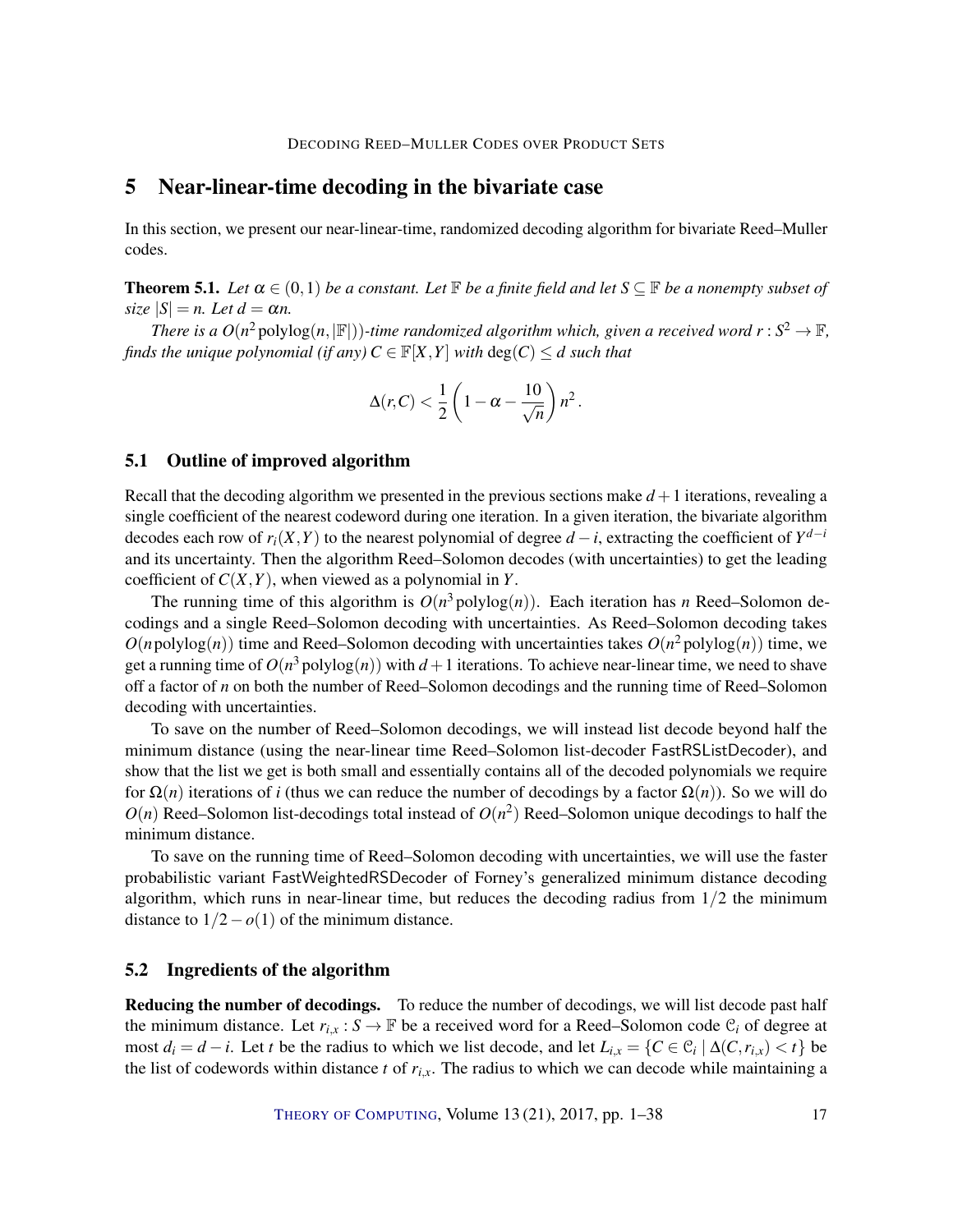## 5 Near-linear-time decoding in the bivariate case

In this section, we present our near-linear-time, randomized decoding algorithm for bivariate Reed–Muller codes.

**Theorem 5.1.** *Let $\alpha \in (0,1)$ be a constant. Let $\mathbb{F}$ be a finite field and let $S \subseteq \mathbb{F}$ be a nonempty subset of size $|S| = n$. Let $d = \alpha n$.*

*There is a $O(n^2 \operatorname{polylog}(n, |\mathbb{F}|))$-time randomized algorithm which, given a received word $r : S^2 \to \mathbb{F}$, finds the unique polynomial (if any) $C \in \mathbb{F}[X,Y]$ with $\deg(C) \leq d$ such that*

$$\Delta(r, C) < \frac{1}{2}\left(1 - \alpha - \frac{10}{\sqrt{n}}\right) n^2 .$$

### 5.1 Outline of improved algorithm

Recall that the decoding algorithm we presented in the previous sections make $d+1$ iterations, revealing a single coefficient of the nearest codeword during one iteration. In a given iteration, the bivariate algorithm decodes each row of $r_i(X,Y)$ to the nearest polynomial of degree $d-i$, extracting the coefficient of $Y^{d-i}$ and its uncertainty. Then the algorithm Reed–Solomon decodes (with uncertainties) to get the leading coefficient of $C(X,Y)$, when viewed as a polynomial in $Y$.

The running time of this algorithm is $O(n^3 \operatorname{polylog}(n))$. Each iteration has $n$ Reed–Solomon decodings and a single Reed–Solomon decoding with uncertainties. As Reed–Solomon decoding takes $O(n \operatorname{polylog}(n))$ time and Reed–Solomon decoding with uncertainties takes $O(n^2 \operatorname{polylog}(n))$ time, we get a running time of $O(n^3 \operatorname{polylog}(n))$ with $d+1$ iterations. To achieve near-linear time, we need to shave off a factor of $n$ on both the number of Reed–Solomon decodings and the running time of Reed–Solomon decoding with uncertainties.

To save on the number of Reed–Solomon decodings, we will instead list decode beyond half the minimum distance (using the near-linear time Reed–Solomon list-decoder FastRSListDecoder), and show that the list we get is both small and essentially contains all of the decoded polynomials we require for $\Omega(n)$ iterations of $i$ (thus we can reduce the number of decodings by a factor $\Omega(n)$). So we will do $O(n)$ Reed–Solomon list-decodings total instead of $O(n^2)$ Reed–Solomon unique decodings to half the minimum distance.

To save on the running time of Reed–Solomon decoding with uncertainties, we will use the faster probabilistic variant FastWeightedRSDecoder of Forney's generalized minimum distance decoding algorithm, which runs in near-linear time, but reduces the decoding radius from $1/2$ the minimum distance to $1/2 - o(1)$ of the minimum distance.

### 5.2 Ingredients of the algorithm

**Reducing the number of decodings.** To reduce the number of decodings, we will list decode past half the minimum distance. Let $r_{i,x} : S \to \mathbb{F}$ be a received word for a Reed–Solomon code $\mathcal{C}_i$ of degree at most $d_i = d - i$. Let $t$ be the radius to which we list decode, and let $L_{i,x} = \{C \in \mathcal{C}_i \mid \Delta(C, r_{i,x}) < t\}$ be the list of codewords within distance $t$ of $r_{i,x}$. The radius to which we can decode while maintaining a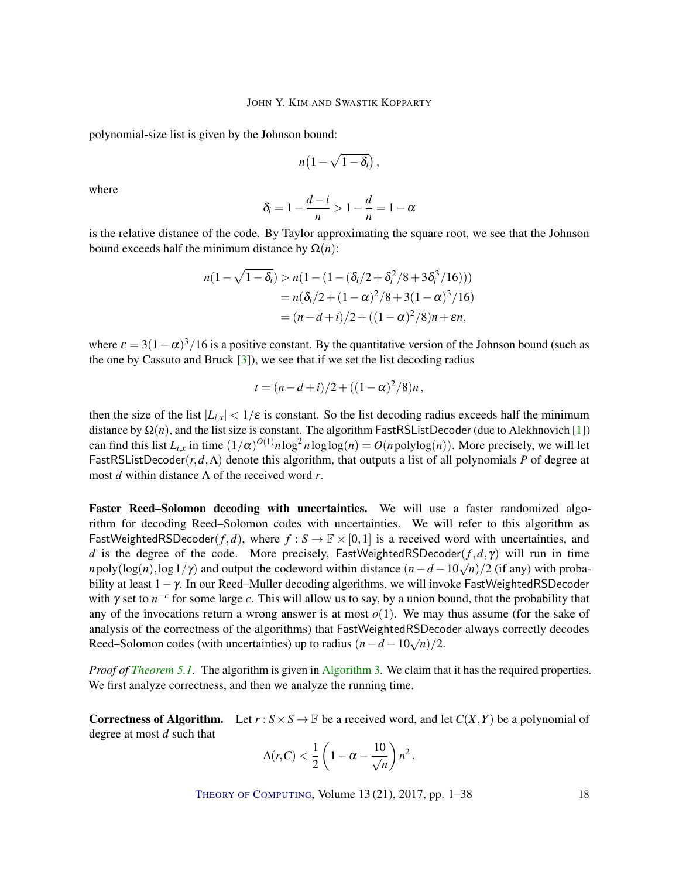polynomial-size list is given by the Johnson bound:

$$n\left(1-\sqrt{1-\delta_i}\right),$$

where

$$\delta_i = 1 - \frac{d-i}{n} > 1 - \frac{d}{n} = 1-\alpha$$

is the relative distance of the code. By Taylor approximating the square root, we see that the Johnson bound exceeds half the minimum distance by $\Omega(n)$:

$$\begin{aligned}
n(1-\sqrt{1-\delta_i}) &> n(1-(1-(\delta_i/2+\delta_i^2/8+3\delta_i^3/16))) \\
&= n(\delta_i/2+(1-\alpha)^2/8+3(1-\alpha)^3/16) \\
&= (n-d+i)/2+((1-\alpha)^2/8)n+\varepsilon n,
\end{aligned}$$

where $\varepsilon = 3(1-\alpha)^3/16$ is a positive constant. By the quantitative version of the Johnson bound (such as the one by Cassuto and Bruck [3]), we see that if we set the list decoding radius

$$t = (n-d+i)/2+((1-\alpha)^2/8)n,$$

then the size of the list $|L_{i,x}| < 1/\varepsilon$ is constant. So the list decoding radius exceeds half the minimum distance by $\Omega(n)$, and the list size is constant. The algorithm FastRSListDecoder (due to Alekhnovich [1]) can find this list $L_{i,x}$ in time $(1/\alpha)^{O(1)} n \log^2 n \log\log(n) = O(n \operatorname{polylog}(n))$. More precisely, we will let FastRSListDecoder$(r,d,\Lambda)$ denote this algorithm, that outputs a list of all polynomials $P$ of degree at most $d$ within distance $\Lambda$ of the received word $r$.

**Faster Reed–Solomon decoding with uncertainties.** We will use a faster randomized algorithm for decoding Reed–Solomon codes with uncertainties. We will refer to this algorithm as FastWeightedRSDecoder$(f,d)$, where $f : S \to \mathbb{F}\times[0,1]$ is a received word with uncertainties, and $d$ is the degree of the code. More precisely, FastWeightedRSDecoder$(f,d,\gamma)$ will run in time $n\operatorname{poly}(\log(n),\log 1/\gamma)$ and output the codeword within distance $(n-d-10\sqrt{n})/2$ (if any) with probability at least $1-\gamma$. In our Reed–Muller decoding algorithms, we will invoke FastWeightedRSDecoder with $\gamma$ set to $n^{-c}$ for some large $c$. This will allow us to say, by a union bound, that the probability that any of the invocations return a wrong answer is at most $o(1)$. We may thus assume (for the sake of analysis of the correctness of the algorithms) that FastWeightedRSDecoder always correctly decodes Reed–Solomon codes (with uncertainties) up to radius $(n-d-10\sqrt{n})/2$.

*Proof of Theorem 5.1.* The algorithm is given in Algorithm 3. We claim that it has the required properties. We first analyze correctness, and then we analyze the running time.

**Correctness of Algorithm.** Let $r : S\times S \to \mathbb{F}$ be a received word, and let $C(X,Y)$ be a polynomial of degree at most $d$ such that

$$\Delta(r,C) < \frac{1}{2}\left(1-\alpha-\frac{10}{\sqrt{n}}\right)n^2.$$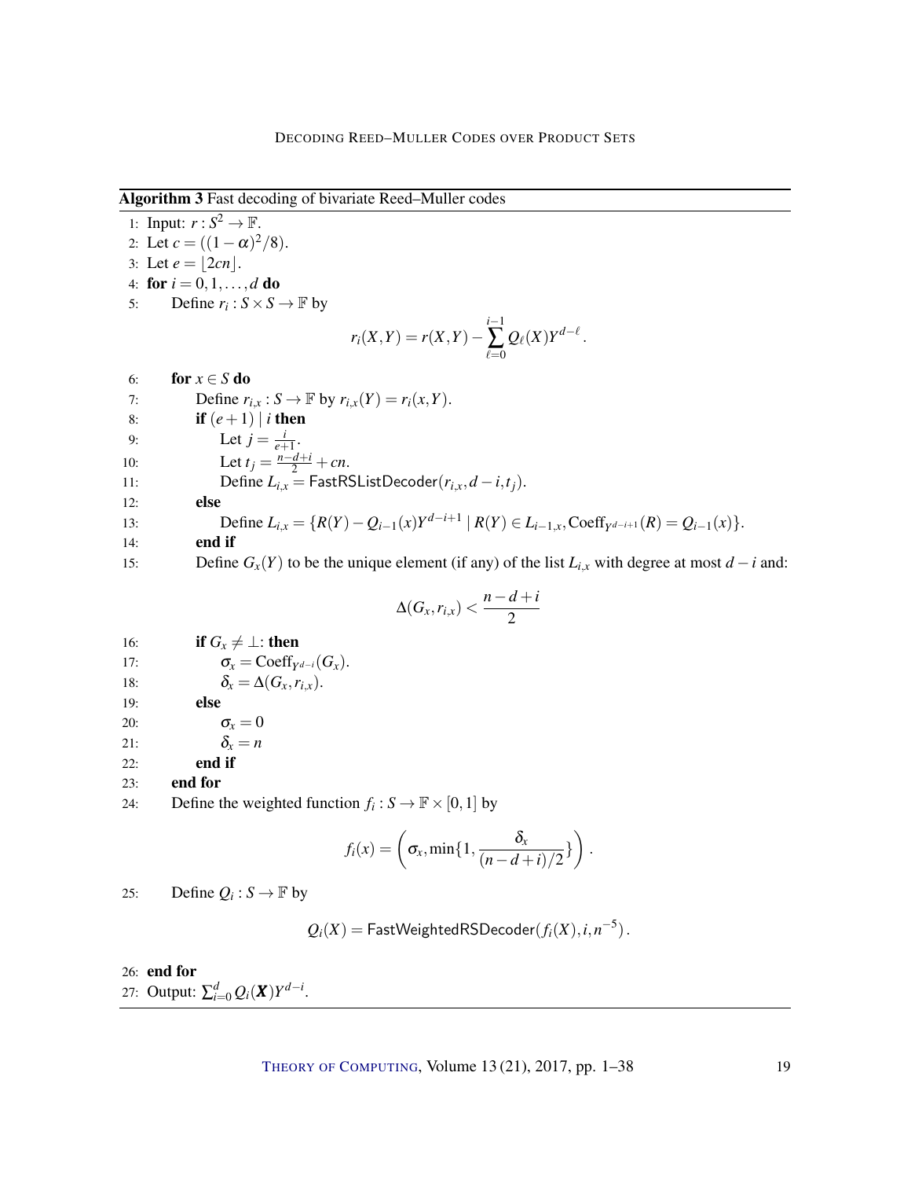**Algorithm 3** Fast decoding of bivariate Reed–Muller codes

```
1: Input: r : S^2 → F.
2: Let c = ((1 − α)^2/8).
3: Let e = ⌊2cn⌋.
4: for i = 0, 1, ..., d do
5:     Define r_i : S × S → F by
               r_i(X,Y) = r(X,Y) − Σ_{ℓ=0}^{i−1} Q_ℓ(X) Y^{d−ℓ}.
6:     for x ∈ S do
7:         Define r_{i,x} : S → F by r_{i,x}(Y) = r_i(x,Y).
8:         if (e + 1) | i then
9:             Let j = i/(e+1).
10:            Let t_j = (n−d+i)/2 + cn.
11:            Define L_{i,x} = FastRSListDecoder(r_{i,x}, d − i, t_j).
12:        else
13:            Define L_{i,x} = {R(Y) − Q_{i−1}(x) Y^{d−i+1} | R(Y) ∈ L_{i−1,x}, Coeff_{Y^{d−i+1}}(R) = Q_{i−1}(x)}.
14:        end if
15:        Define G_x(Y) to be the unique element (if any) of the list L_{i,x} with degree at most d − i and:
               Δ(G_x, r_{i,x}) < (n−d+i)/2
16:        if G_x ≠ ⊥: then
17:            σ_x = Coeff_{Y^{d−i}}(G_x).
18:            δ_x = Δ(G_x, r_{i,x}).
19:        else
20:            σ_x = 0
21:            δ_x = n
22:        end if
23:    end for
24:    Define the weighted function f_i : S → F × [0,1] by
               f_i(x) = (σ_x, min{1, δ_x / ((n−d+i)/2)}).
25:    Define Q_i : S → F by
               Q_i(X) = FastWeightedRSDecoder(f_i(X), i, n^{−5}).
26: end for
27: Output: Σ_{i=0}^{d} Q_i(X) Y^{d−i}.
```

Equations in the algorithm:

Line 5:
$$r_i(X,Y) = r(X,Y) - \sum_{\ell=0}^{i-1} Q_\ell(X) Y^{d-\ell}.$$

Line 15:
$$\Delta(G_x, r_{i,x}) < \frac{n-d+i}{2}$$

Line 24:
$$f_i(x) = \left(\sigma_x, \min\{1, \frac{\delta_x}{(n-d+i)/2}\}\right).$$

Line 25:
$$Q_i(X) = \mathsf{FastWeightedRSDecoder}(f_i(X), i, n^{-5}).$$

Line 27: Output: $\sum_{i=0}^{d} Q_i(\boldsymbol{X}) Y^{d-i}$.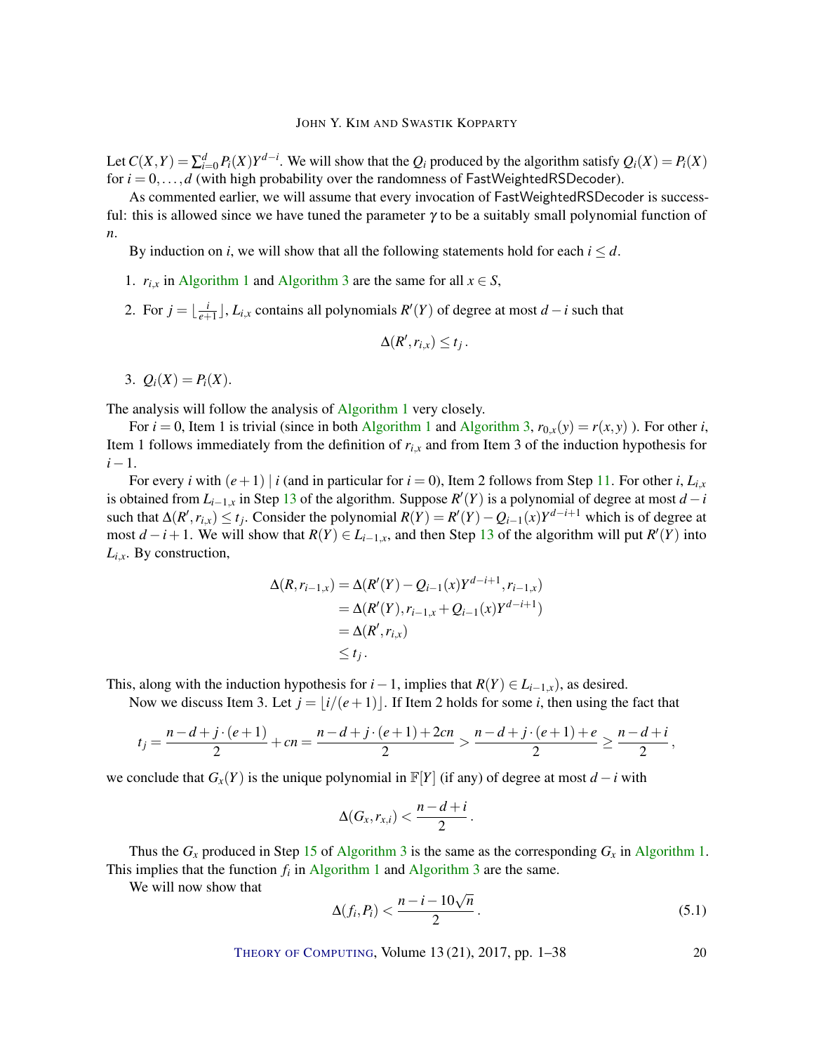Let $C(X,Y) = \sum_{i=0}^{d} P_i(X) Y^{d-i}$. We will show that the $Q_i$ produced by the algorithm satisfy $Q_i(X) = P_i(X)$ for $i = 0, \ldots, d$ (with high probability over the randomness of FastWeightedRSDecoder).

As commented earlier, we will assume that every invocation of FastWeightedRSDecoder is successful: this is allowed since we have tuned the parameter $\gamma$ to be a suitably small polynomial function of $n$.

By induction on $i$, we will show that all the following statements hold for each $i \leq d$.

1. $r_{i,x}$ in Algorithm 1 and Algorithm 3 are the same for all $x \in S$,
2. For $j = \lfloor \frac{i}{e+1} \rfloor$, $L_{i,x}$ contains all polynomials $R'(Y)$ of degree at most $d-i$ such that
$$\Delta(R', r_{i,x}) \leq t_j\,.$$
3. $Q_i(X) = P_i(X)$.

The analysis will follow the analysis of Algorithm 1 very closely.

For $i = 0$, Item 1 is trivial (since in both Algorithm 1 and Algorithm 3, $r_{0,x}(y) = r(x,y)$ ). For other $i$, Item 1 follows immediately from the definition of $r_{i,x}$ and from Item 3 of the induction hypothesis for $i-1$.

For every $i$ with $(e+1) \mid i$ (and in particular for $i = 0$), Item 2 follows from Step 11. For other $i$, $L_{i,x}$ is obtained from $L_{i-1,x}$ in Step 13 of the algorithm. Suppose $R'(Y)$ is a polynomial of degree at most $d-i$ such that $\Delta(R', r_{i,x}) \leq t_j$. Consider the polynomial $R(Y) = R'(Y) - Q_{i-1}(x) Y^{d-i+1}$ which is of degree at most $d-i+1$. We will show that $R(Y) \in L_{i-1,x}$, and then Step 13 of the algorithm will put $R'(Y)$ into $L_{i,x}$. By construction,

$$\begin{aligned}
\Delta(R, r_{i-1,x}) &= \Delta(R'(Y) - Q_{i-1}(x)Y^{d-i+1}, r_{i-1,x}) \\
&= \Delta(R'(Y), r_{i-1,x} + Q_{i-1}(x) Y^{d-i+1}) \\
&= \Delta(R', r_{i,x}) \\
&\leq t_j\,.
\end{aligned}$$

This, along with the induction hypothesis for $i-1$, implies that $R(Y) \in L_{i-1,x}$), as desired.

Now we discuss Item 3. Let $j = \lfloor i/(e+1) \rfloor$. If Item 2 holds for some $i$, then using the fact that

$$t_j = \frac{n-d+j\cdot(e+1)}{2} + cn = \frac{n-d+j\cdot(e+1)+2cn}{2} > \frac{n-d+j\cdot(e+1)+e}{2} \geq \frac{n-d+i}{2}\,,$$

we conclude that $G_x(Y)$ is the unique polynomial in $\mathbb{F}[Y]$ (if any) of degree at most $d-i$ with

$$\Delta(G_x, r_{x,i}) < \frac{n-d+i}{2}\,.$$

Thus the $G_x$ produced in Step 15 of Algorithm 3 is the same as the corresponding $G_x$ in Algorithm 1. This implies that the function $f_i$ in Algorithm 1 and Algorithm 3 are the same.

We will now show that

$$\Delta(f_i, P_i) < \frac{n-i-10\sqrt{n}}{2}\,. \tag{5.1}$$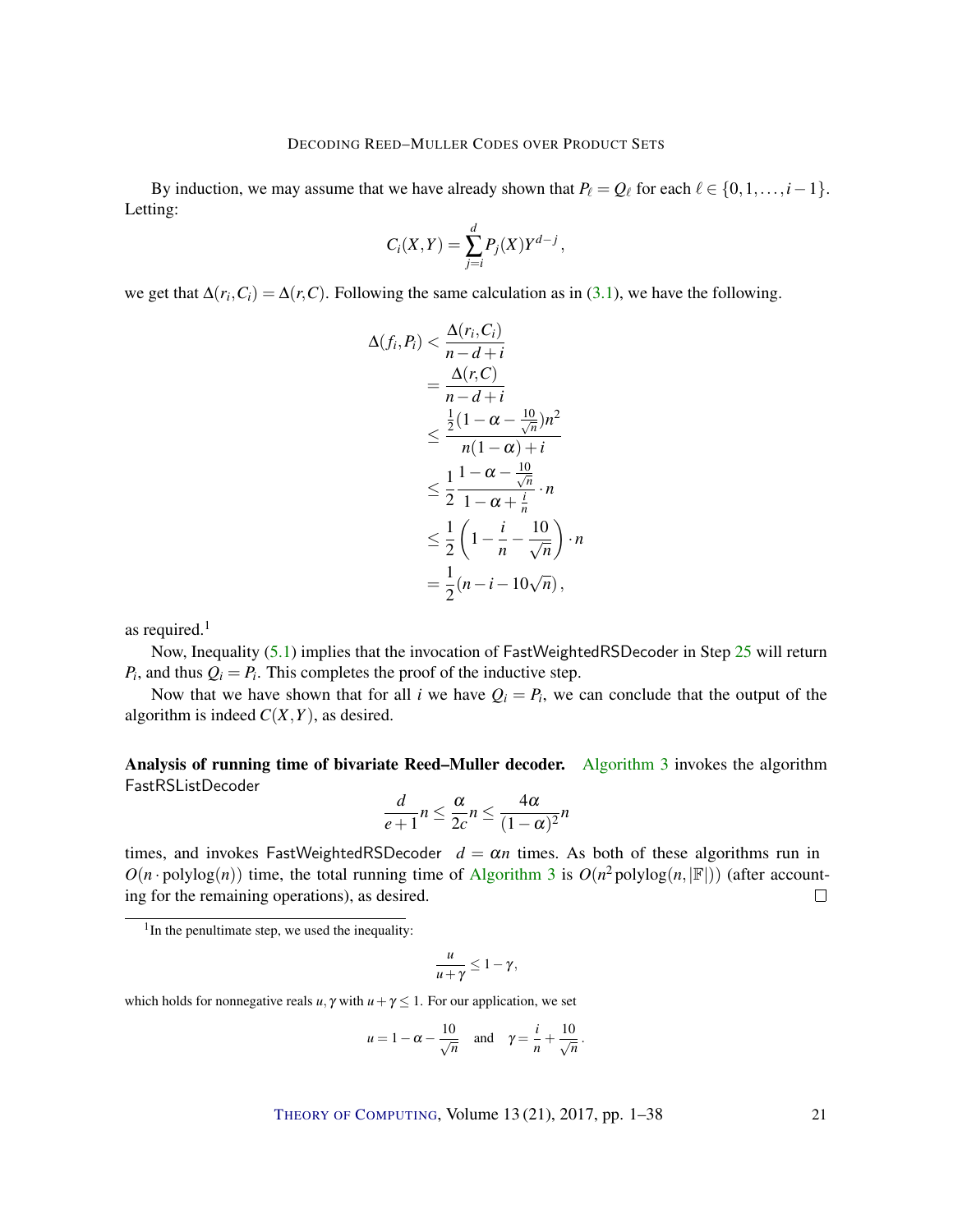By induction, we may assume that we have already shown that $P_\ell = Q_\ell$ for each $\ell \in \{0,1,\dots,i-1\}$. Letting:

$$C_i(X,Y) = \sum_{j=i}^{d} P_j(X) Y^{d-j},$$

we get that $\Delta(r_i, C_i) = \Delta(r, C)$. Following the same calculation as in (3.1), we have the following.

$$\begin{aligned}
\Delta(f_i, P_i) &< \frac{\Delta(r_i, C_i)}{n-d+i} \\
&= \frac{\Delta(r, C)}{n-d+i} \\
&\le \frac{\frac{1}{2}(1-\alpha-\frac{10}{\sqrt{n}})n^2}{n(1-\alpha)+i} \\
&\le \frac{1}{2}\frac{1-\alpha-\frac{10}{\sqrt{n}}}{1-\alpha+\frac{i}{n}} \cdot n \\
&\le \frac{1}{2}\left(1-\frac{i}{n}-\frac{10}{\sqrt{n}}\right)\cdot n \\
&= \frac{1}{2}(n-i-10\sqrt{n}),
\end{aligned}$$

as required.[1]

Now, Inequality (5.1) implies that the invocation of FastWeightedRSDecoder in Step 25 will return $P_i$, and thus $Q_i = P_i$. This completes the proof of the inductive step.

Now that we have shown that for all $i$ we have $Q_i = P_i$, we can conclude that the output of the algorithm is indeed $C(X,Y)$, as desired.

**Analysis of running time of bivariate Reed–Muller decoder.** Algorithm 3 invokes the algorithm FastRSListDecoder

$$\frac{d}{e+1}n \le \frac{\alpha}{2c}n \le \frac{4\alpha}{(1-\alpha)^2}n$$

times, and invokes FastWeightedRSDecoder $d = \alpha n$ times. As both of these algorithms run in $O(n \cdot \operatorname{polylog}(n))$ time, the total running time of Algorithm 3 is $O(n^2 \operatorname{polylog}(n, |\mathbb{F}|))$ (after accounting for the remaining operations), as desired. $\square$

[1] In the penultimate step, we used the inequality:

$$\frac{u}{u+\gamma} \le 1-\gamma,$$

which holds for nonnegative reals $u, \gamma$ with $u+\gamma \le 1$. For our application, we set

$$u = 1-\alpha-\frac{10}{\sqrt{n}} \quad \text{and} \quad \gamma = \frac{i}{n}+\frac{10}{\sqrt{n}}.$$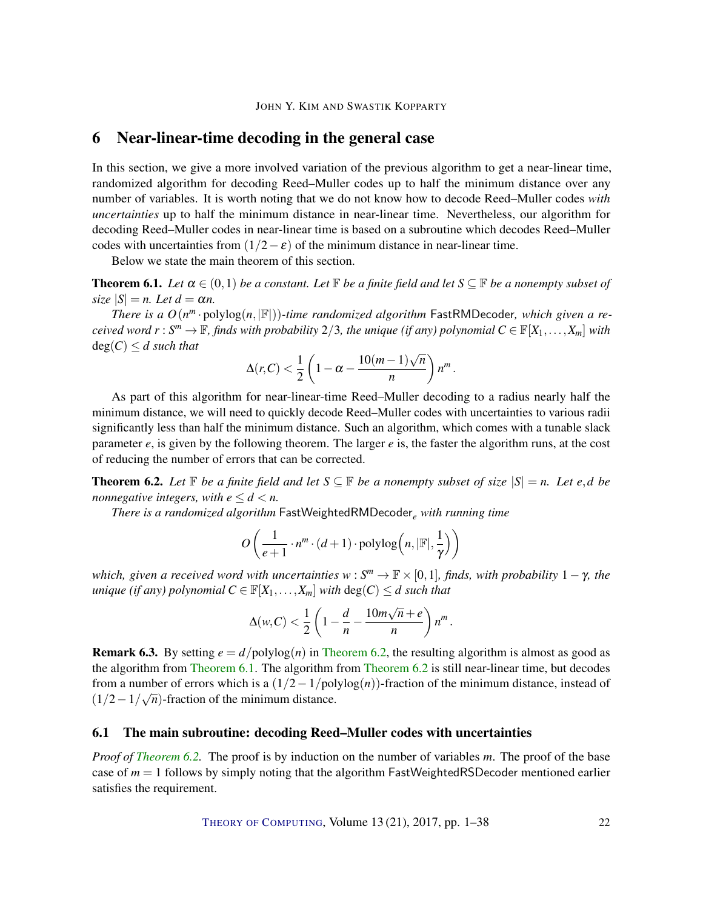## 6 Near-linear-time decoding in the general case

In this section, we give a more involved variation of the previous algorithm to get a near-linear time, randomized algorithm for decoding Reed–Muller codes up to half the minimum distance over any number of variables. It is worth noting that we do not know how to decode Reed–Muller codes *with uncertainties* up to half the minimum distance in near-linear time. Nevertheless, our algorithm for decoding Reed–Muller codes in near-linear time is based on a subroutine which decodes Reed–Muller codes with uncertainties from $(1/2-\varepsilon)$ of the minimum distance in near-linear time.

Below we state the main theorem of this section.

**Theorem 6.1.** *Let $\alpha \in (0,1)$ be a constant. Let $\mathbb{F}$ be a finite field and let $S \subseteq \mathbb{F}$ be a nonempty subset of size $|S| = n$. Let $d = \alpha n$.*

*There is a $O(n^m \cdot \mathrm{polylog}(n, |\mathbb{F}|))$-time randomized algorithm* FastRMDecoder*, which given a received word $r : S^m \to \mathbb{F}$, finds with probability $2/3$, the unique (if any) polynomial $C \in \mathbb{F}[X_1, \dots, X_m]$ with $\deg(C) \le d$ such that*

$$\Delta(r,C) < \frac{1}{2}\left(1 - \alpha - \frac{10(m-1)\sqrt{n}}{n}\right) n^m .$$

As part of this algorithm for near-linear-time Reed–Muller decoding to a radius nearly half the minimum distance, we will need to quickly decode Reed–Muller codes with uncertainties to various radii significantly less than half the minimum distance. Such an algorithm, which comes with a tunable slack parameter $e$, is given by the following theorem. The larger $e$ is, the faster the algorithm runs, at the cost of reducing the number of errors that can be corrected.

**Theorem 6.2.** *Let $\mathbb{F}$ be a finite field and let $S \subseteq \mathbb{F}$ be a nonempty subset of size $|S| = n$. Let $e, d$ be nonnegative integers, with $e \le d < n$.*

*There is a randomized algorithm* $\mathsf{FastWeightedRMDecoder}_e$ *with running time*

$$O\left(\frac{1}{e+1} \cdot n^m \cdot (d+1) \cdot \mathrm{polylog}\left(n, |\mathbb{F}|, \frac{1}{\gamma}\right)\right)$$

*which, given a received word with uncertainties $w : S^m \to \mathbb{F} \times [0,1]$, finds, with probability $1-\gamma$, the unique (if any) polynomial $C \in \mathbb{F}[X_1, \dots, X_m]$ with $\deg(C) \le d$ such that*

$$\Delta(w,C) < \frac{1}{2}\left(1 - \frac{d}{n} - \frac{10m\sqrt{n} + e}{n}\right) n^m .$$

**Remark 6.3.** By setting $e = d/\mathrm{polylog}(n)$ in Theorem 6.2, the resulting algorithm is almost as good as the algorithm from Theorem 6.1. The algorithm from Theorem 6.2 is still near-linear time, but decodes from a number of errors which is a $(1/2 - 1/\mathrm{polylog}(n))$-fraction of the minimum distance, instead of $(1/2 - 1/\sqrt{n})$-fraction of the minimum distance.

### 6.1 The main subroutine: decoding Reed–Muller codes with uncertainties

*Proof of Theorem 6.2.* The proof is by induction on the number of variables $m$. The proof of the base case of $m = 1$ follows by simply noting that the algorithm FastWeightedRSDecoder mentioned earlier satisfies the requirement.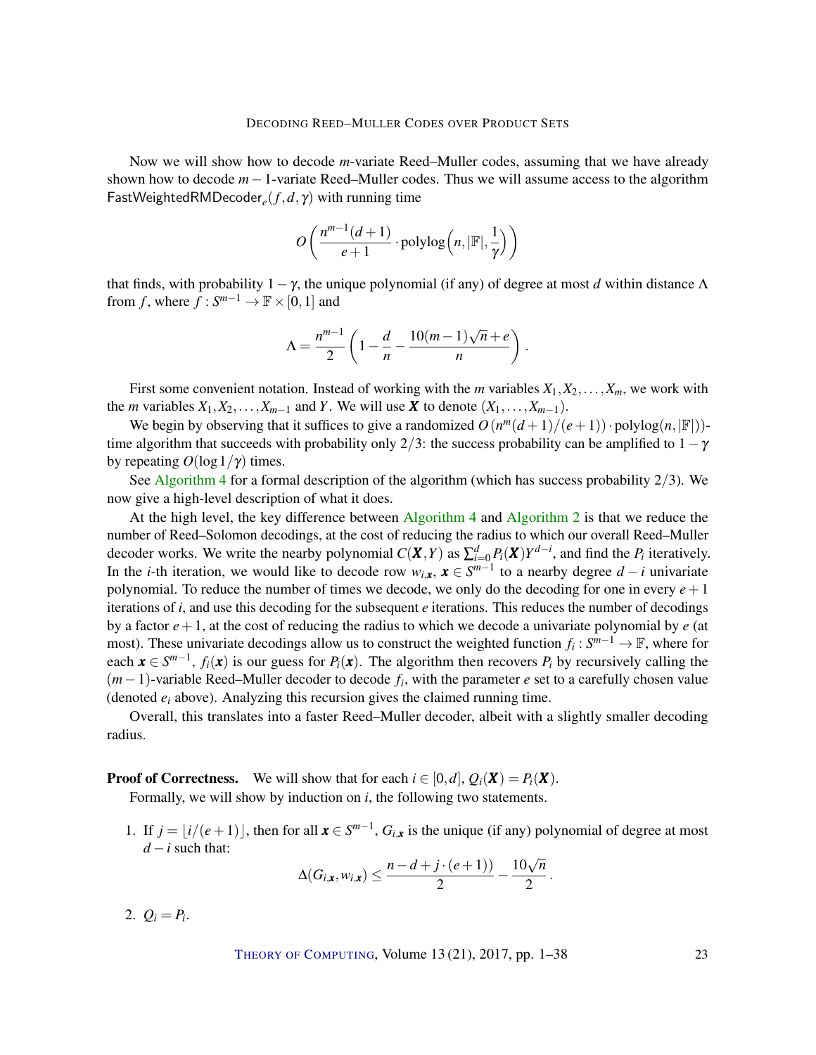Now we will show how to decode $m$-variate Reed–Muller codes, assuming that we have already shown how to decode $m-1$-variate Reed–Muller codes. Thus we will assume access to the algorithm $\mathsf{FastWeightedRMDecoder}_e(f,d,\gamma)$ with running time

$$O\left(\frac{n^{m-1}(d+1)}{e+1}\cdot \operatorname{polylog}\left(n,|\mathbb{F}|,\frac{1}{\gamma}\right)\right)$$

that finds, with probability $1-\gamma$, the unique polynomial (if any) of degree at most $d$ within distance $\Lambda$ from $f$, where $f : S^{m-1} \to \mathbb{F}\times[0,1]$ and

$$\Lambda = \frac{n^{m-1}}{2}\left(1-\frac{d}{n}-\frac{10(m-1)\sqrt{n}+e}{n}\right).$$

First some convenient notation. Instead of working with the $m$ variables $X_1, X_2, \ldots, X_m$, we work with the $m$ variables $X_1, X_2, \ldots, X_{m-1}$ and $Y$. We will use $\boldsymbol{X}$ to denote $(X_1,\ldots,X_{m-1})$.

We begin by observing that it suffices to give a randomized $O(n^m(d+1)/(e+1))\cdot \operatorname{polylog}(n,|\mathbb{F}|))$-time algorithm that succeeds with probability only $2/3$: the success probability can be amplified to $1-\gamma$ by repeating $O(\log 1/\gamma)$ times.

See Algorithm 4 for a formal description of the algorithm (which has success probability $2/3$). We now give a high-level description of what it does.

At the high level, the key difference between Algorithm 4 and Algorithm 2 is that we reduce the number of Reed–Solomon decodings, at the cost of reducing the radius to which our overall Reed–Muller decoder works. We write the nearby polynomial $C(\boldsymbol{X},Y)$ as $\sum_{i=0}^{d} P_i(\boldsymbol{X})Y^{d-i}$, and find the $P_i$ iteratively. In the $i$-th iteration, we would like to decode row $w_{i,\boldsymbol{x}}$, $\boldsymbol{x}\in S^{m-1}$ to a nearby degree $d-i$ univariate polynomial. To reduce the number of times we decode, we only do the decoding for one in every $e+1$ iterations of $i$, and use this decoding for the subsequent $e$ iterations. This reduces the number of decodings by a factor $e+1$, at the cost of reducing the radius to which we decode a univariate polynomial by $e$ (at most). These univariate decodings allow us to construct the weighted function $f_i : S^{m-1}\to\mathbb{F}$, where for each $\boldsymbol{x}\in S^{m-1}$, $f_i(\boldsymbol{x})$ is our guess for $P_i(\boldsymbol{x})$. The algorithm then recovers $P_i$ by recursively calling the $(m-1)$-variable Reed–Muller decoder to decode $f_i$, with the parameter $e$ set to a carefully chosen value (denoted $e_i$ above). Analyzing this recursion gives the claimed running time.

Overall, this translates into a faster Reed–Muller decoder, albeit with a slightly smaller decoding radius.

**Proof of Correctness.** We will show that for each $i\in[0,d]$, $Q_i(\boldsymbol{X}) = P_i(\boldsymbol{X})$.

Formally, we will show by induction on $i$, the following two statements.

1. If $j = \lfloor i/(e+1)\rfloor$, then for all $\boldsymbol{x}\in S^{m-1}$, $G_{i,\boldsymbol{x}}$ is the unique (if any) polynomial of degree at most $d-i$ such that:
$$\Delta(G_{i,\boldsymbol{x}}, w_{i,\boldsymbol{x}}) \le \frac{n-d+j\cdot(e+1))}{2} - \frac{10\sqrt{n}}{2}.$$

2. $Q_i = P_i$.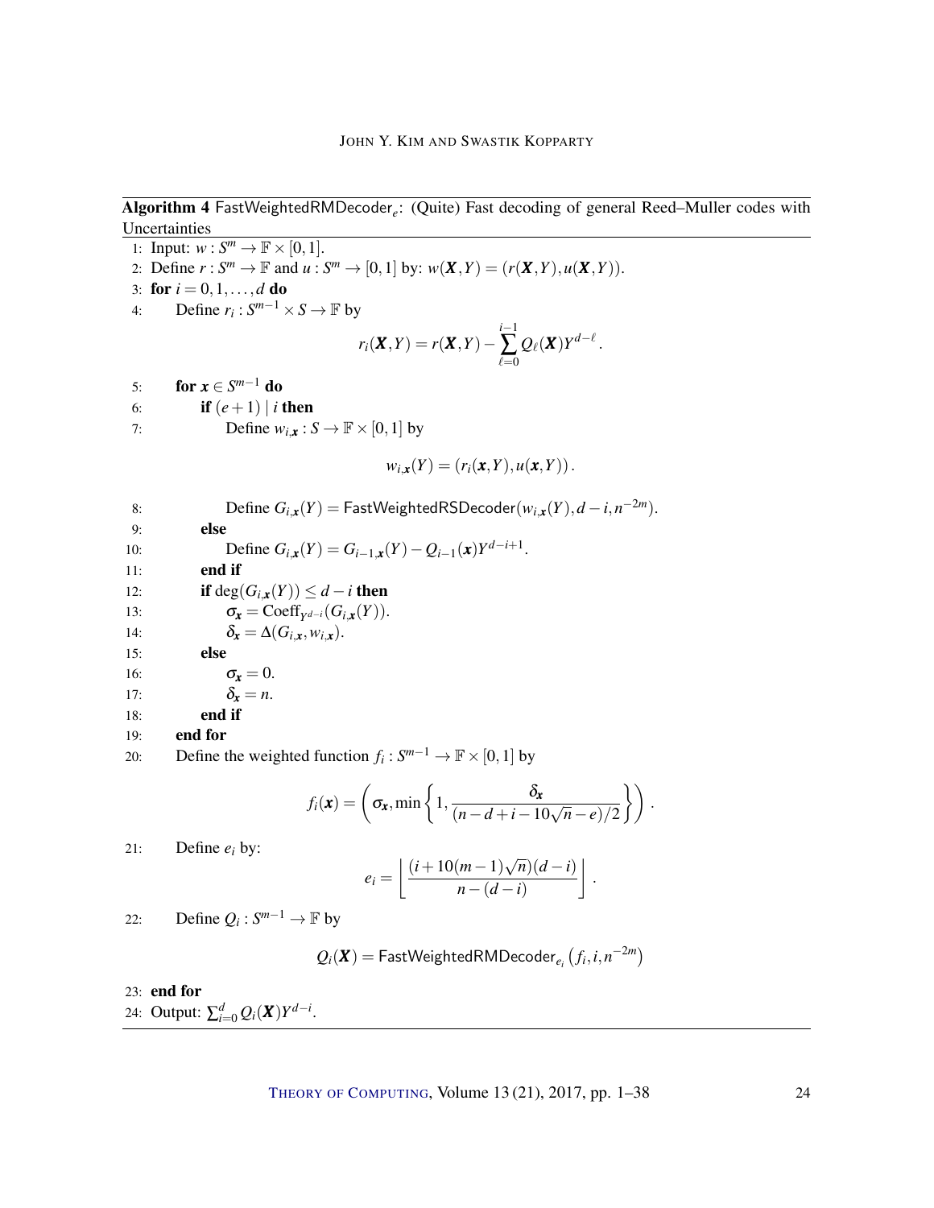**Algorithm 4** $\mathsf{FastWeightedRMDecoder}_e$: (Quite) Fast decoding of general Reed–Muller codes with Uncertainties

1: Input: $w : S^m \to \mathbb{F} \times [0,1]$.

2: Define $r : S^m \to \mathbb{F}$ and $u : S^m \to [0,1]$ by: $w(\boldsymbol{X}, Y) = (r(\boldsymbol{X}, Y), u(\boldsymbol{X}, Y))$.

3: **for** $i = 0, 1, \ldots, d$ **do**

4: Define $r_i : S^{m-1} \times S \to \mathbb{F}$ by

$$r_i(\boldsymbol{X}, Y) = r(\boldsymbol{X}, Y) - \sum_{\ell=0}^{i-1} Q_\ell(\boldsymbol{X}) Y^{d-\ell}.$$

5: **for** $\boldsymbol{x} \in S^{m-1}$ **do**

6: **if** $(e+1) \mid i$ **then**

7: Define $w_{i,\boldsymbol{x}} : S \to \mathbb{F} \times [0,1]$ by

$$w_{i,\boldsymbol{x}}(Y) = (r_i(\boldsymbol{x}, Y), u(\boldsymbol{x}, Y)).$$

8: Define $G_{i,\boldsymbol{x}}(Y) = \mathsf{FastWeightedRSDecoder}(w_{i,\boldsymbol{x}}(Y), d-i, n^{-2m})$.

9: **else**

10: Define $G_{i,\boldsymbol{x}}(Y) = G_{i-1,\boldsymbol{x}}(Y) - Q_{i-1}(\boldsymbol{x}) Y^{d-i+1}$.

11: **end if**

12: **if** $\deg(G_{i,\boldsymbol{x}}(Y)) \le d-i$ **then**

13: $\sigma_{\boldsymbol{x}} = \mathrm{Coeff}_{Y^{d-i}}(G_{i,\boldsymbol{x}}(Y))$.

14: $\delta_{\boldsymbol{x}} = \Delta(G_{i,\boldsymbol{x}}, w_{i,\boldsymbol{x}})$.

15: **else**

16: $\sigma_{\boldsymbol{x}} = 0$.

17: $\delta_{\boldsymbol{x}} = n$.

18: **end if**

19: **end for**

20: Define the weighted function $f_i : S^{m-1} \to \mathbb{F} \times [0,1]$ by

$$f_i(\boldsymbol{x}) = \left( \sigma_{\boldsymbol{x}}, \min\left\{ 1, \frac{\delta_{\boldsymbol{x}}}{(n-d+i-10\sqrt{n}-e)/2} \right\} \right).$$

21: Define $e_i$ by:

$$e_i = \left\lfloor \frac{(i + 10(m-1)\sqrt{n})(d-i)}{n-(d-i)} \right\rfloor.$$

22: Define $Q_i : S^{m-1} \to \mathbb{F}$ by

$$Q_i(\boldsymbol{X}) = \mathsf{FastWeightedRMDecoder}_{e_i}\left(f_i, i, n^{-2m}\right)$$

23: **end for**

24: Output: $\sum_{i=0}^{d} Q_i(\boldsymbol{X}) Y^{d-i}$.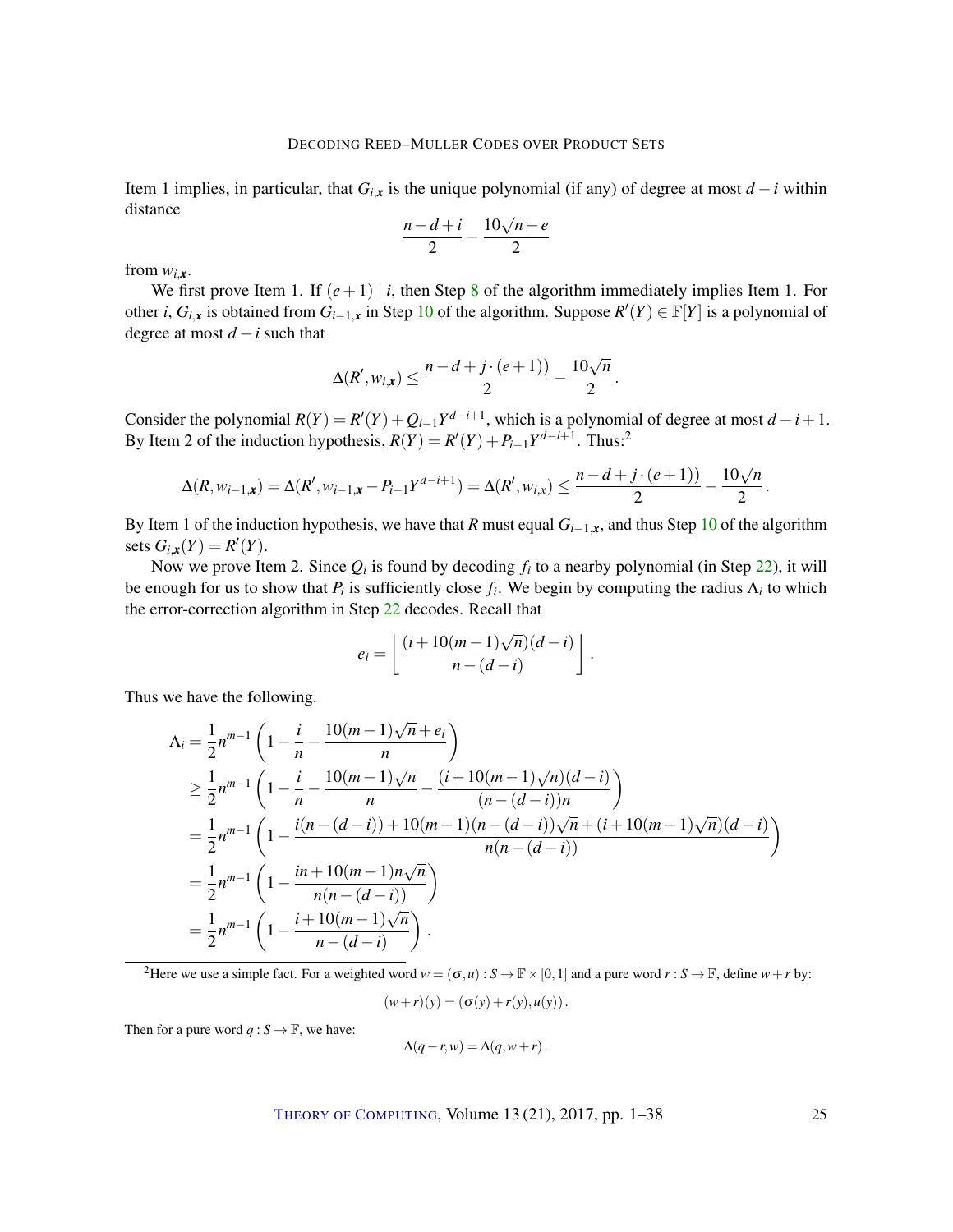Item 1 implies, in particular, that $G_{i,\boldsymbol{x}}$ is the unique polynomial (if any) of degree at most $d-i$ within distance

$$\frac{n-d+i}{2} - \frac{10\sqrt{n}+e}{2}$$

from $w_{i,\boldsymbol{x}}$.

We first prove Item 1. If $(e+1) \mid i$, then Step 8 of the algorithm immediately implies Item 1. For other $i$, $G_{i,\boldsymbol{x}}$ is obtained from $G_{i-1,\boldsymbol{x}}$ in Step 10 of the algorithm. Suppose $R'(Y) \in \mathbb{F}[Y]$ is a polynomial of degree at most $d-i$ such that

$$\Delta(R', w_{i,\boldsymbol{x}}) \leq \frac{n-d+j\cdot(e+1))}{2} - \frac{10\sqrt{n}}{2}.$$

Consider the polynomial $R(Y) = R'(Y) + Q_{i-1}Y^{d-i+1}$, which is a polynomial of degree at most $d-i+1$. By Item 2 of the induction hypothesis, $R(Y) = R'(Y) + P_{i-1}Y^{d-i+1}$. Thus:[2]

$$\Delta(R, w_{i-1,\boldsymbol{x}}) = \Delta(R', w_{i-1,\boldsymbol{x}} - P_{i-1}Y^{d-i+1}) = \Delta(R', w_{i,x}) \leq \frac{n-d+j\cdot(e+1))}{2} - \frac{10\sqrt{n}}{2}.$$

By Item 1 of the induction hypothesis, we have that $R$ must equal $G_{i-1,\boldsymbol{x}}$, and thus Step 10 of the algorithm sets $G_{i,\boldsymbol{x}}(Y) = R'(Y)$.

Now we prove Item 2. Since $Q_i$ is found by decoding $f_i$ to a nearby polynomial (in Step 22), it will be enough for us to show that $P_i$ is sufficiently close $f_i$. We begin by computing the radius $\Lambda_i$ to which the error-correction algorithm in Step 22 decodes. Recall that

$$e_i = \left\lfloor \frac{(i+10(m-1)\sqrt{n})(d-i)}{n-(d-i)} \right\rfloor.$$

Thus we have the following.

$$\begin{aligned}
\Lambda_i &= \frac{1}{2}n^{m-1}\left(1 - \frac{i}{n} - \frac{10(m-1)\sqrt{n}+e_i}{n}\right) \\
&\geq \frac{1}{2}n^{m-1}\left(1 - \frac{i}{n} - \frac{10(m-1)\sqrt{n}}{n} - \frac{(i+10(m-1)\sqrt{n})(d-i)}{(n-(d-i))n}\right) \\
&= \frac{1}{2}n^{m-1}\left(1 - \frac{i(n-(d-i)) + 10(m-1)(n-(d-i))\sqrt{n} + (i+10(m-1)\sqrt{n})(d-i)}{n(n-(d-i))}\right) \\
&= \frac{1}{2}n^{m-1}\left(1 - \frac{in + 10(m-1)n\sqrt{n}}{n(n-(d-i))}\right) \\
&= \frac{1}{2}n^{m-1}\left(1 - \frac{i+10(m-1)\sqrt{n}}{n-(d-i)}\right).
\end{aligned}$$

---

[2] Here we use a simple fact. For a weighted word $w = (\sigma, u) : S \to \mathbb{F} \times [0,1]$ and a pure word $r : S \to \mathbb{F}$, define $w + r$ by:

$$(w+r)(y) = (\sigma(y) + r(y), u(y)).$$

Then for a pure word $q : S \to \mathbb{F}$, we have:

$$\Delta(q-r, w) = \Delta(q, w+r).$$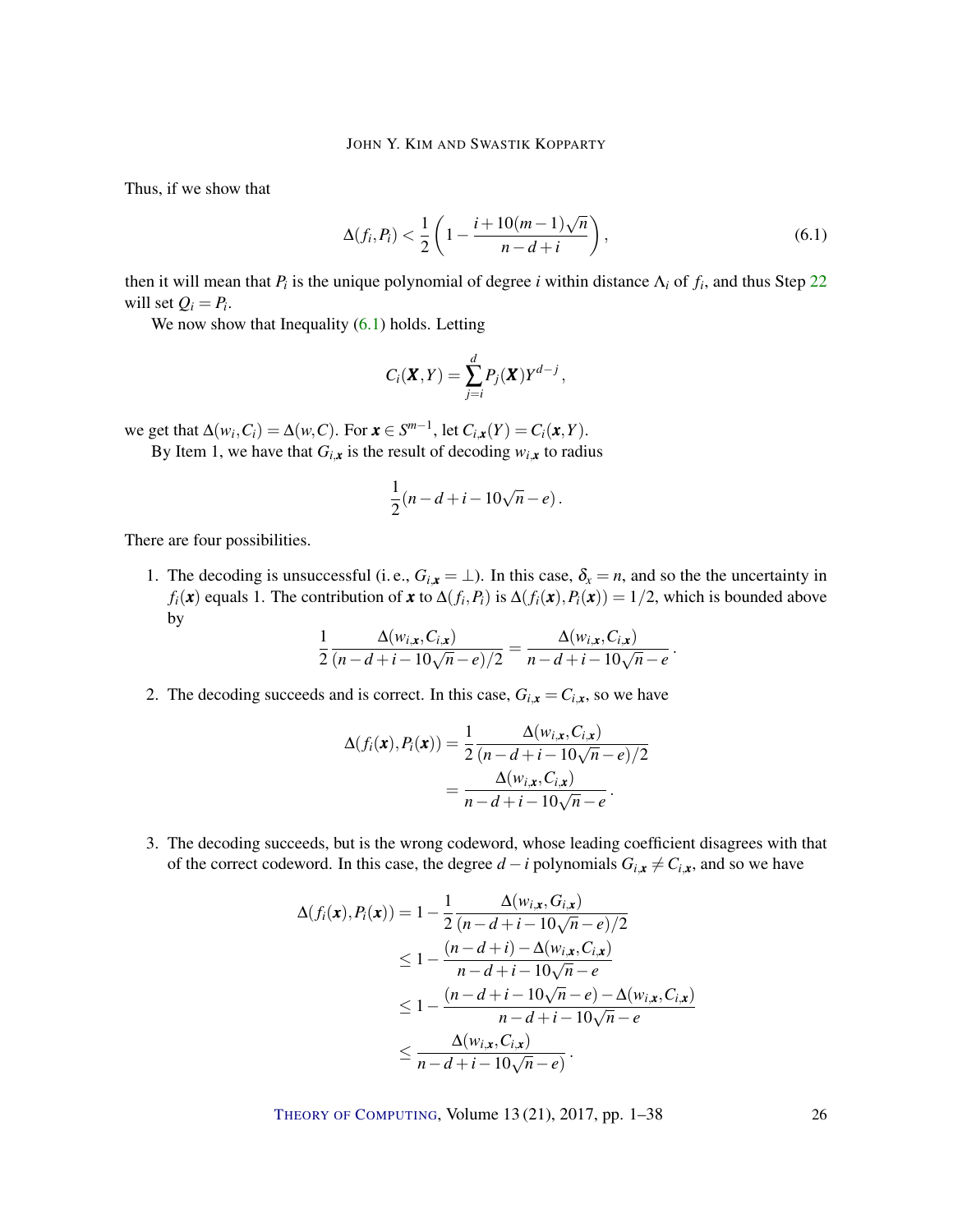Thus, if we show that

$$\Delta(f_i, P_i) < \frac{1}{2}\left(1 - \frac{i + 10(m-1)\sqrt{n}}{n-d+i}\right), \tag{6.1}$$

then it will mean that $P_i$ is the unique polynomial of degree $i$ within distance $\Lambda_i$ of $f_i$, and thus Step 22 will set $Q_i = P_i$.

We now show that Inequality (6.1) holds. Letting

$$C_i(\boldsymbol{X}, Y) = \sum_{j=i}^{d} P_j(\boldsymbol{X}) Y^{d-j},$$

we get that $\Delta(w_i, C_i) = \Delta(w, C)$. For $\boldsymbol{x} \in S^{m-1}$, let $C_{i,\boldsymbol{x}}(Y) = C_i(\boldsymbol{x}, Y)$.

By Item 1, we have that $G_{i,\boldsymbol{x}}$ is the result of decoding $w_{i,\boldsymbol{x}}$ to radius

$$\frac{1}{2}(n - d + i - 10\sqrt{n} - e).$$

There are four possibilities.

1. The decoding is unsuccessful (i. e., $G_{i,\boldsymbol{x}} = \perp$). In this case, $\delta_x = n$, and so the the uncertainty in $f_i(\boldsymbol{x})$ equals 1. The contribution of $\boldsymbol{x}$ to $\Delta(f_i, P_i)$ is $\Delta(f_i(\boldsymbol{x}), P_i(\boldsymbol{x})) = 1/2$, which is bounded above by
$$\frac{1}{2}\frac{\Delta(w_{i,\boldsymbol{x}}, C_{i,\boldsymbol{x}})}{(n-d+i-10\sqrt{n}-e)/2} = \frac{\Delta(w_{i,\boldsymbol{x}}, C_{i,\boldsymbol{x}})}{n-d+i-10\sqrt{n}-e}.$$

2. The decoding succeeds and is correct. In this case, $G_{i,\boldsymbol{x}} = C_{i,\boldsymbol{x}}$, so we have
$$\begin{aligned}
\Delta(f_i(\boldsymbol{x}), P_i(\boldsymbol{x})) &= \frac{1}{2}\frac{\Delta(w_{i,\boldsymbol{x}}, C_{i,\boldsymbol{x}})}{(n-d+i-10\sqrt{n}-e)/2} \\
&= \frac{\Delta(w_{i,\boldsymbol{x}}, C_{i,\boldsymbol{x}})}{n-d+i-10\sqrt{n}-e}.
\end{aligned}$$

3. The decoding succeeds, but is the wrong codeword, whose leading coefficient disagrees with that of the correct codeword. In this case, the degree $d-i$ polynomials $G_{i,\boldsymbol{x}} \neq C_{i,\boldsymbol{x}}$, and so we have
$$\begin{aligned}
\Delta(f_i(\boldsymbol{x}), P_i(\boldsymbol{x})) &= 1 - \frac{1}{2}\frac{\Delta(w_{i,\boldsymbol{x}}, G_{i,\boldsymbol{x}})}{(n-d+i-10\sqrt{n}-e)/2} \\
&\leq 1 - \frac{(n-d+i) - \Delta(w_{i,\boldsymbol{x}}, C_{i,\boldsymbol{x}})}{n-d+i-10\sqrt{n}-e} \\
&\leq 1 - \frac{(n-d+i-10\sqrt{n}-e) - \Delta(w_{i,\boldsymbol{x}}, C_{i,\boldsymbol{x}})}{n-d+i-10\sqrt{n}-e} \\
&\leq \frac{\Delta(w_{i,\boldsymbol{x}}, C_{i,\boldsymbol{x}})}{n-d+i-10\sqrt{n}-e)}.
\end{aligned}$$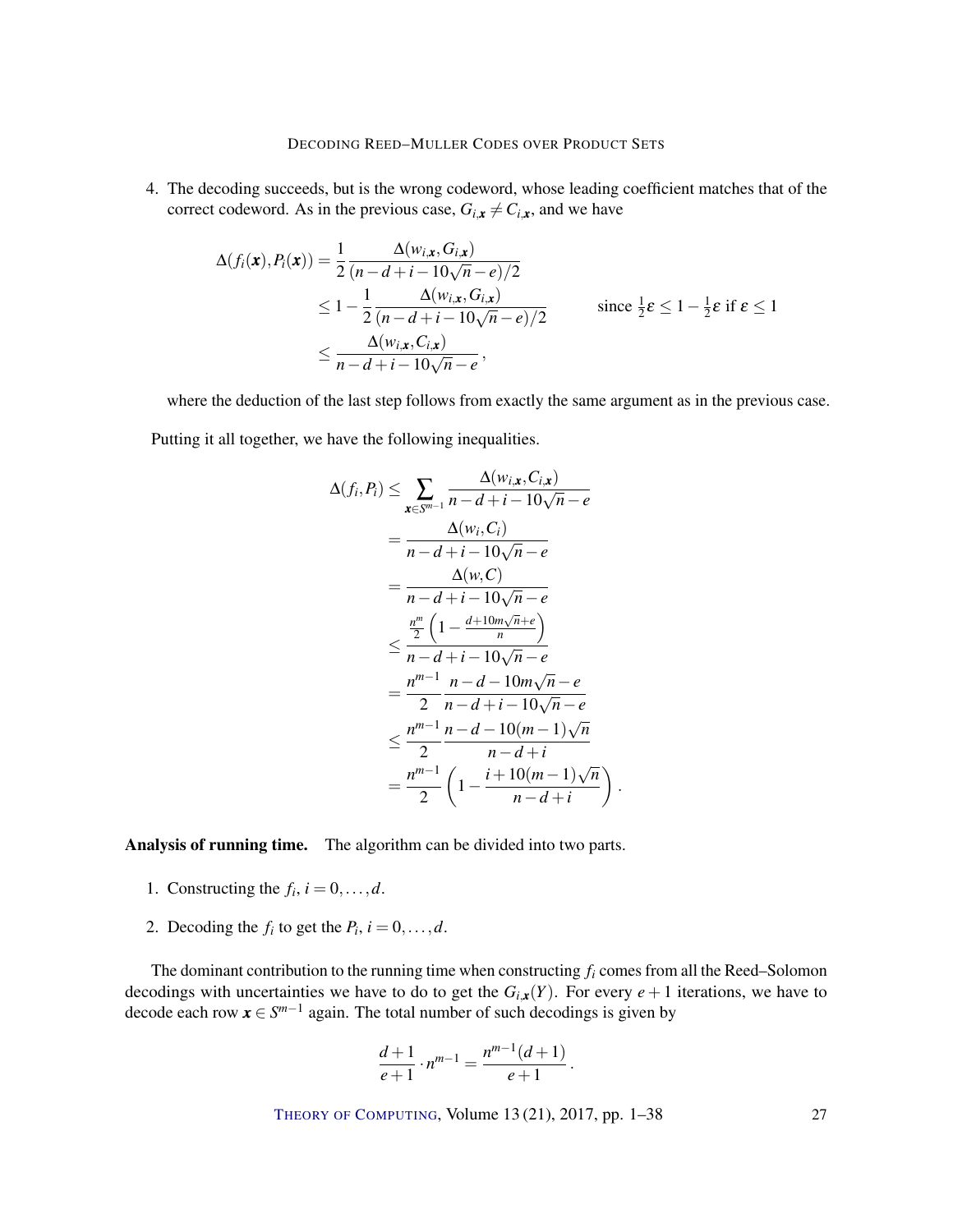4. The decoding succeeds, but is the wrong codeword, whose leading coefficient matches that of the correct codeword. As in the previous case, $G_{i,\boldsymbol{x}} \neq C_{i,\boldsymbol{x}}$, and we have

$$\begin{aligned}
\Delta(f_i(\boldsymbol{x}), P_i(\boldsymbol{x})) &= \frac{1}{2} \frac{\Delta(w_{i,\boldsymbol{x}}, G_{i,\boldsymbol{x}})}{(n-d+i-10\sqrt{n}-e)/2} \\
&\leq 1 - \frac{1}{2} \frac{\Delta(w_{i,\boldsymbol{x}}, G_{i,\boldsymbol{x}})}{(n-d+i-10\sqrt{n}-e)/2} \qquad \text{since } \tfrac{1}{2}\varepsilon \leq 1 - \tfrac{1}{2}\varepsilon \text{ if } \varepsilon \leq 1 \\
&\leq \frac{\Delta(w_{i,\boldsymbol{x}}, C_{i,\boldsymbol{x}})}{n-d+i-10\sqrt{n}-e},
\end{aligned}$$

where the deduction of the last step follows from exactly the same argument as in the previous case.

Putting it all together, we have the following inequalities.

$$\begin{aligned}
\Delta(f_i, P_i) &\leq \sum_{\boldsymbol{x} \in S^{m-1}} \frac{\Delta(w_{i,\boldsymbol{x}}, C_{i,\boldsymbol{x}})}{n-d+i-10\sqrt{n}-e} \\
&= \frac{\Delta(w_i, C_i)}{n-d+i-10\sqrt{n}-e} \\
&= \frac{\Delta(w, C)}{n-d+i-10\sqrt{n}-e} \\
&\leq \frac{\frac{n^m}{2}\left(1 - \frac{d+10m\sqrt{n}+e}{n}\right)}{n-d+i-10\sqrt{n}-e} \\
&= \frac{n^{m-1}}{2} \frac{n-d-10m\sqrt{n}-e}{n-d+i-10\sqrt{n}-e} \\
&\leq \frac{n^{m-1}}{2} \frac{n-d-10(m-1)\sqrt{n}}{n-d+i} \\
&= \frac{n^{m-1}}{2}\left(1 - \frac{i+10(m-1)\sqrt{n}}{n-d+i}\right).
\end{aligned}$$

**Analysis of running time.** The algorithm can be divided into two parts.

1. Constructing the $f_i$, $i = 0, \ldots, d$.
2. Decoding the $f_i$ to get the $P_i$, $i = 0, \ldots, d$.

The dominant contribution to the running time when constructing $f_i$ comes from all the Reed–Solomon decodings with uncertainties we have to do to get the $G_{i,\boldsymbol{x}}(Y)$. For every $e+1$ iterations, we have to decode each row $\boldsymbol{x} \in S^{m-1}$ again. The total number of such decodings is given by

$$\frac{d+1}{e+1} \cdot n^{m-1} = \frac{n^{m-1}(d+1)}{e+1}.$$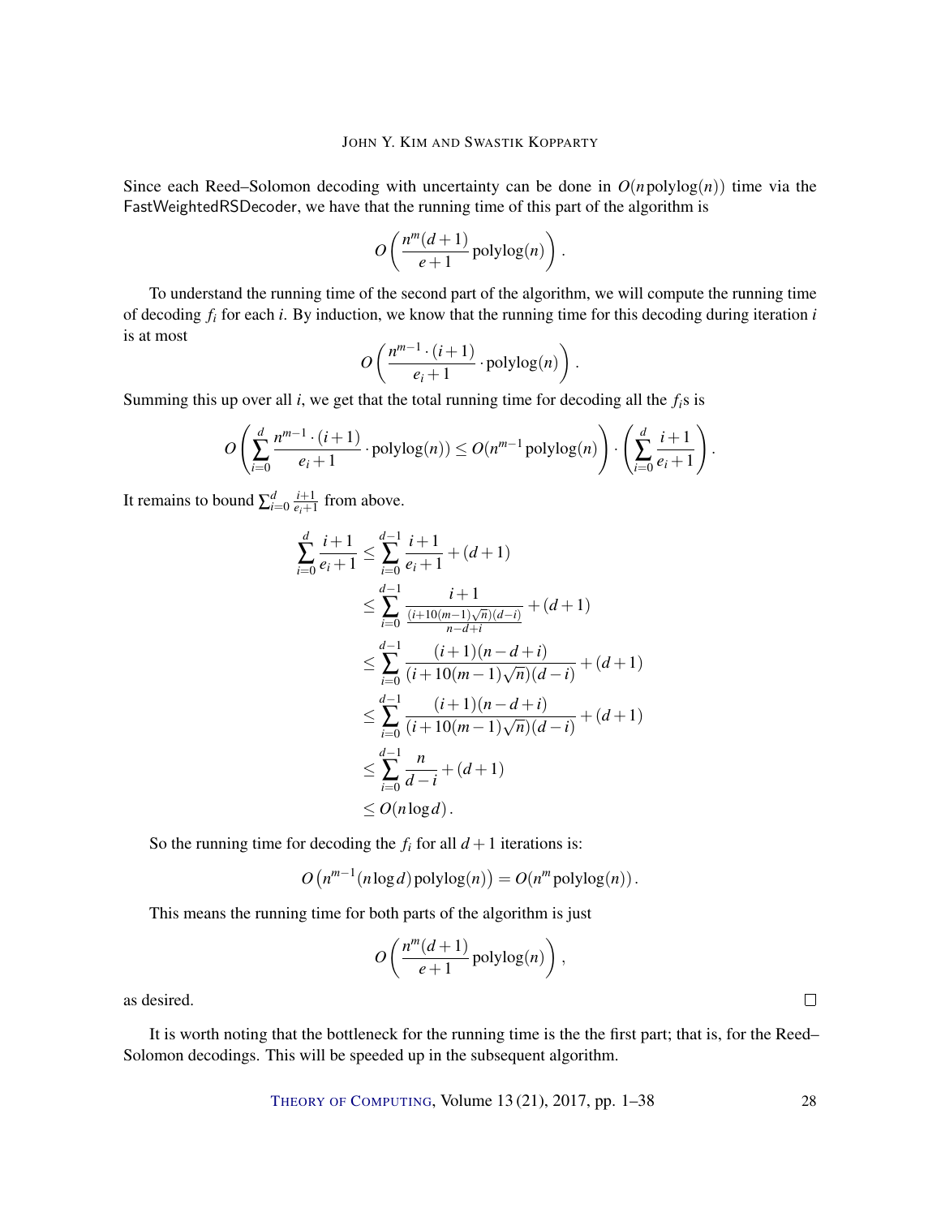Since each Reed–Solomon decoding with uncertainty can be done in $O(n \operatorname{polylog}(n))$ time via the FastWeightedRSDecoder, we have that the running time of this part of the algorithm is

$$O\left(\frac{n^m(d+1)}{e+1} \operatorname{polylog}(n)\right).$$

To understand the running time of the second part of the algorithm, we will compute the running time of decoding $f_i$ for each $i$. By induction, we know that the running time for this decoding during iteration $i$ is at most

$$O\left(\frac{n^{m-1} \cdot (i+1)}{e_i+1} \cdot \operatorname{polylog}(n)\right).$$

Summing this up over all $i$, we get that the total running time for decoding all the $f_i$s is

$$O\left(\sum_{i=0}^{d} \frac{n^{m-1} \cdot (i+1)}{e_i+1} \cdot \operatorname{polylog}(n)) \leq O(n^{m-1} \operatorname{polylog}(n)\right) \cdot \left(\sum_{i=0}^{d} \frac{i+1}{e_i+1}\right).$$

It remains to bound $\sum_{i=0}^{d} \frac{i+1}{e_i+1}$ from above.

$$\begin{aligned}
\sum_{i=0}^{d} \frac{i+1}{e_i+1} &\leq \sum_{i=0}^{d-1} \frac{i+1}{e_i+1} + (d+1) \\
&\leq \sum_{i=0}^{d-1} \frac{i+1}{\frac{(i+10(m-1)\sqrt{n})(d-i)}{n-d+i}} + (d+1) \\
&\leq \sum_{i=0}^{d-1} \frac{(i+1)(n-d+i)}{(i+10(m-1)\sqrt{n})(d-i)} + (d+1) \\
&\leq \sum_{i=0}^{d-1} \frac{(i+1)(n-d+i)}{(i+10(m-1)\sqrt{n})(d-i)} + (d+1) \\
&\leq \sum_{i=0}^{d-1} \frac{n}{d-i} + (d+1) \\
&\leq O(n \log d).
\end{aligned}$$

So the running time for decoding the $f_i$ for all $d+1$ iterations is:

$$O\left(n^{m-1}(n \log d) \operatorname{polylog}(n)\right) = O(n^m \operatorname{polylog}(n)).$$

This means the running time for both parts of the algorithm is just

$$O\left(\frac{n^m(d+1)}{e+1} \operatorname{polylog}(n)\right),$$

as desired. □

It is worth noting that the bottleneck for the running time is the the first part; that is, for the Reed–Solomon decodings. This will be speeded up in the subsequent algorithm.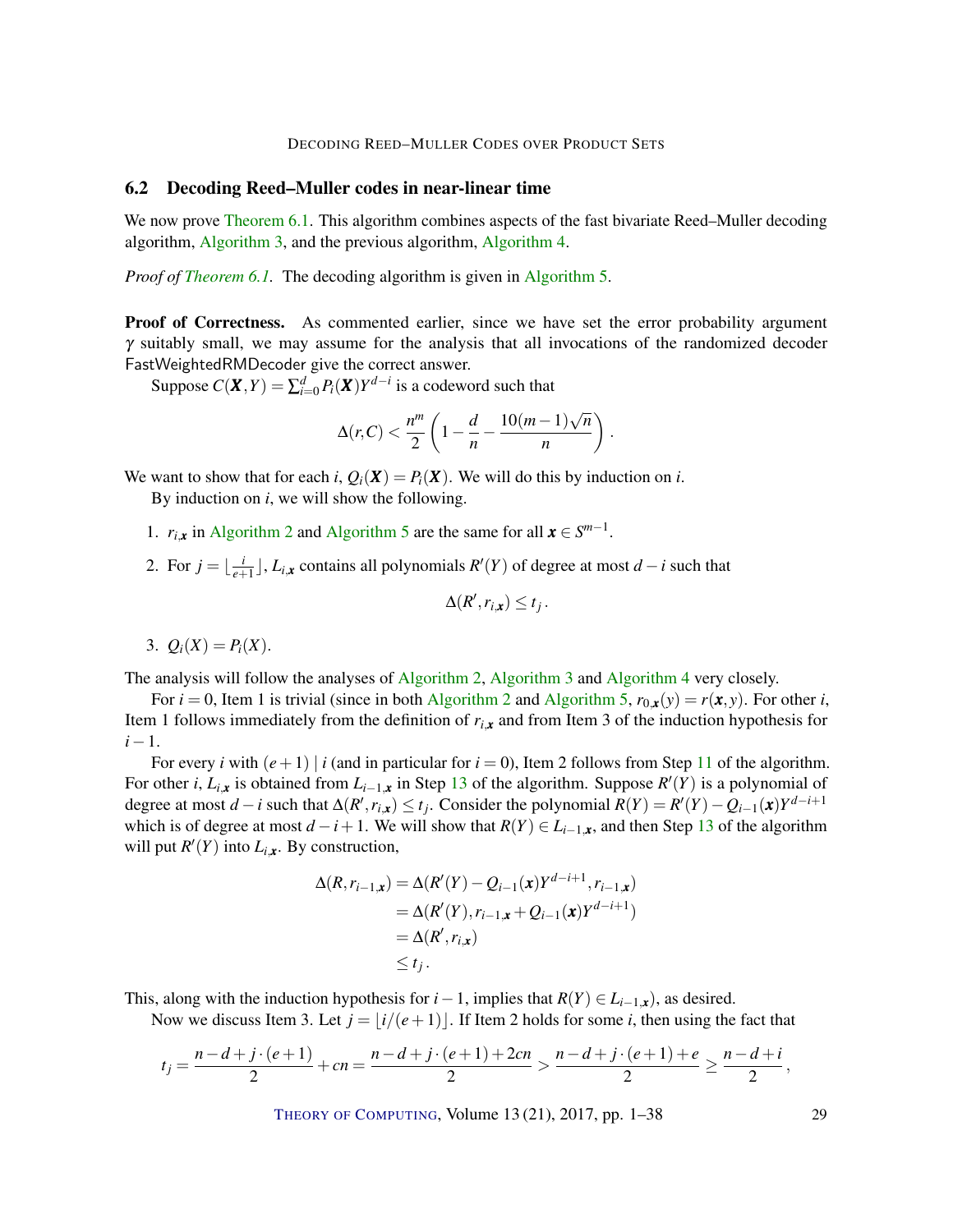## 6.2 Decoding Reed–Muller codes in near-linear time

We now prove Theorem 6.1. This algorithm combines aspects of the fast bivariate Reed–Muller decoding algorithm, Algorithm 3, and the previous algorithm, Algorithm 4.

*Proof of Theorem 6.1.* The decoding algorithm is given in Algorithm 5.

**Proof of Correctness.** As commented earlier, since we have set the error probability argument $\gamma$ suitably small, we may assume for the analysis that all invocations of the randomized decoder FastWeightedRMDecoder give the correct answer.

Suppose $C(\boldsymbol{X},Y) = \sum_{i=0}^{d} P_i(\boldsymbol{X})Y^{d-i}$ is a codeword such that

$$\Delta(r,C) < \frac{n^m}{2}\left(1 - \frac{d}{n} - \frac{10(m-1)\sqrt{n}}{n}\right).$$

We want to show that for each $i$, $Q_i(\boldsymbol{X}) = P_i(\boldsymbol{X})$. We will do this by induction on $i$.

By induction on $i$, we will show the following.

1. $r_{i,\boldsymbol{x}}$ in Algorithm 2 and Algorithm 5 are the same for all $\boldsymbol{x} \in S^{m-1}$.
2. For $j = \lfloor \frac{i}{e+1} \rfloor$, $L_{i,\boldsymbol{x}}$ contains all polynomials $R'(Y)$ of degree at most $d-i$ such that
$$\Delta(R', r_{i,\boldsymbol{x}}) \leq t_j\,.$$
3. $Q_i(X) = P_i(X)$.

The analysis will follow the analyses of Algorithm 2, Algorithm 3 and Algorithm 4 very closely.

For $i = 0$, Item 1 is trivial (since in both Algorithm 2 and Algorithm 5, $r_{0,\boldsymbol{x}}(y) = r(\boldsymbol{x},y)$. For other $i$, Item 1 follows immediately from the definition of $r_{i,\boldsymbol{x}}$ and from Item 3 of the induction hypothesis for $i-1$.

For every $i$ with $(e+1) \mid i$ (and in particular for $i=0$), Item 2 follows from Step 11 of the algorithm. For other $i$, $L_{i,\boldsymbol{x}}$ is obtained from $L_{i-1,\boldsymbol{x}}$ in Step 13 of the algorithm. Suppose $R'(Y)$ is a polynomial of degree at most $d-i$ such that $\Delta(R', r_{i,\boldsymbol{x}}) \leq t_j$. Consider the polynomial $R(Y) = R'(Y) - Q_{i-1}(\boldsymbol{x})Y^{d-i+1}$ which is of degree at most $d-i+1$. We will show that $R(Y) \in L_{i-1,\boldsymbol{x}}$, and then Step 13 of the algorithm will put $R'(Y)$ into $L_{i,\boldsymbol{x}}$. By construction,

$$\begin{aligned}
\Delta(R, r_{i-1,\boldsymbol{x}}) &= \Delta(R'(Y) - Q_{i-1}(\boldsymbol{x})Y^{d-i+1}, r_{i-1,\boldsymbol{x}}) \\
&= \Delta(R'(Y), r_{i-1,\boldsymbol{x}} + Q_{i-1}(\boldsymbol{x})Y^{d-i+1}) \\
&= \Delta(R', r_{i,\boldsymbol{x}}) \\
&\leq t_j\,.
\end{aligned}$$

This, along with the induction hypothesis for $i-1$, implies that $R(Y) \in L_{i-1,\boldsymbol{x}}$), as desired.

Now we discuss Item 3. Let $j = \lfloor i/(e+1) \rfloor$. If Item 2 holds for some $i$, then using the fact that

$$t_j = \frac{n-d+j\cdot(e+1)}{2} + cn = \frac{n-d+j\cdot(e+1)+2cn}{2} > \frac{n-d+j\cdot(e+1)+e}{2} \geq \frac{n-d+i}{2}\,,$$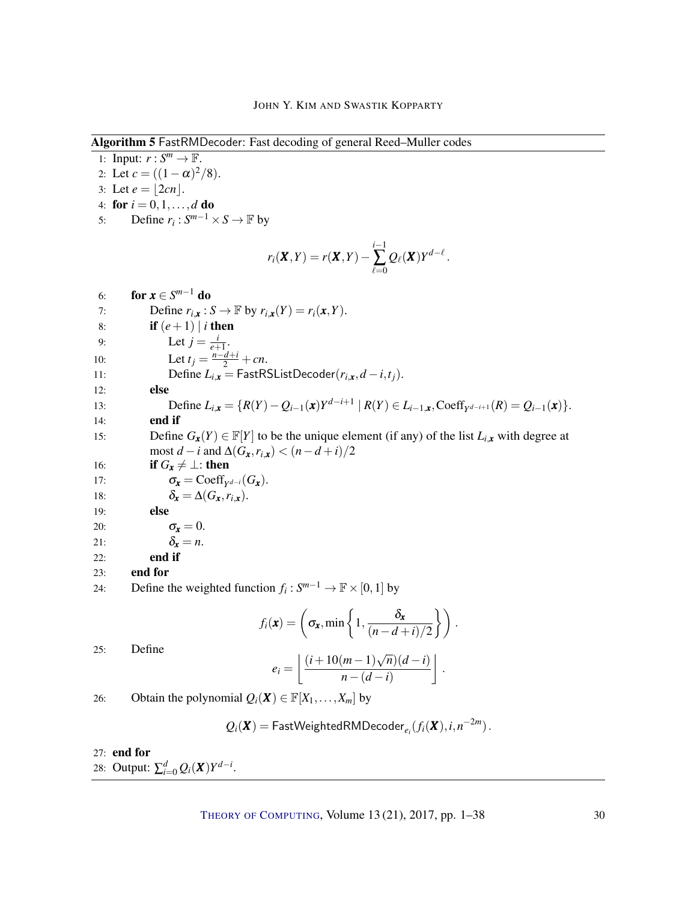**Algorithm 5** FastRMDecoder: Fast decoding of general Reed–Muller codes

```
1:  Input: r : S^m → F.
2:  Let c = ((1−α)^2/8).
3:  Let e = ⌊2cn⌋.
4:  for i = 0,1,...,d do
5:      Define r_i : S^{m−1} × S → F by
```

$$r_i(\boldsymbol{X},Y) = r(\boldsymbol{X},Y) - \sum_{\ell=0}^{i-1} Q_\ell(\boldsymbol{X}) Y^{d-\ell}.$$

```
6:      for x ∈ S^{m−1} do
7:          Define r_{i,x} : S → F by r_{i,x}(Y) = r_i(x,Y).
8:          if (e+1) | i then
9:              Let j = i/(e+1).
10:             Let t_j = (n−d+i)/2 + cn.
11:             Define L_{i,x} = FastRSListDecoder(r_{i,x}, d−i, t_j).
12:         else
13:             Define L_{i,x} = {R(Y) − Q_{i−1}(x)Y^{d−i+1} | R(Y) ∈ L_{i−1,x}, Coeff_{Y^{d−i+1}}(R) = Q_{i−1}(x)}.
14:         end if
15:         Define G_x(Y) ∈ F[Y] to be the unique element (if any) of the list L_{i,x} with degree at
            most d−i and Δ(G_x, r_{i,x}) < (n−d+i)/2
16:         if G_x ≠ ⊥: then
17:             σ_x = Coeff_{Y^{d−i}}(G_x).
18:             δ_x = Δ(G_x, r_{i,x}).
19:         else
20:             σ_x = 0.
21:             δ_x = n.
22:         end if
23:     end for
24:     Define the weighted function f_i : S^{m−1} → F × [0,1] by
```

$$f_i(\boldsymbol{x}) = \left(\sigma_{\boldsymbol{x}}, \min\left\{1, \frac{\delta_{\boldsymbol{x}}}{(n-d+i)/2}\right\}\right).$$

```
25:     Define
```

$$e_i = \left\lfloor \frac{(i+10(m-1)\sqrt{n})(d-i)}{n-(d-i)} \right\rfloor.$$

```
26:     Obtain the polynomial Q_i(X) ∈ F[X_1,...,X_m] by
```

$$Q_i(\boldsymbol{X}) = \mathsf{FastWeightedRMDecoder}_{e_i}(f_i(\boldsymbol{X}), i, n^{-2m}).$$

```
27: end for
28: Output: Σ_{i=0}^{d} Q_i(X) Y^{d−i}.
```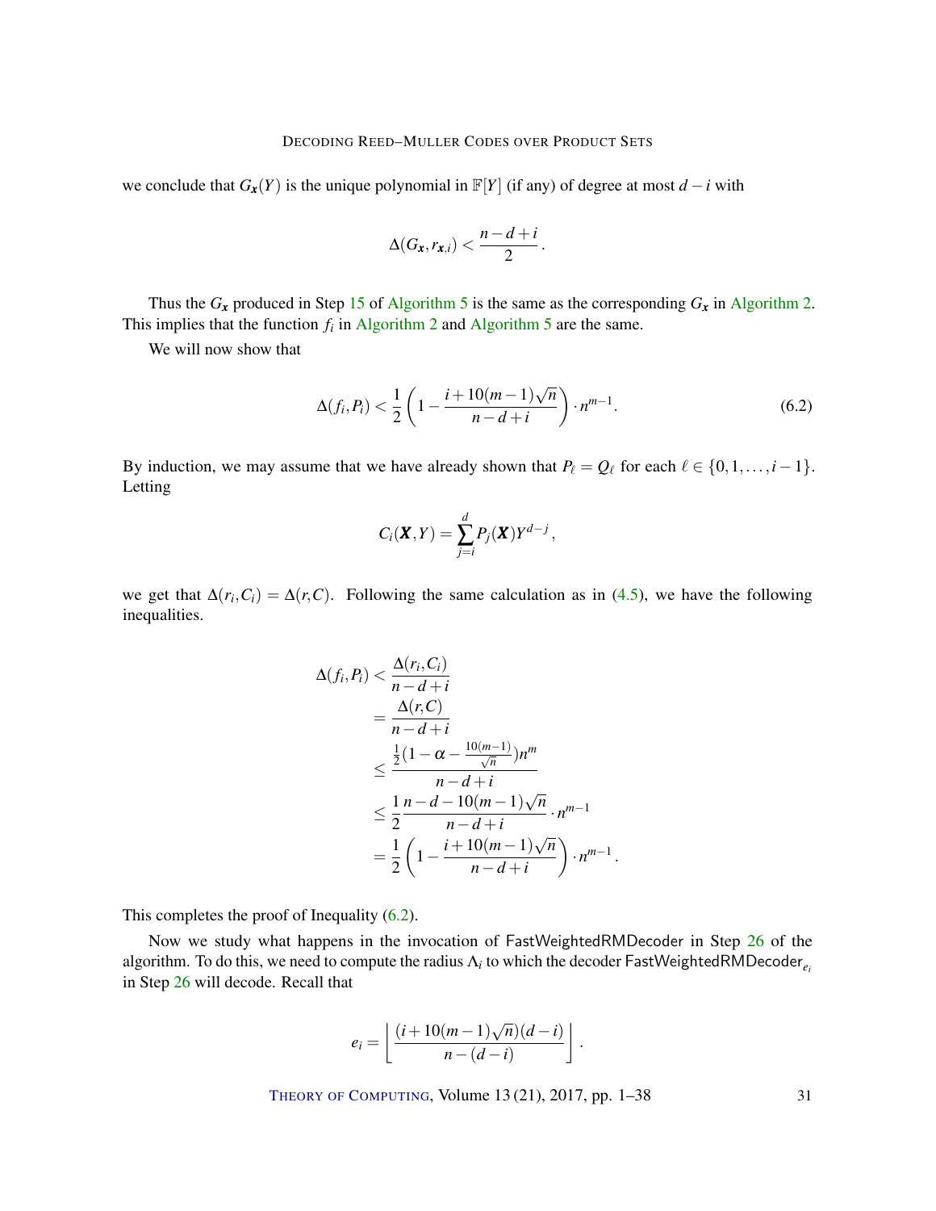we conclude that $G_{\boldsymbol{x}}(Y)$ is the unique polynomial in $\mathbb{F}[Y]$ (if any) of degree at most $d-i$ with

$$\Delta(G_{\boldsymbol{x}}, r_{\boldsymbol{x},i}) < \frac{n-d+i}{2}.$$

Thus the $G_{\boldsymbol{x}}$ produced in Step 15 of Algorithm 5 is the same as the corresponding $G_{\boldsymbol{x}}$ in Algorithm 2. This implies that the function $f_i$ in Algorithm 2 and Algorithm 5 are the same.

We will now show that

$$\Delta(f_i, P_i) < \frac{1}{2}\left(1 - \frac{i + 10(m-1)\sqrt{n}}{n-d+i}\right) \cdot n^{m-1}. \tag{6.2}$$

By induction, we may assume that we have already shown that $P_\ell = Q_\ell$ for each $\ell \in \{0, 1, \ldots, i-1\}$. Letting

$$C_i(\boldsymbol{X}, Y) = \sum_{j=i}^{d} P_j(\boldsymbol{X}) Y^{d-j},$$

we get that $\Delta(r_i, C_i) = \Delta(r, C)$. Following the same calculation as in (4.5), we have the following inequalities.

$$\begin{aligned}
\Delta(f_i, P_i) &< \frac{\Delta(r_i, C_i)}{n-d+i} \\
&= \frac{\Delta(r, C)}{n-d+i} \\
&\leq \frac{\frac{1}{2}(1 - \alpha - \frac{10(m-1)}{\sqrt{n}})n^m}{n-d+i} \\
&\leq \frac{1}{2}\frac{n-d-10(m-1)\sqrt{n}}{n-d+i} \cdot n^{m-1} \\
&= \frac{1}{2}\left(1 - \frac{i + 10(m-1)\sqrt{n}}{n-d+i}\right) \cdot n^{m-1}.
\end{aligned}$$

This completes the proof of Inequality (6.2).

Now we study what happens in the invocation of FastWeightedRMDecoder in Step 26 of the algorithm. To do this, we need to compute the radius $\Lambda_i$ to which the decoder $\mathsf{FastWeightedRMDecoder}_{e_i}$ in Step 26 will decode. Recall that

$$e_i = \left\lfloor \frac{(i + 10(m-1)\sqrt{n})(d-i)}{n-(d-i)} \right\rfloor.$$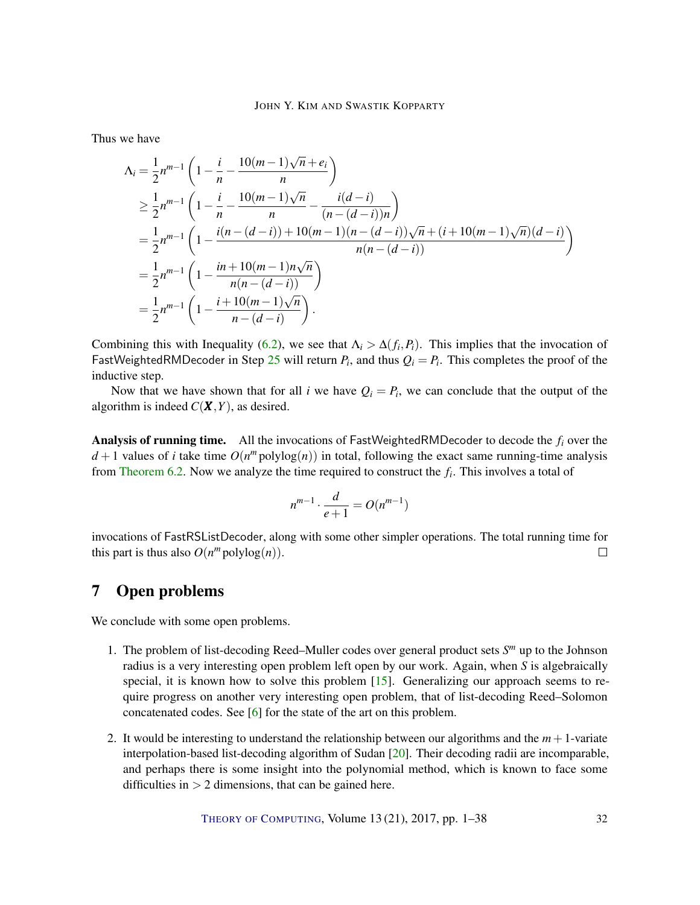Thus we have

$$
\begin{aligned}
\Lambda_i &= \frac{1}{2}n^{m-1}\left(1 - \frac{i}{n} - \frac{10(m-1)\sqrt{n}+e_i}{n}\right) \\
&\geq \frac{1}{2}n^{m-1}\left(1 - \frac{i}{n} - \frac{10(m-1)\sqrt{n}}{n} - \frac{i(d-i)}{(n-(d-i))n}\right) \\
&= \frac{1}{2}n^{m-1}\left(1 - \frac{i(n-(d-i)) + 10(m-1)(n-(d-i))\sqrt{n} + (i+10(m-1)\sqrt{n})(d-i)}{n(n-(d-i))}\right) \\
&= \frac{1}{2}n^{m-1}\left(1 - \frac{in + 10(m-1)n\sqrt{n}}{n(n-(d-i))}\right) \\
&= \frac{1}{2}n^{m-1}\left(1 - \frac{i+10(m-1)\sqrt{n}}{n-(d-i)}\right).
\end{aligned}
$$

Combining this with Inequality (6.2), we see that $\Lambda_i > \Delta(f_i, P_i)$. This implies that the invocation of FastWeightedRMDecoder in Step 25 will return $P_i$, and thus $Q_i = P_i$. This completes the proof of the inductive step.

Now that we have shown that for all $i$ we have $Q_i = P_i$, we can conclude that the output of the algorithm is indeed $C(\boldsymbol{X}, Y)$, as desired.

**Analysis of running time.** All the invocations of FastWeightedRMDecoder to decode the $f_i$ over the $d+1$ values of $i$ take time $O(n^m \operatorname{polylog}(n))$ in total, following the exact same running-time analysis from Theorem 6.2. Now we analyze the time required to construct the $f_i$. This involves a total of

$$
n^{m-1} \cdot \frac{d}{e+1} = O(n^{m-1})
$$

invocations of FastRSListDecoder, along with some other simpler operations. The total running time for this part is thus also $O(n^m \operatorname{polylog}(n))$. ☐

# 7 Open problems

We conclude with some open problems.

1. The problem of list-decoding Reed–Muller codes over general product sets $S^m$ up to the Johnson radius is a very interesting open problem left open by our work. Again, when $S$ is algebraically special, it is known how to solve this problem [15]. Generalizing our approach seems to require progress on another very interesting open problem, that of list-decoding Reed–Solomon concatenated codes. See [6] for the state of the art on this problem.

2. It would be interesting to understand the relationship between our algorithms and the $m+1$-variate interpolation-based list-decoding algorithm of Sudan [20]. Their decoding radii are incomparable, and perhaps there is some insight into the polynomial method, which is known to face some difficulties in $> 2$ dimensions, that can be gained here.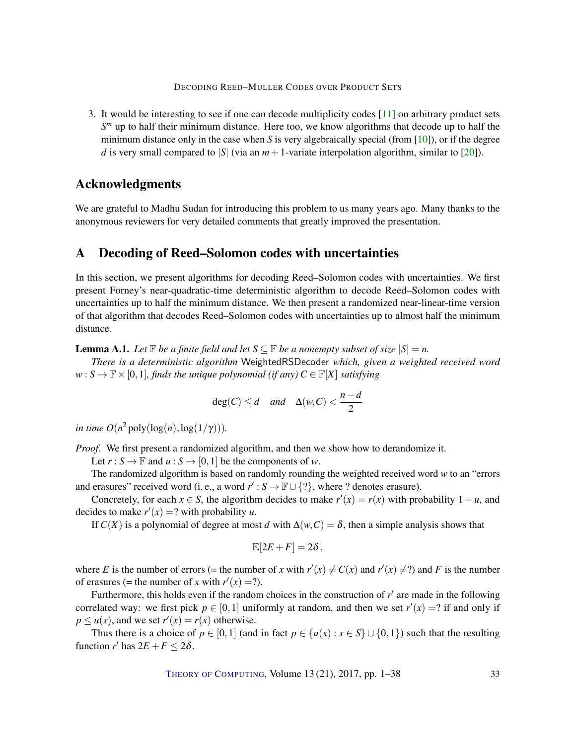3. It would be interesting to see if one can decode multiplicity codes [11] on arbitrary product sets $S^m$ up to half their minimum distance. Here too, we know algorithms that decode up to half the minimum distance only in the case when $S$ is very algebraically special (from [10]), or if the degree $d$ is very small compared to $|S|$ (via an $m+1$-variate interpolation algorithm, similar to [20]).

## Acknowledgments

We are grateful to Madhu Sudan for introducing this problem to us many years ago. Many thanks to the anonymous reviewers for very detailed comments that greatly improved the presentation.

## A Decoding of Reed–Solomon codes with uncertainties

In this section, we present algorithms for decoding Reed–Solomon codes with uncertainties. We first present Forney's near-quadratic-time deterministic algorithm to decode Reed–Solomon codes with uncertainties up to half the minimum distance. We then present a randomized near-linear-time version of that algorithm that decodes Reed–Solomon codes with uncertainties up to almost half the minimum distance.

**Lemma A.1.** *Let $\mathbb{F}$ be a finite field and let $S \subseteq \mathbb{F}$ be a nonempty subset of size $|S| = n$.*

*There is a deterministic algorithm* WeightedRSDecoder *which, given a weighted received word $w : S \to \mathbb{F} \times [0,1]$, finds the unique polynomial (if any) $C \in \mathbb{F}[X]$ satisfying*

$$\deg(C) \leq d \quad \text{and} \quad \Delta(w, C) < \frac{n-d}{2}$$

*in time $O(n^2 \operatorname{poly}(\log(n), \log(1/\gamma)))$.*

*Proof.* We first present a randomized algorithm, and then we show how to derandomize it.

Let $r : S \to \mathbb{F}$ and $u : S \to [0,1]$ be the components of $w$.

The randomized algorithm is based on randomly rounding the weighted received word $w$ to an "errors and erasures" received word (i. e., a word $r' : S \to \mathbb{F} \cup \{?\}$, where ? denotes erasure).

Concretely, for each $x \in S$, the algorithm decides to make $r'(x) = r(x)$ with probability $1 - u$, and decides to make $r'(x) = ?$ with probability $u$.

If $C(X)$ is a polynomial of degree at most $d$ with $\Delta(w, C) = \delta$, then a simple analysis shows that

$$\mathbb{E}[2E + F] = 2\delta\,,$$

where $E$ is the number of errors (= the number of $x$ with $r'(x) \neq C(x)$ and $r'(x) \neq ?$) and $F$ is the number of erasures (= the number of $x$ with $r'(x) = ?$).

Furthermore, this holds even if the random choices in the construction of $r'$ are made in the following correlated way: we first pick $p \in [0,1]$ uniformly at random, and then we set $r'(x) = ?$ if and only if $p \leq u(x)$, and we set $r'(x) = r(x)$ otherwise.

Thus there is a choice of $p \in [0,1]$ (and in fact $p \in \{u(x) : x \in S\} \cup \{0,1\}$) such that the resulting function $r'$ has $2E + F \leq 2\delta$.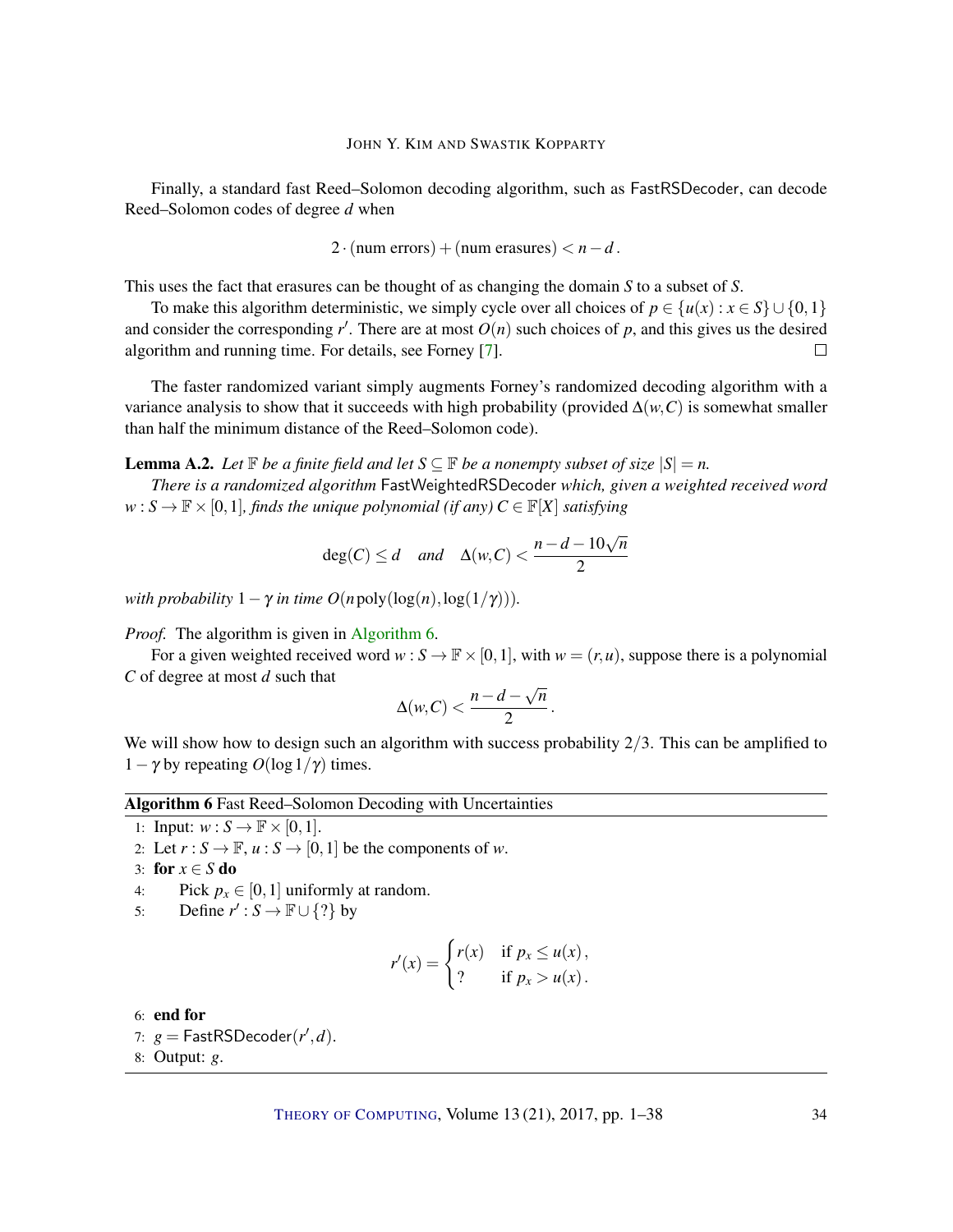Finally, a standard fast Reed–Solomon decoding algorithm, such as FastRSDecoder, can decode Reed–Solomon codes of degree $d$ when

$$2 \cdot (\text{num errors}) + (\text{num erasures}) < n - d\,.$$

This uses the fact that erasures can be thought of as changing the domain $S$ to a subset of $S$.

To make this algorithm deterministic, we simply cycle over all choices of $p \in \{u(x) : x \in S\} \cup \{0,1\}$ and consider the corresponding $r'$. There are at most $O(n)$ such choices of $p$, and this gives us the desired algorithm and running time. For details, see Forney [7]. □

The faster randomized variant simply augments Forney's randomized decoding algorithm with a variance analysis to show that it succeeds with high probability (provided $\Delta(w,C)$ is somewhat smaller than half the minimum distance of the Reed–Solomon code).

**Lemma A.2.** *Let $\mathbb{F}$ be a finite field and let $S \subseteq \mathbb{F}$ be a nonempty subset of size $|S| = n$.*

*There is a randomized algorithm* FastWeightedRSDecoder *which, given a weighted received word $w : S \to \mathbb{F} \times [0,1]$, finds the unique polynomial (if any) $C \in \mathbb{F}[X]$ satisfying*

$$\deg(C) \le d \quad \text{and} \quad \Delta(w,C) < \frac{n - d - 10\sqrt{n}}{2}$$

*with probability $1-\gamma$ in time $O(n\,\mathrm{poly}(\log(n), \log(1/\gamma)))$.*

*Proof.* The algorithm is given in Algorithm 6.

For a given weighted received word $w : S \to \mathbb{F} \times [0,1]$, with $w = (r,u)$, suppose there is a polynomial $C$ of degree at most $d$ such that

$$\Delta(w,C) < \frac{n - d - \sqrt{n}}{2}\,.$$

We will show how to design such an algorithm with success probability $2/3$. This can be amplified to $1-\gamma$ by repeating $O(\log 1/\gamma)$ times.

**Algorithm 6** Fast Reed–Solomon Decoding with Uncertainties

1: Input: $w : S \to \mathbb{F} \times [0,1]$.
2: Let $r : S \to \mathbb{F}$, $u : S \to [0,1]$ be the components of $w$.
3: **for** $x \in S$ **do**
4: Pick $p_x \in [0,1]$ uniformly at random.
5: Define $r' : S \to \mathbb{F} \cup \{?\}$ by

$$r'(x) = \begin{cases} r(x) & \text{if } p_x \le u(x)\,, \\ ? & \text{if } p_x > u(x)\,. \end{cases}$$

6: **end for**
7: $g = \mathsf{FastRSDecoder}(r', d)$.
8: Output: $g$.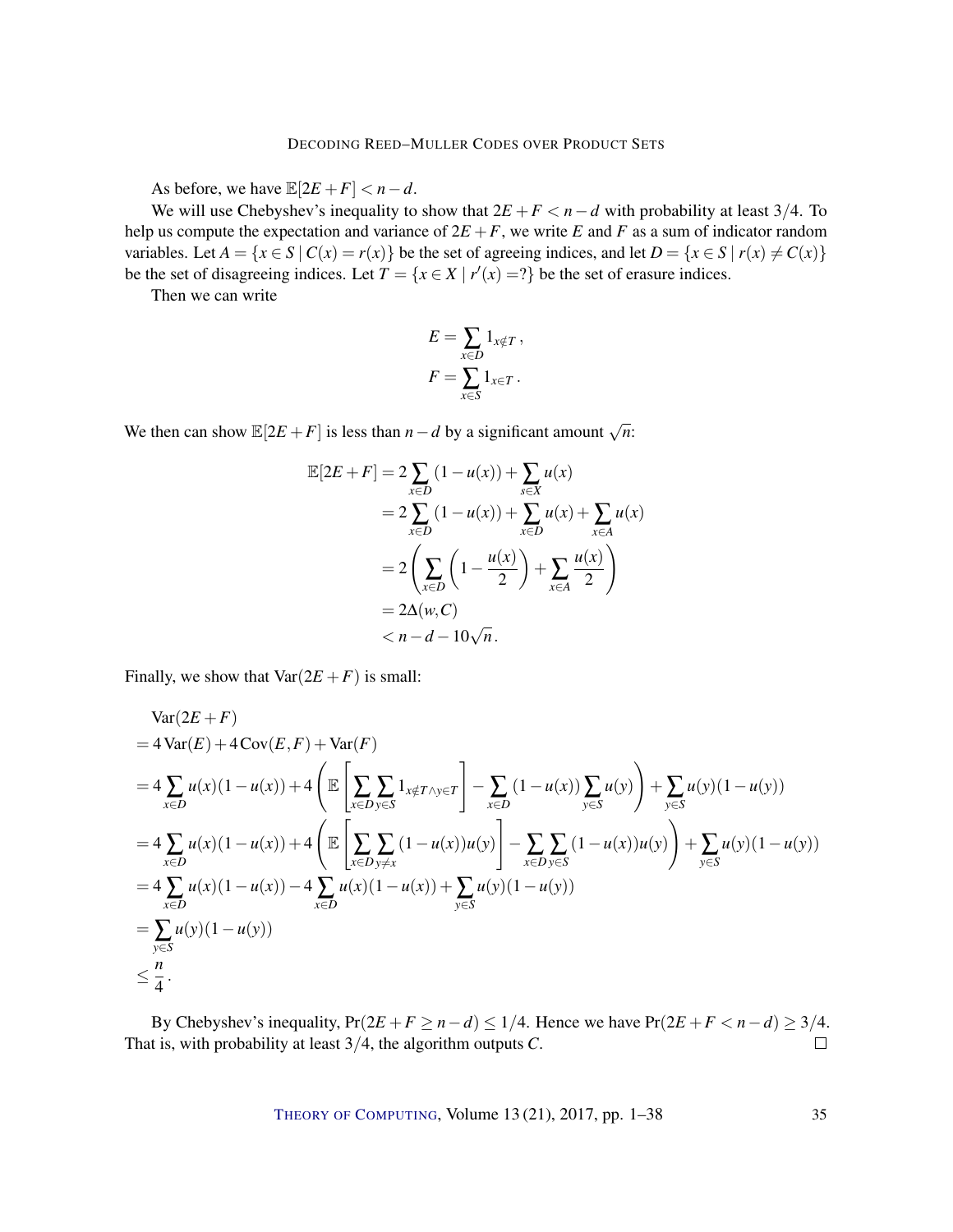As before, we have $\mathbb{E}[2E+F] < n-d$.

We will use Chebyshev's inequality to show that $2E+F < n-d$ with probability at least $3/4$. To help us compute the expectation and variance of $2E+F$, we write $E$ and $F$ as a sum of indicator random variables. Let $A = \{x \in S \mid C(x) = r(x)\}$ be the set of agreeing indices, and let $D = \{x \in S \mid r(x) \neq C(x)\}$ be the set of disagreeing indices. Let $T = \{x \in X \mid r'(x) = ?\}$ be the set of erasure indices.

Then we can write

$$
\begin{aligned}
E &= \sum_{x \in D} 1_{x \notin T}\,, \\
F &= \sum_{x \in S} 1_{x \in T}\,.
\end{aligned}
$$

We then can show $\mathbb{E}[2E+F]$ is less than $n-d$ by a significant amount $\sqrt{n}$:

$$
\begin{aligned}
\mathbb{E}[2E+F] &= 2\sum_{x \in D}(1-u(x)) + \sum_{s \in X} u(x) \\
&= 2\sum_{x \in D}(1-u(x)) + \sum_{x \in D} u(x) + \sum_{x \in A} u(x) \\
&= 2\left(\sum_{x \in D}\left(1 - \frac{u(x)}{2}\right) + \sum_{x \in A}\frac{u(x)}{2}\right) \\
&= 2\Delta(w,C) \\
&< n-d-10\sqrt{n}\,.
\end{aligned}
$$

Finally, we show that $\mathrm{Var}(2E+F)$ is small:

$$
\begin{aligned}
&\mathrm{Var}(2E+F) \\
&= 4\,\mathrm{Var}(E) + 4\,\mathrm{Cov}(E,F) + \mathrm{Var}(F) \\
&= 4\sum_{x \in D} u(x)(1-u(x)) + 4\left(\mathbb{E}\left[\sum_{x \in D}\sum_{y \in S} 1_{x \notin T \wedge y \in T}\right] - \sum_{x \in D}(1-u(x))\sum_{y \in S} u(y)\right) + \sum_{y \in S} u(y)(1-u(y)) \\
&= 4\sum_{x \in D} u(x)(1-u(x)) + 4\left(\mathbb{E}\left[\sum_{x \in D}\sum_{y \neq x}(1-u(x))u(y)\right] - \sum_{x \in D}\sum_{y \in S}(1-u(x))u(y)\right) + \sum_{y \in S} u(y)(1-u(y)) \\
&= 4\sum_{x \in D} u(x)(1-u(x)) - 4\sum_{x \in D} u(x)(1-u(x)) + \sum_{y \in S} u(y)(1-u(y)) \\
&= \sum_{y \in S} u(y)(1-u(y)) \\
&\leq \frac{n}{4}\,.
\end{aligned}
$$

By Chebyshev's inequality, $\Pr(2E+F \geq n-d) \leq 1/4$. Hence we have $\Pr(2E+F < n-d) \geq 3/4$. That is, with probability at least $3/4$, the algorithm outputs $C$. $\square$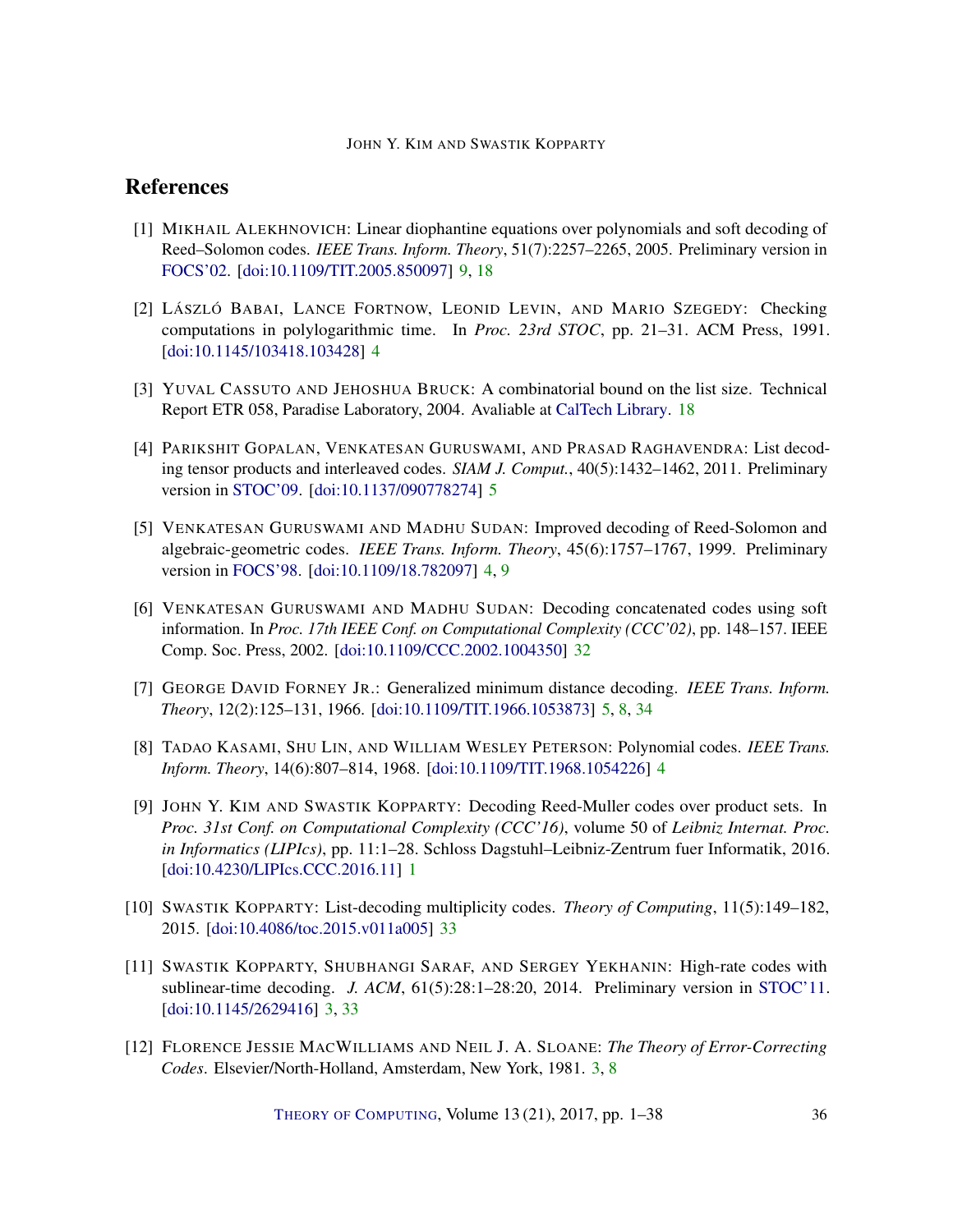## References

[1] Mikhail Alekhnovich: Linear diophantine equations over polynomials and soft decoding of Reed–Solomon codes. *IEEE Trans. Inform. Theory*, 51(7):2257–2265, 2005. Preliminary version in FOCS'02. [doi:10.1109/TIT.2005.850097] 9, 18

[2] László Babai, Lance Fortnow, Leonid Levin, and Mario Szegedy: Checking computations in polylogarithmic time. In *Proc. 23rd STOC*, pp. 21–31. ACM Press, 1991. [doi:10.1145/103418.103428] 4

[3] Yuval Cassuto and Jehoshua Bruck: A combinatorial bound on the list size. Technical Report ETR 058, Paradise Laboratory, 2004. Avaliable at CalTech Library. 18

[4] Parikshit Gopalan, Venkatesan Guruswami, and Prasad Raghavendra: List decoding tensor products and interleaved codes. *SIAM J. Comput.*, 40(5):1432–1462, 2011. Preliminary version in STOC'09. [doi:10.1137/090778274] 5

[5] Venkatesan Guruswami and Madhu Sudan: Improved decoding of Reed-Solomon and algebraic-geometric codes. *IEEE Trans. Inform. Theory*, 45(6):1757–1767, 1999. Preliminary version in FOCS'98. [doi:10.1109/18.782097] 4, 9

[6] Venkatesan Guruswami and Madhu Sudan: Decoding concatenated codes using soft information. In *Proc. 17th IEEE Conf. on Computational Complexity (CCC'02)*, pp. 148–157. IEEE Comp. Soc. Press, 2002. [doi:10.1109/CCC.2002.1004350] 32

[7] George David Forney Jr.: Generalized minimum distance decoding. *IEEE Trans. Inform. Theory*, 12(2):125–131, 1966. [doi:10.1109/TIT.1966.1053873] 5, 8, 34

[8] Tadao Kasami, Shu Lin, and William Wesley Peterson: Polynomial codes. *IEEE Trans. Inform. Theory*, 14(6):807–814, 1968. [doi:10.1109/TIT.1968.1054226] 4

[9] John Y. Kim and Swastik Kopparty: Decoding Reed-Muller codes over product sets. In *Proc. 31st Conf. on Computational Complexity (CCC'16)*, volume 50 of *Leibniz Internat. Proc. in Informatics (LIPIcs)*, pp. 11:1–28. Schloss Dagstuhl–Leibniz-Zentrum fuer Informatik, 2016. [doi:10.4230/LIPIcs.CCC.2016.11] 1

[10] Swastik Kopparty: List-decoding multiplicity codes. *Theory of Computing*, 11(5):149–182, 2015. [doi:10.4086/toc.2015.v011a005] 33

[11] Swastik Kopparty, Shubhangi Saraf, and Sergey Yekhanin: High-rate codes with sublinear-time decoding. *J. ACM*, 61(5):28:1–28:20, 2014. Preliminary version in STOC'11. [doi:10.1145/2629416] 3, 33

[12] Florence Jessie MacWilliams and Neil J. A. Sloane: *The Theory of Error-Correcting Codes*. Elsevier/North-Holland, Amsterdam, New York, 1981. 3, 8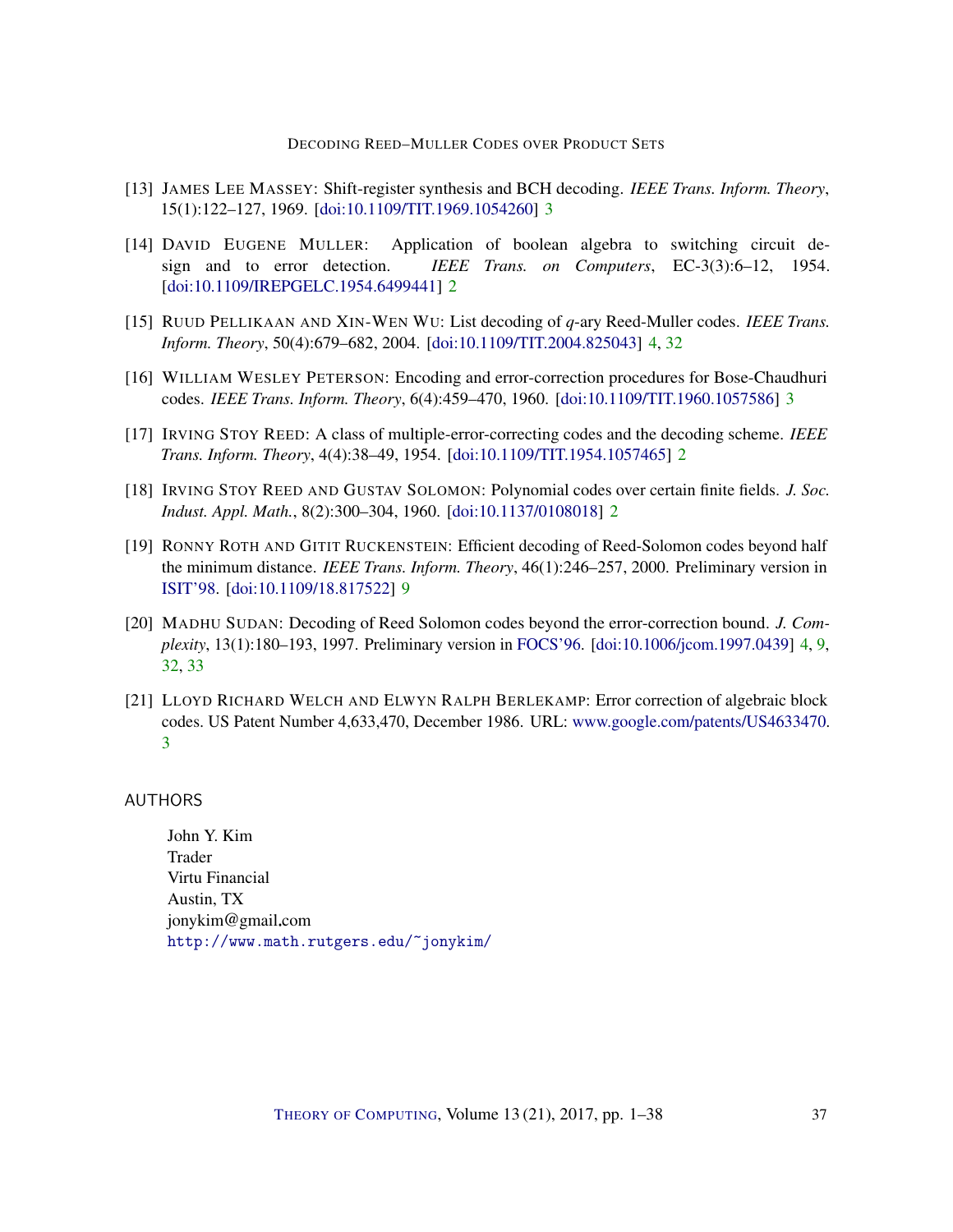[13] James Lee Massey: Shift-register synthesis and BCH decoding. *IEEE Trans. Inform. Theory*, 15(1):122–127, 1969. [doi:10.1109/TIT.1969.1054260] 3

[14] David Eugene Muller: Application of boolean algebra to switching circuit design and to error detection. *IEEE Trans. on Computers*, EC-3(3):6–12, 1954. [doi:10.1109/IREPGELC.1954.6499441] 2

[15] Ruud Pellikaan and Xin-Wen Wu: List decoding of $q$-ary Reed-Muller codes. *IEEE Trans. Inform. Theory*, 50(4):679–682, 2004. [doi:10.1109/TIT.2004.825043] 4, 32

[16] William Wesley Peterson: Encoding and error-correction procedures for Bose-Chaudhuri codes. *IEEE Trans. Inform. Theory*, 6(4):459–470, 1960. [doi:10.1109/TIT.1960.1057586] 3

[17] Irving Stoy Reed: A class of multiple-error-correcting codes and the decoding scheme. *IEEE Trans. Inform. Theory*, 4(4):38–49, 1954. [doi:10.1109/TIT.1954.1057465] 2

[18] Irving Stoy Reed and Gustav Solomon: Polynomial codes over certain finite fields. *J. Soc. Indust. Appl. Math.*, 8(2):300–304, 1960. [doi:10.1137/0108018] 2

[19] Ronny Roth and Gitit Ruckenstein: Efficient decoding of Reed-Solomon codes beyond half the minimum distance. *IEEE Trans. Inform. Theory*, 46(1):246–257, 2000. Preliminary version in ISIT'98. [doi:10.1109/18.817522] 9

[20] Madhu Sudan: Decoding of Reed Solomon codes beyond the error-correction bound. *J. Complexity*, 13(1):180–193, 1997. Preliminary version in FOCS'96. [doi:10.1006/jcom.1997.0439] 4, 9, 32, 33

[21] Lloyd Richard Welch and Elwyn Ralph Berlekamp: Error correction of algebraic block codes. US Patent Number 4,633,470, December 1986. URL: www.google.com/patents/US4633470. 3

## AUTHORS

John Y. Kim
Trader
Virtu Financial
Austin, TX
jonykim@gmail.com
http://www.math.rutgers.edu/~jonykim/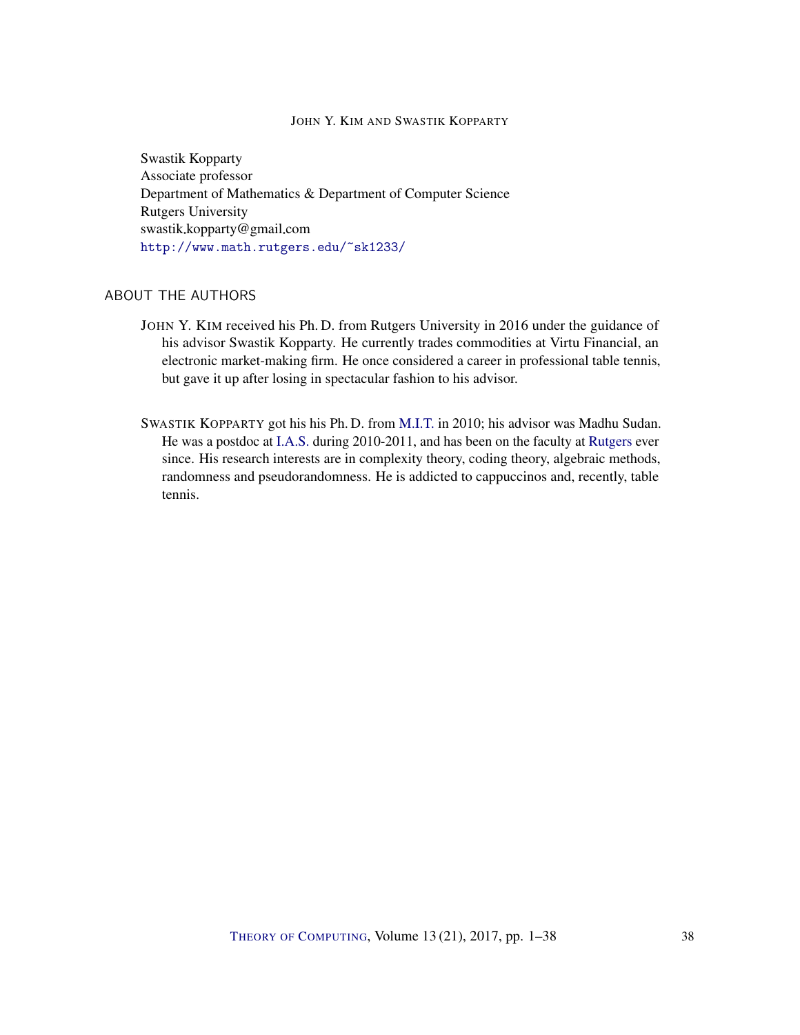Swastik Kopparty
Associate professor
Department of Mathematics & Department of Computer Science
Rutgers University
swastik.kopparty@gmail.com
http://www.math.rutgers.edu/~sk1233/

## ABOUT THE AUTHORS

JOHN Y. KIM received his Ph. D. from Rutgers University in 2016 under the guidance of his advisor Swastik Kopparty. He currently trades commodities at Virtu Financial, an electronic market-making firm. He once considered a career in professional table tennis, but gave it up after losing in spectacular fashion to his advisor.

SWASTIK KOPPARTY got his his Ph. D. from M.I.T. in 2010; his advisor was Madhu Sudan. He was a postdoc at I.A.S. during 2010-2011, and has been on the faculty at Rutgers ever since. His research interests are in complexity theory, coding theory, algebraic methods, randomness and pseudorandomness. He is addicted to cappuccinos and, recently, table tennis.